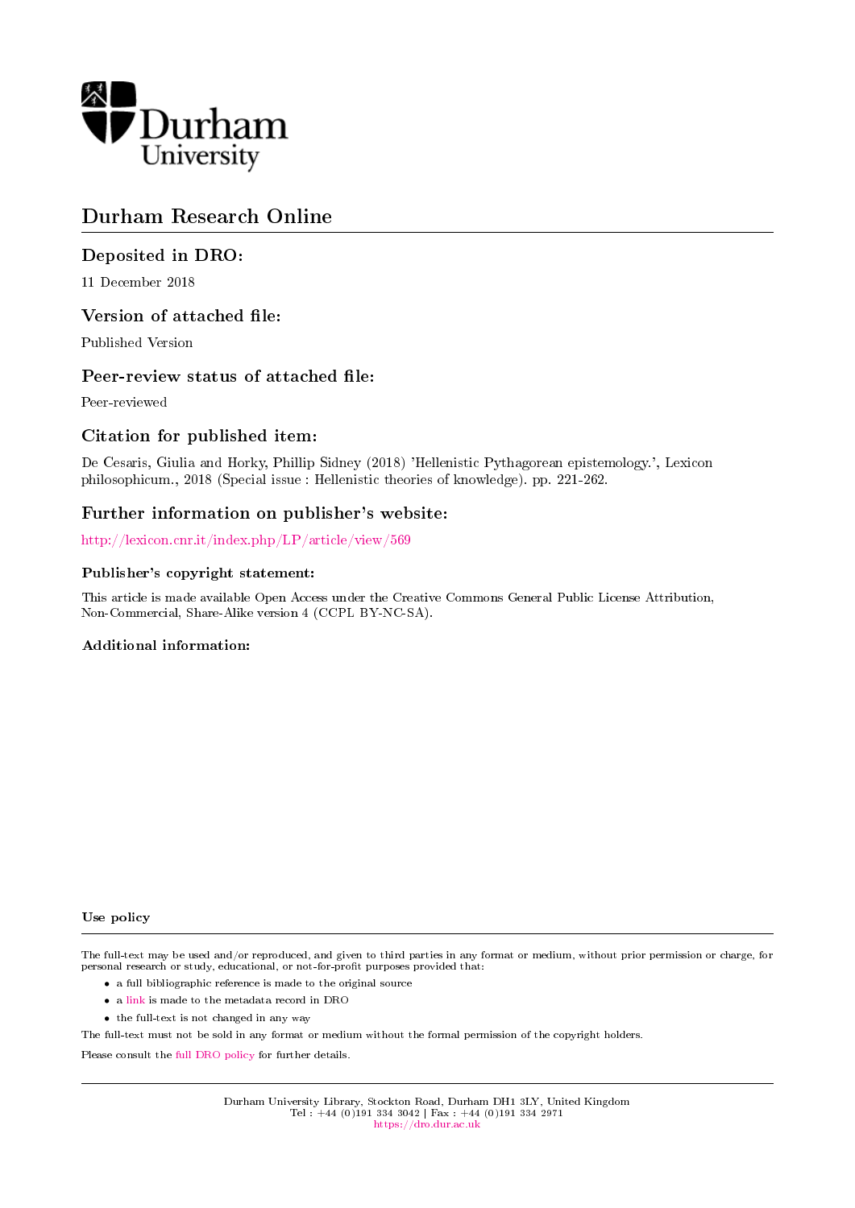Durham University

# Durham Research Online

## Deposited in DRO:

11 December 2018

## Version of attached file:

Published Version

## Peer-review status of attached file:

Peer-reviewed

## Citation for published item:

De Cesaris, Giulia and Horky, Phillip Sidney (2018) 'Hellenistic Pythagorean epistemology.', Lexicon philosophicum., 2018 (Special issue : Hellenistic theories of knowledge). pp. 221-262.

## Further information on publisher's website:

http://lexicon.cnr.it/index.php/LP/article/view/569

### Publisher's copyright statement:

This article is made available Open Access under the Creative Commons General Public License Attribution, Non-Commercial, Share-Alike version 4 (CCPL BY-NC-SA).

### Additional information:

### Use policy

The full-text may be used and/or reproduced, and given to third parties in any format or medium, without prior permission or charge, for personal research or study, educational, or not-for-profit purposes provided that:

- a full bibliographic reference is made to the original source
- a link is made to the metadata record in DRO
- the full-text is not changed in any way

The full-text must not be sold in any format or medium without the formal permission of the copyright holders.

Please consult the full DRO policy for further details.

Durham University Library, Stockton Road, Durham DH1 3LY, United Kingdom
Tel : +44 (0)191 334 3042 | Fax : +44 (0)191 334 2971
https://dro.dur.ac.uk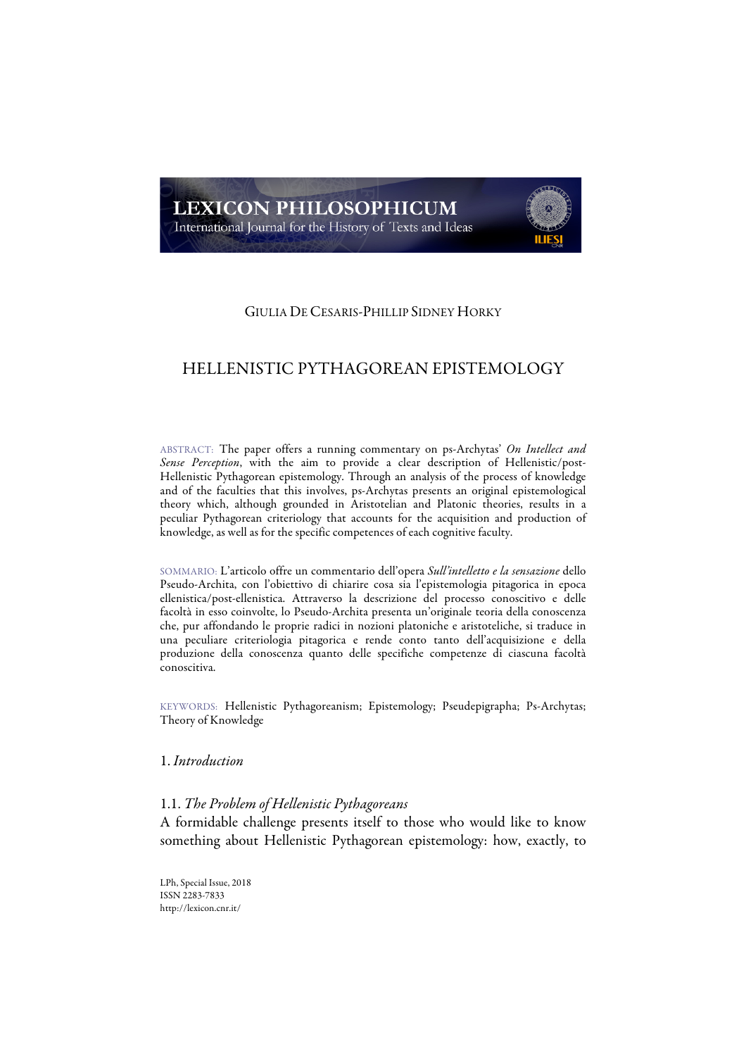LEXICON PHILOSOPHICUM
International Journal for the History of Texts and Ideas

GIULIA DE CESARIS-PHILLIP SIDNEY HORKY

# HELLENISTIC PYTHAGOREAN EPISTEMOLOGY

ABSTRACT: The paper offers a running commentary on ps-Archytas' *On Intellect and Sense Perception*, with the aim to provide a clear description of Hellenistic/post-Hellenistic Pythagorean epistemology. Through an analysis of the process of knowledge and of the faculties that this involves, ps-Archytas presents an original epistemological theory which, although grounded in Aristotelian and Platonic theories, results in a peculiar Pythagorean criteriology that accounts for the acquisition and production of knowledge, as well as for the specific competences of each cognitive faculty.

SOMMARIO: L'articolo offre un commentario dell'opera *Sull'intelletto e la sensazione* dello Pseudo-Archita, con l'obiettivo di chiarire cosa sia l'epistemologia pitagorica in epoca ellenistica/post-ellenistica. Attraverso la descrizione del processo conoscitivo e delle facoltà in esso coinvolte, lo Pseudo-Archita presenta un'originale teoria della conoscenza che, pur affondando le proprie radici in nozioni platoniche e aristoteliche, si traduce in una peculiare criteriologia pitagorica e rende conto tanto dell'acquisizione e della produzione della conoscenza quanto delle specifiche competenze di ciascuna facoltà conoscitiva.

KEYWORDS: Hellenistic Pythagoreanism; Epistemology; Pseudepigrapha; Ps-Archytas; Theory of Knowledge

## 1. *Introduction*

### 1.1. *The Problem of Hellenistic Pythagoreans*

A formidable challenge presents itself to those who would like to know something about Hellenistic Pythagorean epistemology: how, exactly, to

LPh, Special Issue, 2018
ISSN 2283-7833
http://lexicon.cnr.it/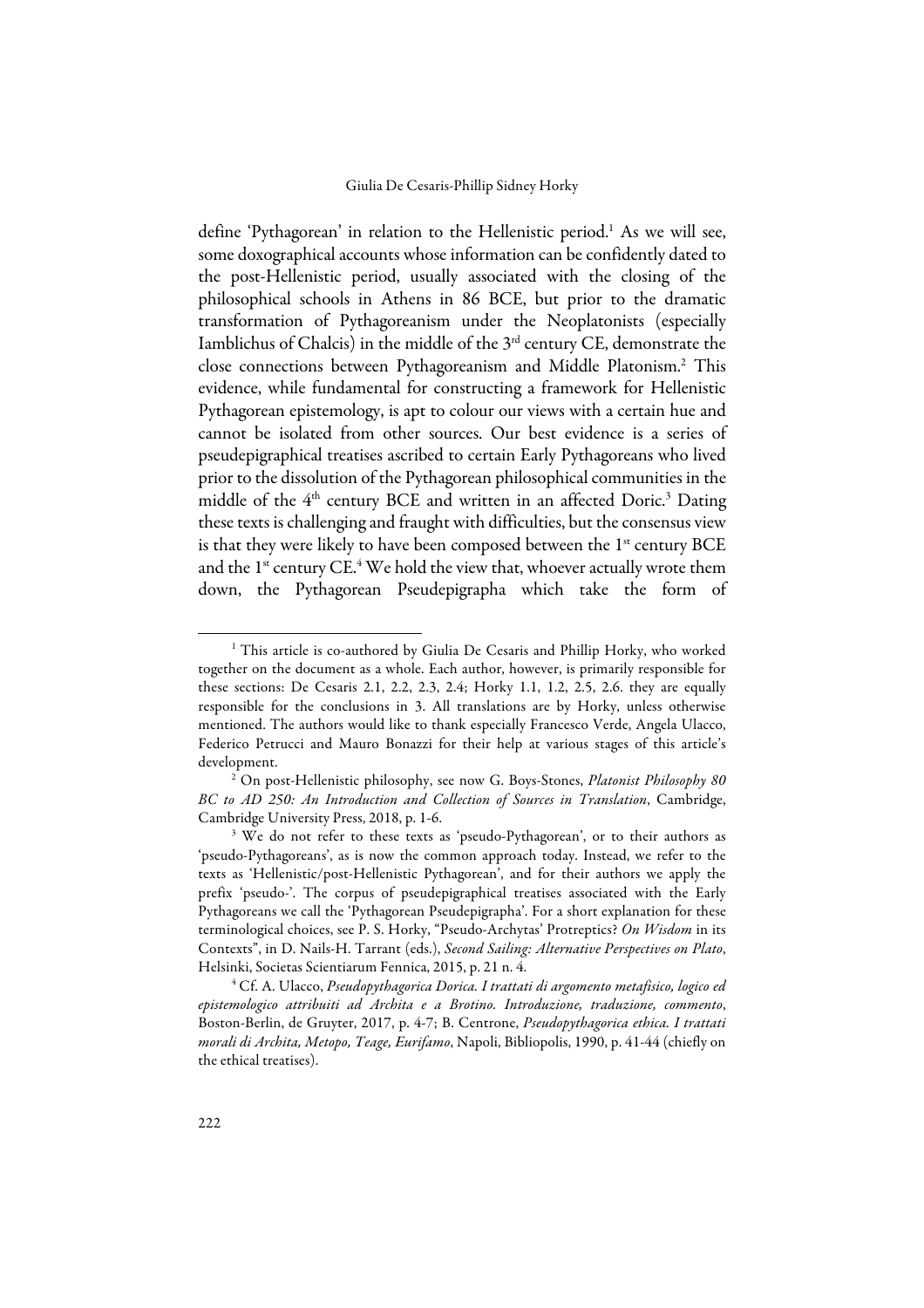define 'Pythagorean' in relation to the Hellenistic period.[1] As we will see, some doxographical accounts whose information can be confidently dated to the post-Hellenistic period, usually associated with the closing of the philosophical schools in Athens in 86 BCE, but prior to the dramatic transformation of Pythagoreanism under the Neoplatonists (especially Iamblichus of Chalcis) in the middle of the 3rd century CE, demonstrate the close connections between Pythagoreanism and Middle Platonism.[2] This evidence, while fundamental for constructing a framework for Hellenistic Pythagorean epistemology, is apt to colour our views with a certain hue and cannot be isolated from other sources. Our best evidence is a series of pseudepigraphical treatises ascribed to certain Early Pythagoreans who lived prior to the dissolution of the Pythagorean philosophical communities in the middle of the 4th century BCE and written in an affected Doric.[3] Dating these texts is challenging and fraught with difficulties, but the consensus view is that they were likely to have been composed between the 1st century BCE and the 1st century CE.[4] We hold the view that, whoever actually wrote them down, the Pythagorean Pseudepigrapha which take the form of

---

[1] This article is co-authored by Giulia De Cesaris and Phillip Horky, who worked together on the document as a whole. Each author, however, is primarily responsible for these sections: De Cesaris 2.1, 2.2, 2.3, 2.4; Horky 1.1, 1.2, 2.5, 2.6. they are equally responsible for the conclusions in 3. All translations are by Horky, unless otherwise mentioned. The authors would like to thank especially Francesco Verde, Angela Ulacco, Federico Petrucci and Mauro Bonazzi for their help at various stages of this article's development.

[2] On post-Hellenistic philosophy, see now G. Boys-Stones, *Platonist Philosophy 80 BC to AD 250: An Introduction and Collection of Sources in Translation*, Cambridge, Cambridge University Press, 2018, p. 1-6.

[3] We do not refer to these texts as 'pseudo-Pythagorean', or to their authors as 'pseudo-Pythagoreans', as is now the common approach today. Instead, we refer to the texts as 'Hellenistic/post-Hellenistic Pythagorean', and for their authors we apply the prefix 'pseudo-'. The corpus of pseudepigraphical treatises associated with the Early Pythagoreans we call the 'Pythagorean Pseudepigrapha'. For a short explanation for these terminological choices, see P. S. Horky, "Pseudo-Archytas' Protreptics? *On Wisdom* in its Contexts", in D. Nails-H. Tarrant (eds.), *Second Sailing: Alternative Perspectives on Plato*, Helsinki, Societas Scientiarum Fennica, 2015, p. 21 n. 4.

[4] Cf. A. Ulacco, *Pseudopythagorica Dorica. I trattati di argomento metafisico, logico ed epistemologico attribuiti ad Archita e a Brotino. Introduzione, traduzione, commento*, Boston-Berlin, de Gruyter, 2017, p. 4-7; B. Centrone, *Pseudopythagorica ethica. I trattati morali di Archita, Metopo, Teage, Eurifamo*, Napoli, Bibliopolis, 1990, p. 41-44 (chiefly on the ethical treatises).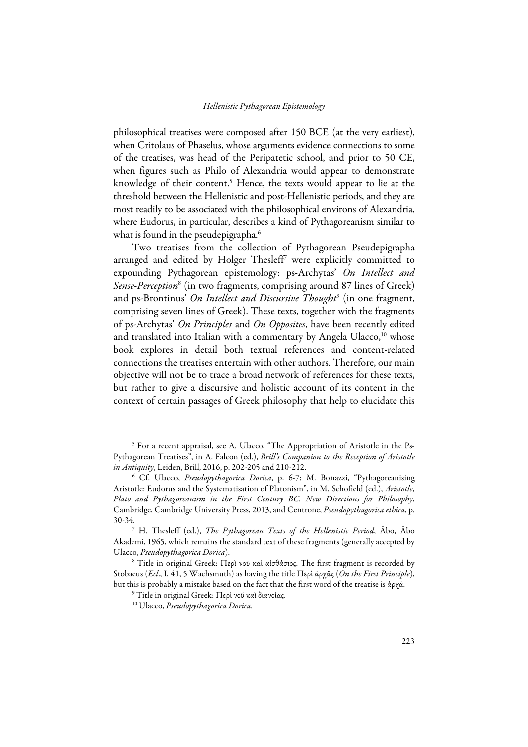philosophical treatises were composed after 150 BCE (at the very earliest), when Critolaus of Phaselus, whose arguments evidence connections to some of the treatises, was head of the Peripatetic school, and prior to 50 CE, when figures such as Philo of Alexandria would appear to demonstrate knowledge of their content.[5] Hence, the texts would appear to lie at the threshold between the Hellenistic and post-Hellenistic periods, and they are most readily to be associated with the philosophical environs of Alexandria, where Eudorus, in particular, describes a kind of Pythagoreanism similar to what is found in the pseudepigrapha.[6]

Two treatises from the collection of Pythagorean Pseudepigrapha arranged and edited by Holger Thesleff[7] were explicitly committed to expounding Pythagorean epistemology: ps-Archytas' *On Intellect and Sense-Perception*[8] (in two fragments, comprising around 87 lines of Greek) and ps-Brontinus' *On Intellect and Discursive Thought*[9] (in one fragment, comprising seven lines of Greek). These texts, together with the fragments of ps-Archytas' *On Principles* and *On Opposites*, have been recently edited and translated into Italian with a commentary by Angela Ulacco,[10] whose book explores in detail both textual references and content-related connections the treatises entertain with other authors. Therefore, our main objective will not be to trace a broad network of references for these texts, but rather to give a discursive and holistic account of its content in the context of certain passages of Greek philosophy that help to elucidate this

---

[5] For a recent appraisal, see A. Ulacco, "The Appropriation of Aristotle in the Ps-Pythagorean Treatises", in A. Falcon (ed.), *Brill's Companion to the Reception of Aristotle in Antiquity*, Leiden, Brill, 2016, p. 202-205 and 210-212.

[6] Cf. Ulacco, *Pseudopythagorica Dorica*, p. 6-7; M. Bonazzi, "Pythagoreanising Aristotle: Eudorus and the Systematisation of Platonism", in M. Schofield (ed.), *Aristotle, Plato and Pythagoreanism in the First Century BC. New Directions for Philosophy*, Cambridge, Cambridge University Press, 2013, and Centrone, *Pseudopythagorica ethica*, p. 30-34.

[7] H. Thesleff (ed.), *The Pythagorean Texts of the Hellenistic Period*, Åbo, Åbo Akademi, 1965, which remains the standard text of these fragments (generally accepted by Ulacco, *Pseudopythagorica Dorica*).

[8] Title in original Greek: Περὶ νοῦ καὶ αἰσθάσιος. The first fragment is recorded by Stobaeus (*Ecl*., I, 41, 5 Wachsmuth) as having the title Περὶ ἀρχᾶς (*On the First Principle*), but this is probably a mistake based on the fact that the first word of the treatise is ἀρχά.

[9] Title in original Greek: Περὶ νοῦ καὶ διανοίας.

[10] Ulacco, *Pseudopythagorica Dorica*.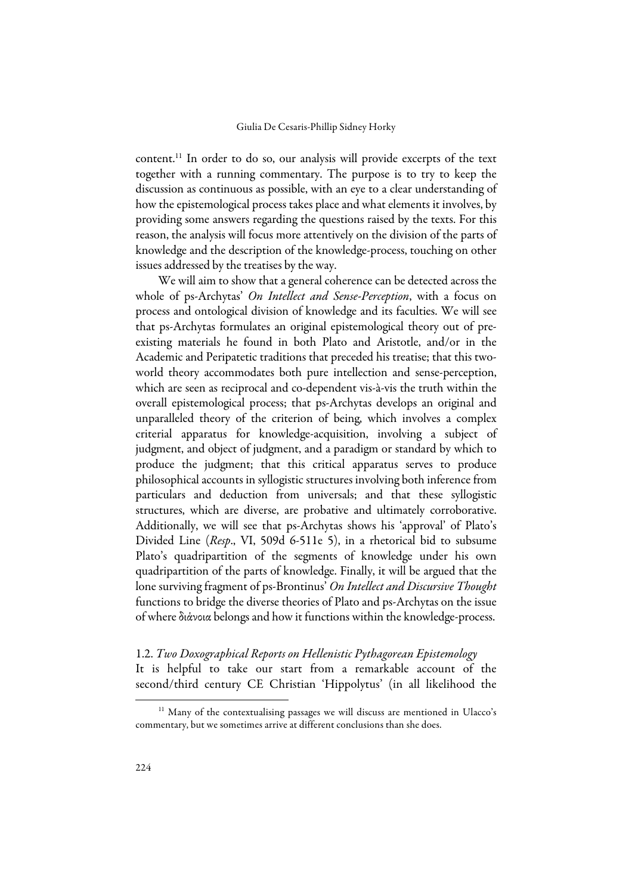content.[11] In order to do so, our analysis will provide excerpts of the text together with a running commentary. The purpose is to try to keep the discussion as continuous as possible, with an eye to a clear understanding of how the epistemological process takes place and what elements it involves, by providing some answers regarding the questions raised by the texts. For this reason, the analysis will focus more attentively on the division of the parts of knowledge and the description of the knowledge-process, touching on other issues addressed by the treatises by the way.

We will aim to show that a general coherence can be detected across the whole of ps-Archytas' *On Intellect and Sense-Perception*, with a focus on process and ontological division of knowledge and its faculties. We will see that ps-Archytas formulates an original epistemological theory out of pre-existing materials he found in both Plato and Aristotle, and/or in the Academic and Peripatetic traditions that preceded his treatise; that this two-world theory accommodates both pure intellection and sense-perception, which are seen as reciprocal and co-dependent vis-à-vis the truth within the overall epistemological process; that ps-Archytas develops an original and unparalleled theory of the criterion of being, which involves a complex criterial apparatus for knowledge-acquisition, involving a subject of judgment, and object of judgment, and a paradigm or standard by which to produce the judgment; that this critical apparatus serves to produce philosophical accounts in syllogistic structures involving both inference from particulars and deduction from universals; and that these syllogistic structures, which are diverse, are probative and ultimately corroborative. Additionally, we will see that ps-Archytas shows his 'approval' of Plato's Divided Line (*Resp*., VI, 509d 6-511e 5), in a rhetorical bid to subsume Plato's quadripartition of the segments of knowledge under his own quadripartition of the parts of knowledge. Finally, it will be argued that the lone surviving fragment of ps-Brontinus' *On Intellect and Discursive Thought* functions to bridge the diverse theories of Plato and ps-Archytas on the issue of where διάνοια belongs and how it functions within the knowledge-process.

## 1.2. *Two Doxographical Reports on Hellenistic Pythagorean Epistemology*

It is helpful to take our start from a remarkable account of the second/third century CE Christian 'Hippolytus' (in all likelihood the

[11] Many of the contextualising passages we will discuss are mentioned in Ulacco's commentary, but we sometimes arrive at different conclusions than she does.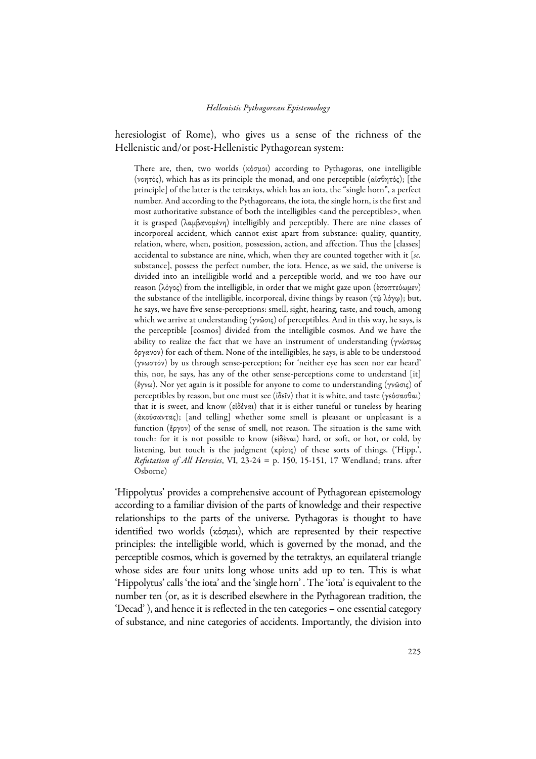heresiologist of Rome), who gives us a sense of the richness of the Hellenistic and/or post-Hellenistic Pythagorean system:

> There are, then, two worlds (κόσμοι) according to Pythagoras, one intelligible (νοητός), which has as its principle the monad, and one perceptible (αἰσθητός); [the principle] of the latter is the tetraktys, which has an iota, the "single horn", a perfect number. And according to the Pythagoreans, the iota, the single horn, is the first and most authoritative substance of both the intelligibles <and the perceptibles>, when it is grasped (λαμβανομένη) intelligibly and perceptibly. There are nine classes of incorporeal accident, which cannot exist apart from substance: quality, quantity, relation, where, when, position, possession, action, and affection. Thus the [classes] accidental to substance are nine, which, when they are counted together with it [*sc.* substance], possess the perfect number, the iota. Hence, as we said, the universe is divided into an intelligible world and a perceptible world, and we too have our reason (λόγος) from the intelligible, in order that we might gaze upon (ἐποπτεύωμεν) the substance of the intelligible, incorporeal, divine things by reason (τῷ λόγῳ); but, he says, we have five sense-perceptions: smell, sight, hearing, taste, and touch, among which we arrive at understanding (γνῶσις) of perceptibles. And in this way, he says, is the perceptible [cosmos] divided from the intelligible cosmos. And we have the ability to realize the fact that we have an instrument of understanding (γνώσεως ὄργανον) for each of them. None of the intelligibles, he says, is able to be understood (γνωστόν) by us through sense-perception; for 'neither eye has seen nor ear heard' this, nor, he says, has any of the other sense-perceptions come to understand [it] (ἔγνω). Nor yet again is it possible for anyone to come to understanding (γνῶσις) of perceptibles by reason, but one must see (ἰδεῖν) that it is white, and taste (γεύσασθαι) that it is sweet, and know (εἰδέναι) that it is either tuneful or tuneless by hearing (ἀκούσαντας); [and telling] whether some smell is pleasant or unpleasant is a function (ἔργον) of the sense of smell, not reason. The situation is the same with touch: for it is not possible to know (εἰδέναι) hard, or soft, or hot, or cold, by listening, but touch is the judgment (κρίσις) of these sorts of things. ('Hipp.', *Refutation of All Heresies*, VI, 23-24 = p. 150, 15-151, 17 Wendland; trans. after Osborne)

'Hippolytus' provides a comprehensive account of Pythagorean epistemology according to a familiar division of the parts of knowledge and their respective relationships to the parts of the universe. Pythagoras is thought to have identified two worlds (κόσμοι), which are represented by their respective principles: the intelligible world, which is governed by the monad, and the perceptible cosmos, which is governed by the tetraktys, an equilateral triangle whose sides are four units long whose units add up to ten. This is what 'Hippolytus' calls 'the iota' and the 'single horn'. The 'iota' is equivalent to the number ten (or, as it is described elsewhere in the Pythagorean tradition, the 'Decad'), and hence it is reflected in the ten categories – one essential category of substance, and nine categories of accidents. Importantly, the division into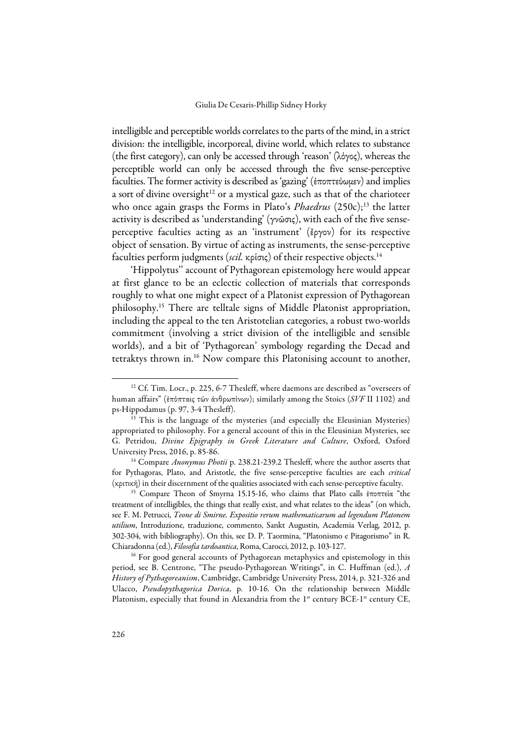intelligible and perceptible worlds correlates to the parts of the mind, in a strict division: the intelligible, incorporeal, divine world, which relates to substance (the first category), can only be accessed through 'reason' (λόγος), whereas the perceptible world can only be accessed through the five sense-perceptive faculties. The former activity is described as 'gazing' (ἐποπτεύωμεν) and implies a sort of divine oversight[12] or a mystical gaze, such as that of the charioteer who once again grasps the Forms in Plato's *Phaedrus* (250c);[13] the latter activity is described as 'understanding' (γνῶσις), with each of the five sense-perceptive faculties acting as an 'instrument' (ἔργον) for its respective object of sensation. By virtue of acting as instruments, the sense-perceptive faculties perform judgments (*scil.* κρίσις) of their respective objects.[14]

'Hippolytus'' account of Pythagorean epistemology here would appear at first glance to be an eclectic collection of materials that corresponds roughly to what one might expect of a Platonist expression of Pythagorean philosophy.[15] There are telltale signs of Middle Platonist appropriation, including the appeal to the ten Aristotelian categories, a robust two-worlds commitment (involving a strict division of the intelligible and sensible worlds), and a bit of 'Pythagorean' symbology regarding the Decad and tetraktys thrown in.[16] Now compare this Platonising account to another,

---

[12] Cf. Tim. Locr., p. 225, 6-7 Thesleff, where daemons are described as "overseers of human affairs" (ἐπόπταις τῶν ἀνθρωπίνων); similarly among the Stoics (*SVF* II 1102) and ps-Hippodamus (p. 97, 3-4 Thesleff).

[13] This is the language of the mysteries (and especially the Eleusinian Mysteries) appropriated to philosophy. For a general account of this in the Eleusinian Mysteries, see G. Petridou, *Divine Epigraphy in Greek Literature and Culture*, Oxford, Oxford University Press, 2016, p. 85-86.

[14] Compare *Anonymus Photii* p. 238.21-239.2 Thesleff, where the author asserts that for Pythagoras, Plato, and Aristotle, the five sense-perceptive faculties are each *critical* (κριτική) in their discernment of the qualities associated with each sense-perceptive faculty.

[15] Compare Theon of Smyrna 15.15-16, who claims that Plato calls ἐποπτεία "the treatment of intelligibles, the things that really exist, and what relates to the ideas" (on which, see F. M. Petrucci, *Teone di Smirne. Expositio rerum mathematicarum ad legendum Platonem utilium*, Introduzione, traduzione, commento, Sankt Augustin, Academia Verlag, 2012, p. 302-304, with bibliography). On this, see D. P. Taormina, "Platonismo e Pitagorismo" in R. Chiaradonna (ed.), *Filosofia tardoantica*, Roma, Carocci, 2012, p. 103-127.

[16] For good general accounts of Pythagorean metaphysics and epistemology in this period, see B. Centrone, "The pseudo-Pythagorean Writings", in C. Huffman (ed.), *A History of Pythagoreanism*, Cambridge, Cambridge University Press, 2014, p. 321-326 and Ulacco, *Pseudopythagorica Dorica*, p. 10-16. On the relationship between Middle Platonism, especially that found in Alexandria from the 1st century BCE-1st century CE,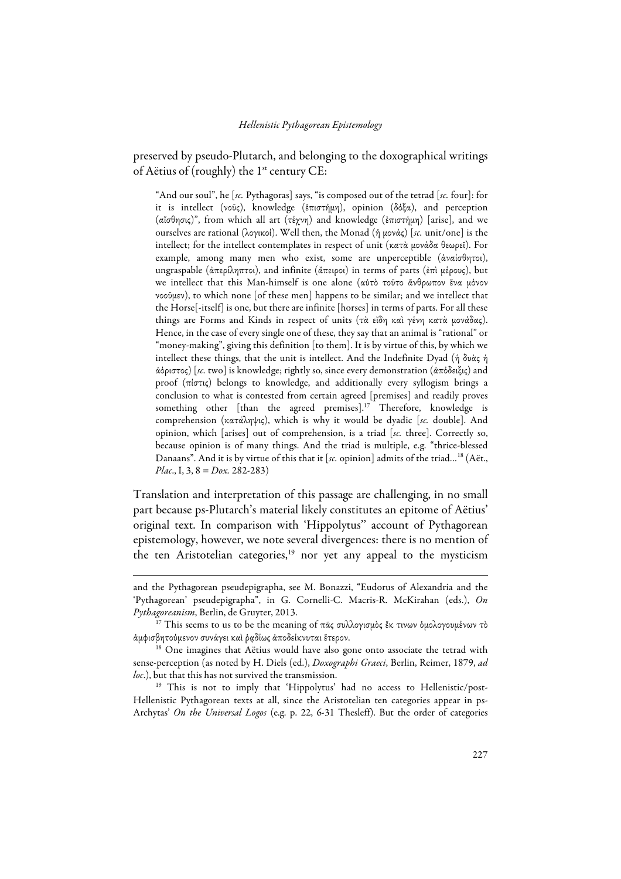preserved by pseudo-Plutarch, and belonging to the doxographical writings of Aëtius of (roughly) the 1st century CE:

> "And our soul", he [*sc.* Pythagoras] says, "is composed out of the tetrad [*sc.* four]: for it is intellect (νοῦς), knowledge (ἐπιστήμη), opinion (δόξα), and perception (αἴσθησις)", from which all art (τέχνη) and knowledge (ἐπιστήμη) [arise], and we ourselves are rational (λογικοί). Well then, the Monad (ἡ μονάς) [*sc.* unit/one] is the intellect; for the intellect contemplates in respect of unit (κατὰ μονάδα θεωρεῖ). For example, among many men who exist, some are unperceptible (ἀναίσθητοι), ungraspable (ἀπερίληπτοι), and infinite (ἄπειροι) in terms of parts (ἐπὶ μέρους), but we intellect that this Man-himself is one alone (αὐτὸ τοῦτο ἄνθρωπον ἕνα μόνον νοοῦμεν), to which none [of these men] happens to be similar; and we intellect that the Horse[-itself] is one, but there are infinite [horses] in terms of parts. For all these things are Forms and Kinds in respect of units (τὰ εἴδη καὶ γένη κατὰ μονάδας). Hence, in the case of every single one of these, they say that an animal is "rational" or "money-making", giving this definition [to them]. It is by virtue of this, by which we intellect these things, that the unit is intellect. And the Indefinite Dyad (ἡ δυὰς ἡ ἀόριστος) [*sc.* two] is knowledge; rightly so, since every demonstration (ἀπόδειξις) and proof (πίστις) belongs to knowledge, and additionally every syllogism brings a conclusion to what is contested from certain agreed [premises] and readily proves something other [than the agreed premises].[17] Therefore, knowledge is comprehension (κατάληψις), which is why it would be dyadic [*sc.* double]. And opinion, which [arises] out of comprehension, is a triad [*sc.* three]. Correctly so, because opinion is of many things. And the triad is multiple, e.g. "thrice-blessed Danaans". And it is by virtue of this that it [*sc.* opinion] admits of the triad...[18] (Aët., *Plac.*, I, 3, 8 = *Dox.* 282-283)

Translation and interpretation of this passage are challenging, in no small part because ps-Plutarch's material likely constitutes an epitome of Aëtius' original text. In comparison with 'Hippolytus'' account of Pythagorean epistemology, however, we note several divergences: there is no mention of the ten Aristotelian categories,[19] nor yet any appeal to the mysticism

---

and the Pythagorean pseudepigrapha, see M. Bonazzi, "Eudorus of Alexandria and the 'Pythagorean' pseudepigrapha", in G. Cornelli-C. Macris-R. McKirahan (eds.), *On Pythagoreanism*, Berlin, de Gruyter, 2013.

[17] This seems to us to be the meaning of πᾶς συλλογισμὸς ἔκ τινων ὁμολογουμένων τὸ ἀμφισβητούμενον συνάγει καὶ ῥᾳδίως ἀποδείκνυται ἕτερον.

[18] One imagines that Aëtius would have also gone onto associate the tetrad with sense-perception (as noted by H. Diels (ed.), *Doxographi Graeci*, Berlin, Reimer, 1879, *ad loc.*), but that this has not survived the transmission.

[19] This is not to imply that 'Hippolytus' had no access to Hellenistic/post-Hellenistic Pythagorean texts at all, since the Aristotelian ten categories appear in ps-Archytas' *On the Universal Logos* (e.g. p. 22, 6-31 Thesleff). But the order of categories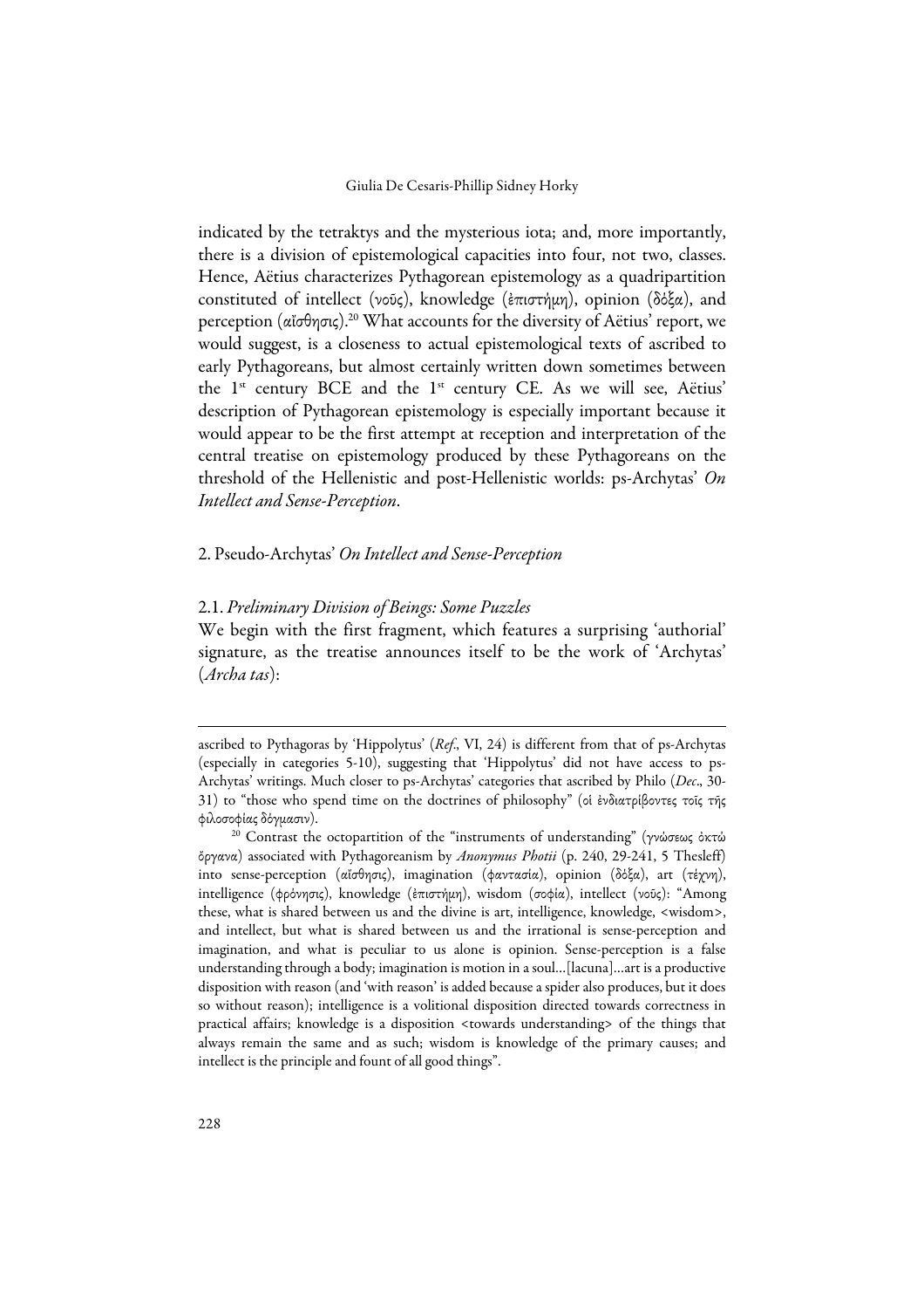indicated by the tetraktys and the mysterious iota; and, more importantly, there is a division of epistemological capacities into four, not two, classes. Hence, Aëtius characterizes Pythagorean epistemology as a quadripartition constituted of intellect (νοῦς), knowledge (ἐπιστήμη), opinion (δόξα), and perception (αἴσθησις).[20] What accounts for the diversity of Aëtius' report, we would suggest, is a closeness to actual epistemological texts of ascribed to early Pythagoreans, but almost certainly written down sometimes between the 1st century BCE and the 1st century CE. As we will see, Aëtius' description of Pythagorean epistemology is especially important because it would appear to be the first attempt at reception and interpretation of the central treatise on epistemology produced by these Pythagoreans on the threshold of the Hellenistic and post-Hellenistic worlds: ps-Archytas' *On Intellect and Sense-Perception*.

## 2. Pseudo-Archytas' *On Intellect and Sense-Perception*

### 2.1. *Preliminary Division of Beings: Some Puzzles*

We begin with the first fragment, which features a surprising 'authorial' signature, as the treatise announces itself to be the work of 'Archytas' (*Archa tas*):

---

ascribed to Pythagoras by 'Hippolytus' (*Ref*., VI, 24) is different from that of ps-Archytas (especially in categories 5-10), suggesting that 'Hippolytus' did not have access to ps-Archytas' writings. Much closer to ps-Archytas' categories that ascribed by Philo (*Dec*., 30-31) to "those who spend time on the doctrines of philosophy" (οἱ ἐνδιατρίβοντες τοῖς τῆς φιλοσοφίας δόγμασιν).

[20] Contrast the octopartition of the "instruments of understanding" (γνώσεως ὀκτὼ ὄργανα) associated with Pythagoreanism by *Anonymus Photii* (p. 240, 29-241, 5 Thesleff) into sense-perception (αἴσθησις), imagination (φαντασία), opinion (δόξα), art (τέχνη), intelligence (φρόνησις), knowledge (ἐπιστήμη), wisdom (σοφία), intellect (νοῦς): "Among these, what is shared between us and the divine is art, intelligence, knowledge, <wisdom>, and intellect, but what is shared between us and the irrational is sense-perception and imagination, and what is peculiar to us alone is opinion. Sense-perception is a false understanding through a body; imagination is motion in a soul…[lacuna]…art is a productive disposition with reason (and 'with reason' is added because a spider also produces, but it does so without reason); intelligence is a volitional disposition directed towards correctness in practical affairs; knowledge is a disposition <towards understanding> of the things that always remain the same and as such; wisdom is knowledge of the primary causes; and intellect is the principle and fount of all good things".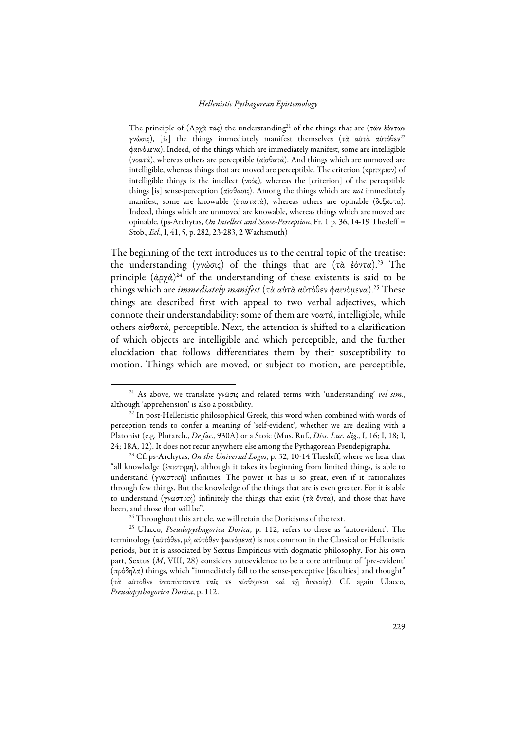The principle of (Ἀρχὰ τᾶς) the understanding[21] of the things that are (τῶν ἐόντων γνώσις), [is] the things immediately manifest themselves (τὰ αὐτὰ αὐτόθεν[22] φαινόμενα). Indeed, of the things which are immediately manifest, some are intelligible (νοατά), whereas others are perceptible (αἰσθατά). And things which are unmoved are intelligible, whereas things that are moved are perceptible. The criterion (κριτήριον) of intelligible things is the intellect (νοός), whereas the [criterion] of the perceptible things [is] sense-perception (αἴσθασις). Among the things which are *not* immediately manifest, some are knowable (ἐπιστατά), whereas others are opinable (δοξαστά). Indeed, things which are unmoved are knowable, whereas things which are moved are opinable. (ps-Archytas, *On Intellect and Sense-Perception*, Fr. 1 p. 36, 14-19 Thesleff = Stob., *Ecl*., I, 41, 5, p. 282, 23-283, 2 Wachsmuth)

The beginning of the text introduces us to the central topic of the treatise: the understanding (γνώσις) of the things that are (τὰ ἐόντα).[23] The principle (ἀρχά)[24] of the understanding of these existents is said to be things which are *immediately manifest* (τὰ αὐτὰ αὐτόθεν φαινόμενα).[25] These things are described first with appeal to two verbal adjectives, which connote their understandability: some of them are νοατά, intelligible, while others αἰσθατά, perceptible. Next, the attention is shifted to a clarification of which objects are intelligible and which perceptible, and the further elucidation that follows differentiates them by their susceptibility to motion. Things which are moved, or subject to motion, are perceptible,

---

[21] As above, we translate γνῶσις and related terms with 'understanding' *vel sim*., although 'apprehension' is also a possibility.

[22] In post-Hellenistic philosophical Greek, this word when combined with words of perception tends to confer a meaning of 'self-evident', whether we are dealing with a Platonist (e.g. Plutarch., *De fac*., 930A) or a Stoic (Mus. Ruf., *Diss. Luc. dig*., I, 16; I, 18; I, 24; 18A, 12). It does not recur anywhere else among the Pythagorean Pseudepigrapha.

[23] Cf. ps-Archytas, *On the Universal Logos*, p. 32, 10-14 Thesleff, where we hear that "all knowledge (ἐπιστήμη), although it takes its beginning from limited things, is able to understand (γνωστική) infinities. The power it has is so great, even if it rationalizes through few things. But the knowledge of the things that are is even greater. For it is able to understand (γνωστική) infinitely the things that exist (τὰ ὄντα), and those that have been, and those that will be".

[24] Throughout this article, we will retain the Doricisms of the text.

[25] Ulacco, *Pseudopythagorica Dorica*, p. 112, refers to these as 'autoevident'. The terminology (αὐτόθεν, μὴ αὐτόθεν φαινόμενα) is not common in the Classical or Hellenistic periods, but it is associated by Sextus Empiricus with dogmatic philosophy. For his own part, Sextus (*M*, VIII, 28) considers autoevidence to be a core attribute of 'pre-evident' (πρόδηλα) things, which "immediately fall to the sense-perceptive [faculties] and thought" (τὰ αὐτόθεν ὑποπίπτοντα ταῖς τε αἰσθήσεσι καὶ τῇ διανοίᾳ). Cf. again Ulacco, *Pseudopythagorica Dorica*, p. 112.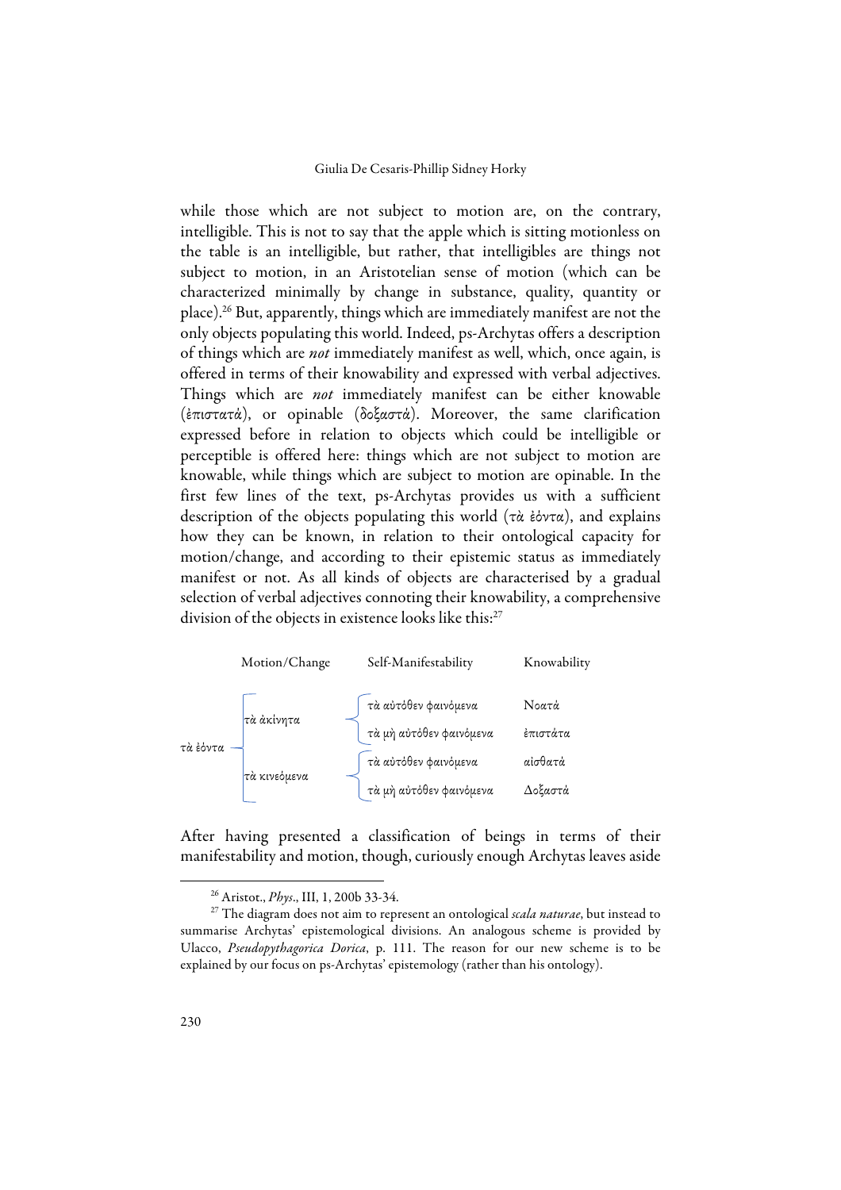while those which are not subject to motion are, on the contrary, intelligible. This is not to say that the apple which is sitting motionless on the table is an intelligible, but rather, that intelligibles are things not subject to motion, in an Aristotelian sense of motion (which can be characterized minimally by change in substance, quality, quantity or place).[26] But, apparently, things which are immediately manifest are not the only objects populating this world. Indeed, ps-Archytas offers a description of things which are *not* immediately manifest as well, which, once again, is offered in terms of their knowability and expressed with verbal adjectives. Things which are *not* immediately manifest can be either knowable (ἐπιστατά), or opinable (δοξαστά). Moreover, the same clarification expressed before in relation to objects which could be intelligible or perceptible is offered here: things which are not subject to motion are knowable, while things which are subject to motion are opinable. In the first few lines of the text, ps-Archytas provides us with a sufficient description of the objects populating this world (τὰ ἐόντα), and explains how they can be known, in relation to their ontological capacity for motion/change, and according to their epistemic status as immediately manifest or not. As all kinds of objects are characterised by a gradual selection of verbal adjectives connoting their knowability, a comprehensive division of the objects in existence looks like this:[27]

| | Motion/Change | Self-Manifestability | Knowability |
|---|---|---|---|
| τὰ ἐόντα | τὰ ἀκίνητα | τὰ αὐτόθεν φαινόμενα | Νοατά |
| | | τὰ μὴ αὐτόθεν φαινόμενα | ἐπιστάτα |
| | τὰ κινεόμενα | τὰ αὐτόθεν φαινόμενα | αἰσθατά |
| | | τὰ μὴ αὐτόθεν φαινόμενα | Δοξαστά |

After having presented a classification of beings in terms of their manifestability and motion, though, curiously enough Archytas leaves aside

[26] Aristot., *Phys.*, III, 1, 200b 33-34.

[27] The diagram does not aim to represent an ontological *scala naturae*, but instead to summarise Archytas' epistemological divisions. An analogous scheme is provided by Ulacco, *Pseudopythagorica Dorica*, p. 111. The reason for our new scheme is to be explained by our focus on ps-Archytas' epistemology (rather than his ontology).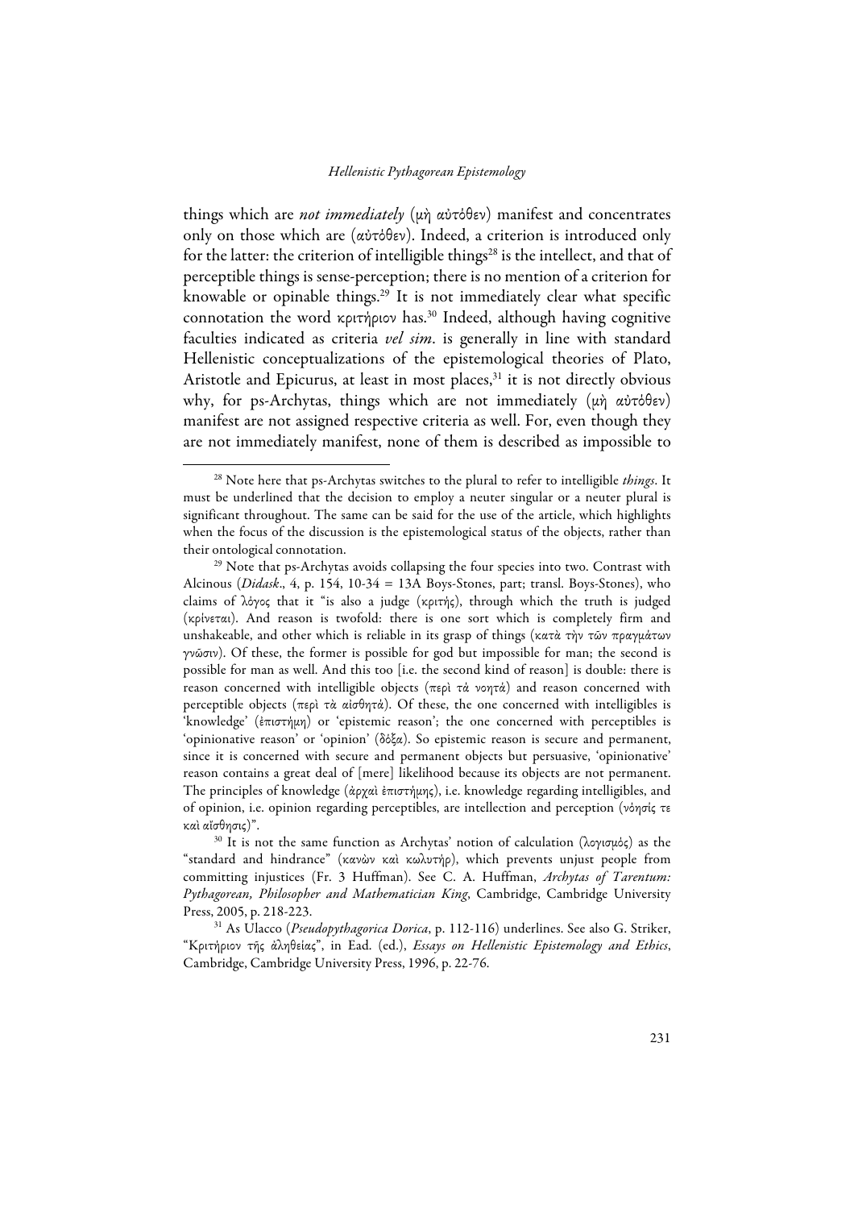things which are *not immediately* (μὴ αὐτόθεν) manifest and concentrates only on those which are (αὐτόθεν). Indeed, a criterion is introduced only for the latter: the criterion of intelligible things[28] is the intellect, and that of perceptible things is sense-perception; there is no mention of a criterion for knowable or opinable things.[29] It is not immediately clear what specific connotation the word κριτήριον has.[30] Indeed, although having cognitive faculties indicated as criteria *vel sim*. is generally in line with standard Hellenistic conceptualizations of the epistemological theories of Plato, Aristotle and Epicurus, at least in most places,[31] it is not directly obvious why, for ps-Archytas, things which are not immediately (μὴ αὐτόθεν) manifest are not assigned respective criteria as well. For, even though they are not immediately manifest, none of them is described as impossible to

[28] Note here that ps-Archytas switches to the plural to refer to intelligible *things*. It must be underlined that the decision to employ a neuter singular or a neuter plural is significant throughout. The same can be said for the use of the article, which highlights when the focus of the discussion is the epistemological status of the objects, rather than their ontological connotation.

[29] Note that ps-Archytas avoids collapsing the four species into two. Contrast with Alcinous (*Didask*., 4, p. 154, 10-34 = 13A Boys-Stones, part; transl. Boys-Stones), who claims of λόγος that it "is also a judge (κριτής), through which the truth is judged (κρίνεται). And reason is twofold: there is one sort which is completely firm and unshakeable, and other which is reliable in its grasp of things (κατὰ τὴν τῶν πραγμάτων γνῶσιν). Of these, the former is possible for god but impossible for man; the second is possible for man as well. And this too [i.e. the second kind of reason] is double: there is reason concerned with intelligible objects (περὶ τὰ νοητά) and reason concerned with perceptible objects (περὶ τὰ αἰσθητά). Of these, the one concerned with intelligibles is 'knowledge' (ἐπιστήμη) or 'epistemic reason'; the one concerned with perceptibles is 'opinionative reason' or 'opinion' (δόξα). So epistemic reason is secure and permanent, since it is concerned with secure and permanent objects but persuasive, 'opinionative' reason contains a great deal of [mere] likelihood because its objects are not permanent. The principles of knowledge (ἀρχαὶ ἐπιστήμης), i.e. knowledge regarding intelligibles, and of opinion, i.e. opinion regarding perceptibles, are intellection and perception (νόησίς τε καὶ αἴσθησις)".

[30] It is not the same function as Archytas' notion of calculation (λογισμός) as the "standard and hindrance" (κανὼν καὶ κωλυτήρ), which prevents unjust people from committing injustices (Fr. 3 Huffman). See C. A. Huffman, *Archytas of Tarentum: Pythagorean, Philosopher and Mathematician King*, Cambridge, Cambridge University Press, 2005, p. 218-223.

[31] As Ulacco (*Pseudopythagorica Dorica*, p. 112-116) underlines. See also G. Striker, "Κριτήριον τῆς ἀληθείας", in Ead. (ed.), *Essays on Hellenistic Epistemology and Ethics*, Cambridge, Cambridge University Press, 1996, p. 22-76.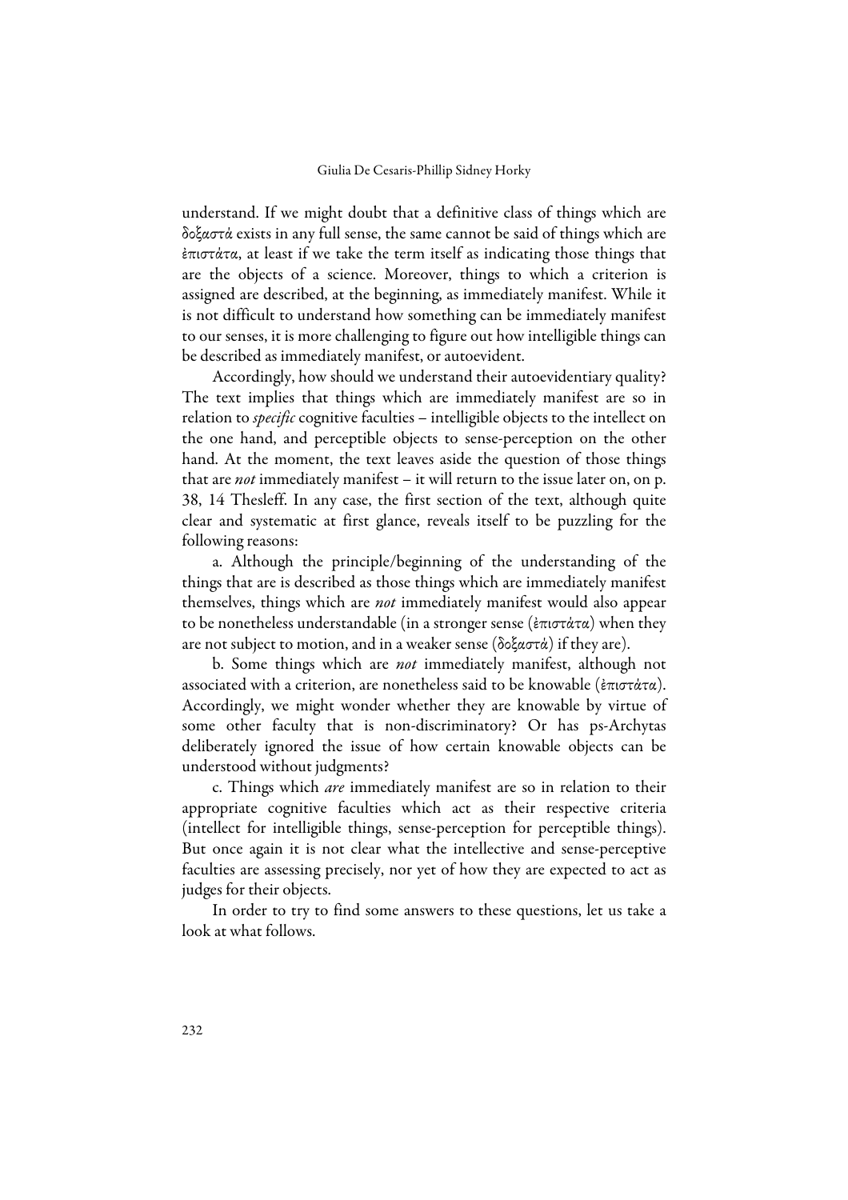understand. If we might doubt that a definitive class of things which are δοξαστά exists in any full sense, the same cannot be said of things which are ἐπιστάτα, at least if we take the term itself as indicating those things that are the objects of a science. Moreover, things to which a criterion is assigned are described, at the beginning, as immediately manifest. While it is not difficult to understand how something can be immediately manifest to our senses, it is more challenging to figure out how intelligible things can be described as immediately manifest, or autoevident.

Accordingly, how should we understand their autoevidentiary quality? The text implies that things which are immediately manifest are so in relation to *specific* cognitive faculties – intelligible objects to the intellect on the one hand, and perceptible objects to sense-perception on the other hand. At the moment, the text leaves aside the question of those things that are *not* immediately manifest – it will return to the issue later on, on p. 38, 14 Thesleff. In any case, the first section of the text, although quite clear and systematic at first glance, reveals itself to be puzzling for the following reasons:

a. Although the principle/beginning of the understanding of the things that are is described as those things which are immediately manifest themselves, things which are *not* immediately manifest would also appear to be nonetheless understandable (in a stronger sense (ἐπιστάτα) when they are not subject to motion, and in a weaker sense (δοξαστά) if they are).

b. Some things which are *not* immediately manifest, although not associated with a criterion, are nonetheless said to be knowable (ἐπιστάτα). Accordingly, we might wonder whether they are knowable by virtue of some other faculty that is non-discriminatory? Or has ps-Archytas deliberately ignored the issue of how certain knowable objects can be understood without judgments?

c. Things which *are* immediately manifest are so in relation to their appropriate cognitive faculties which act as their respective criteria (intellect for intelligible things, sense-perception for perceptible things). But once again it is not clear what the intellective and sense-perceptive faculties are assessing precisely, nor yet of how they are expected to act as judges for their objects.

In order to try to find some answers to these questions, let us take a look at what follows.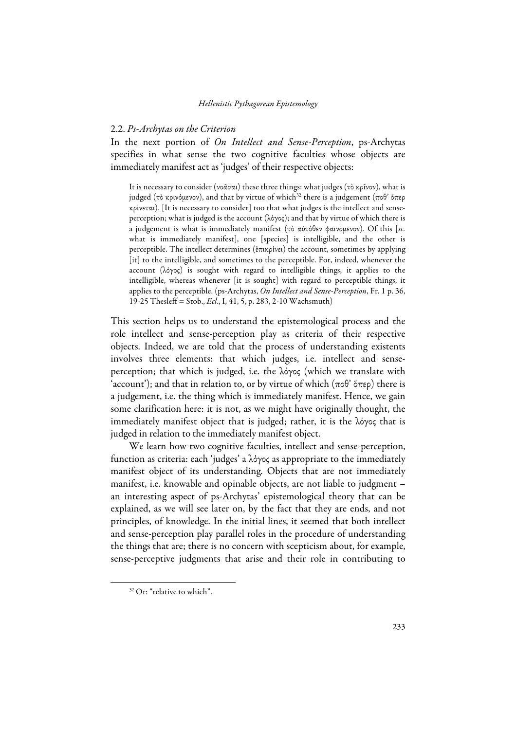## 2.2. *Ps-Archytas on the Criterion*

In the next portion of *On Intellect and Sense-Perception*, ps-Archytas specifies in what sense the two cognitive faculties whose objects are immediately manifest act as 'judges' of their respective objects:

> It is necessary to consider (νοᾶσαι) these three things: what judges (τὸ κρῖνον), what is judged (τὸ κρινόμενον), and that by virtue of which[32] there is a judgement (ποθ' ὅπερ κρίνεται). [It is necessary to consider] too that what judges is the intellect and sense-perception; what is judged is the account (λόγος); and that by virtue of which there is a judgement is what is immediately manifest (τὸ αὐτόθεν φαινόμενον). Of this [*sc.* what is immediately manifest], one [species] is intelligible, and the other is perceptible. The intellect determines (ἐπικρίνει) the account, sometimes by applying [it] to the intelligible, and sometimes to the perceptible. For, indeed, whenever the account (λόγος) is sought with regard to intelligible things, it applies to the intelligible, whereas whenever [it is sought] with regard to perceptible things, it applies to the perceptible. (ps-Archytas, *On Intellect and Sense-Perception*, Fr. 1 p. 36, 19-25 Thesleff = Stob., *Ecl.*, I, 41, 5, p. 283, 2-10 Wachsmuth)

This section helps us to understand the epistemological process and the role intellect and sense-perception play as criteria of their respective objects. Indeed, we are told that the process of understanding existents involves three elements: that which judges, i.e. intellect and sense-perception; that which is judged, i.e. the λόγος (which we translate with 'account'); and that in relation to, or by virtue of which (ποθ' ὅπερ) there is a judgement, i.e. the thing which is immediately manifest. Hence, we gain some clarification here: it is not, as we might have originally thought, the immediately manifest object that is judged; rather, it is the λόγος that is judged in relation to the immediately manifest object.

We learn how two cognitive faculties, intellect and sense-perception, function as criteria: each 'judges' a λόγος as appropriate to the immediately manifest object of its understanding. Objects that are not immediately manifest, i.e. knowable and opinable objects, are not liable to judgment – an interesting aspect of ps-Archytas' epistemological theory that can be explained, as we will see later on, by the fact that they are ends, and not principles, of knowledge. In the initial lines, it seemed that both intellect and sense-perception play parallel roles in the procedure of understanding the things that are; there is no concern with scepticism about, for example, sense-perceptive judgments that arise and their role in contributing to

[32] Or: "relative to which".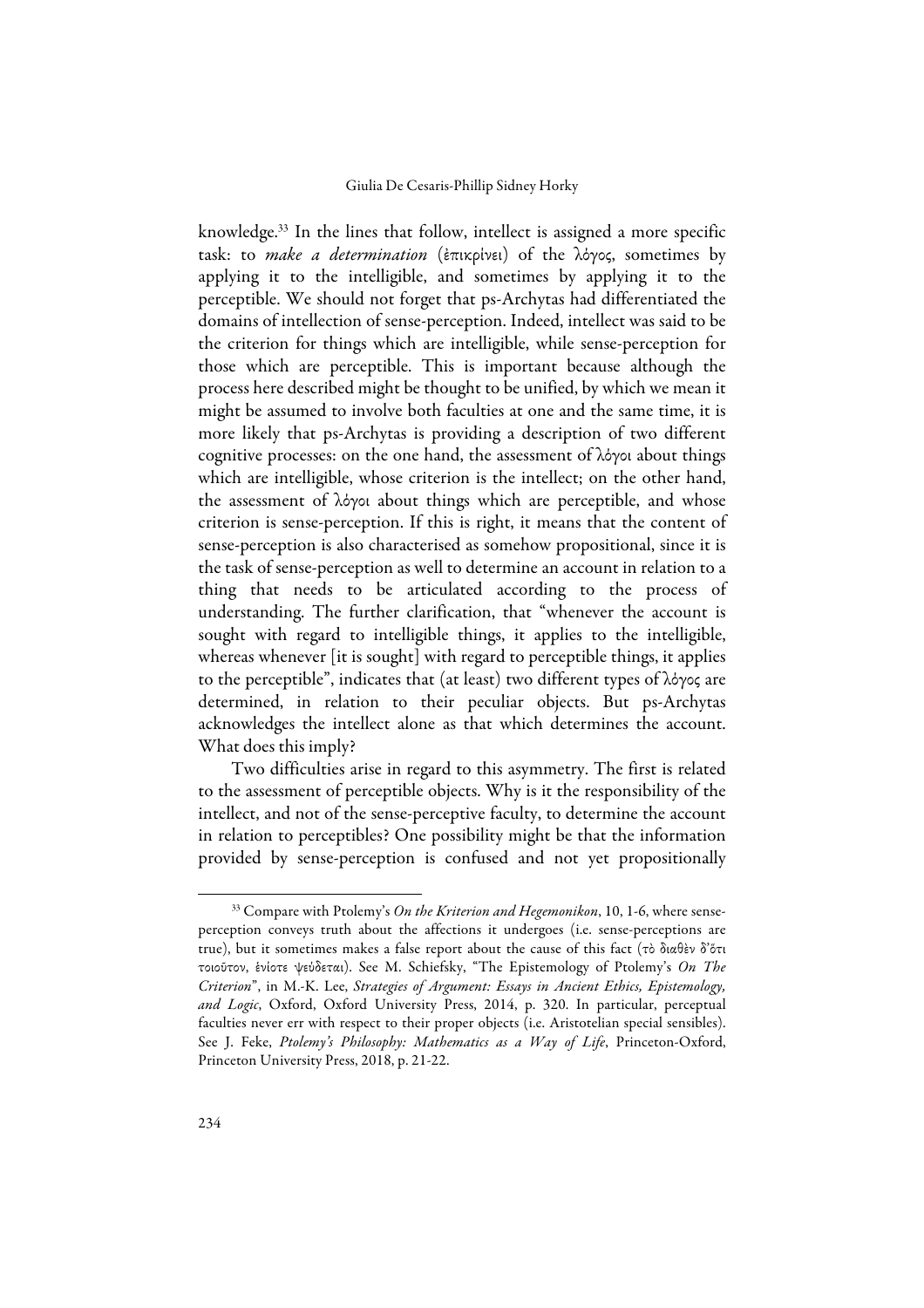knowledge.[33] In the lines that follow, intellect is assigned a more specific task: to *make a determination* (ἐπικρίνει) of the λόγος, sometimes by applying it to the intelligible, and sometimes by applying it to the perceptible. We should not forget that ps-Archytas had differentiated the domains of intellection of sense-perception. Indeed, intellect was said to be the criterion for things which are intelligible, while sense-perception for those which are perceptible. This is important because although the process here described might be thought to be unified, by which we mean it might be assumed to involve both faculties at one and the same time, it is more likely that ps-Archytas is providing a description of two different cognitive processes: on the one hand, the assessment of λόγοι about things which are intelligible, whose criterion is the intellect; on the other hand, the assessment of λόγοι about things which are perceptible, and whose criterion is sense-perception. If this is right, it means that the content of sense-perception is also characterised as somehow propositional, since it is the task of sense-perception as well to determine an account in relation to a thing that needs to be articulated according to the process of understanding. The further clarification, that "whenever the account is sought with regard to intelligible things, it applies to the intelligible, whereas whenever [it is sought] with regard to perceptible things, it applies to the perceptible", indicates that (at least) two different types of λόγος are determined, in relation to their peculiar objects. But ps-Archytas acknowledges the intellect alone as that which determines the account. What does this imply?

Two difficulties arise in regard to this asymmetry. The first is related to the assessment of perceptible objects. Why is it the responsibility of the intellect, and not of the sense-perceptive faculty, to determine the account in relation to perceptibles? One possibility might be that the information provided by sense-perception is confused and not yet propositionally

---

[33] Compare with Ptolemy's *On the Kriterion and Hegemonikon*, 10, 1-6, where sense-perception conveys truth about the affections it undergoes (i.e. sense-perceptions are true), but it sometimes makes a false report about the cause of this fact (τὸ διαθὲν δ'ὅτι τοιοῦτον, ἐνίοτε ψεύδεται). See M. Schiefsky, "The Epistemology of Ptolemy's *On The Criterion*", in M.-K. Lee, *Strategies of Argument: Essays in Ancient Ethics, Epistemology, and Logic*, Oxford, Oxford University Press, 2014, p. 320. In particular, perceptual faculties never err with respect to their proper objects (i.e. Aristotelian special sensibles). See J. Feke, *Ptolemy's Philosophy: Mathematics as a Way of Life*, Princeton-Oxford, Princeton University Press, 2018, p. 21-22.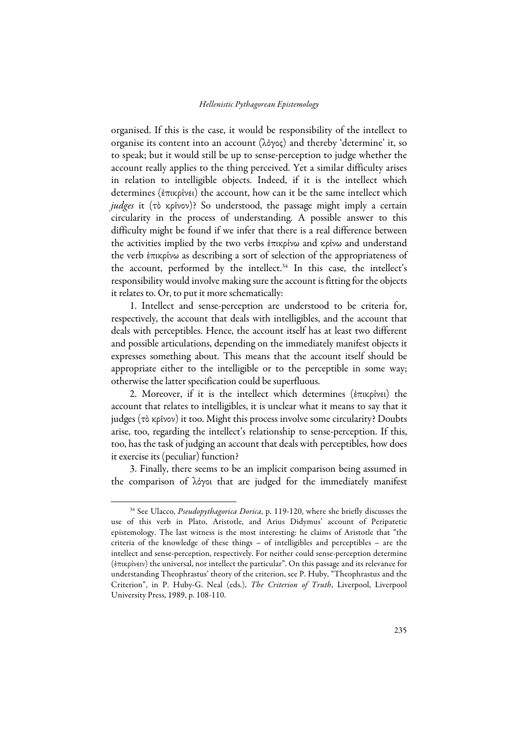organised. If this is the case, it would be responsibility of the intellect to organise its content into an account (λόγος) and thereby 'determine' it, so to speak; but it would still be up to sense-perception to judge whether the account really applies to the thing perceived. Yet a similar difficulty arises in relation to intelligible objects. Indeed, if it is the intellect which determines (ἐπικρίνει) the account, how can it be the same intellect which *judges* it (τὸ κρῖνον)? So understood, the passage might imply a certain circularity in the process of understanding. A possible answer to this difficulty might be found if we infer that there is a real difference between the activities implied by the two verbs ἐπικρίνω and κρίνω and understand the verb ἐπικρίνω as describing a sort of selection of the appropriateness of the account, performed by the intellect.[34] In this case, the intellect's responsibility would involve making sure the account is fitting for the objects it relates to. Or, to put it more schematically:

1. Intellect and sense-perception are understood to be criteria for, respectively, the account that deals with intelligibles, and the account that deals with perceptibles. Hence, the account itself has at least two different and possible articulations, depending on the immediately manifest objects it expresses something about. This means that the account itself should be appropriate either to the intelligible or to the perceptible in some way; otherwise the latter specification could be superfluous.

2. Moreover, if it is the intellect which determines (ἐπικρίνει) the account that relates to intelligibles, it is unclear what it means to say that it judges (τὸ κρῖνον) it too. Might this process involve some circularity? Doubts arise, too, regarding the intellect's relationship to sense-perception. If this, too, has the task of judging an account that deals with perceptibles, how does it exercise its (peculiar) function?

3. Finally, there seems to be an implicit comparison being assumed in the comparison of λόγοι that are judged for the immediately manifest

---

[34] See Ulacco, *Pseudopythagorica Dorica*, p. 119-120, where she briefly discusses the use of this verb in Plato, Aristotle, and Arius Didymus' account of Peripatetic epistemology. The last witness is the most interesting: he claims of Aristotle that "the criteria of the knowledge of these things – of intelligibles and perceptibles – are the intellect and sense-perception, respectively. For neither could sense-perception determine (ἐπικρίνειν) the universal, nor intellect the particular". On this passage and its relevance for understanding Theophrastus' theory of the criterion, see P. Huby, "Theophrastus and the Criterion", in P. Huby-G. Neal (eds.), *The Criterion of Truth*, Liverpool, Liverpool University Press, 1989, p. 108-110.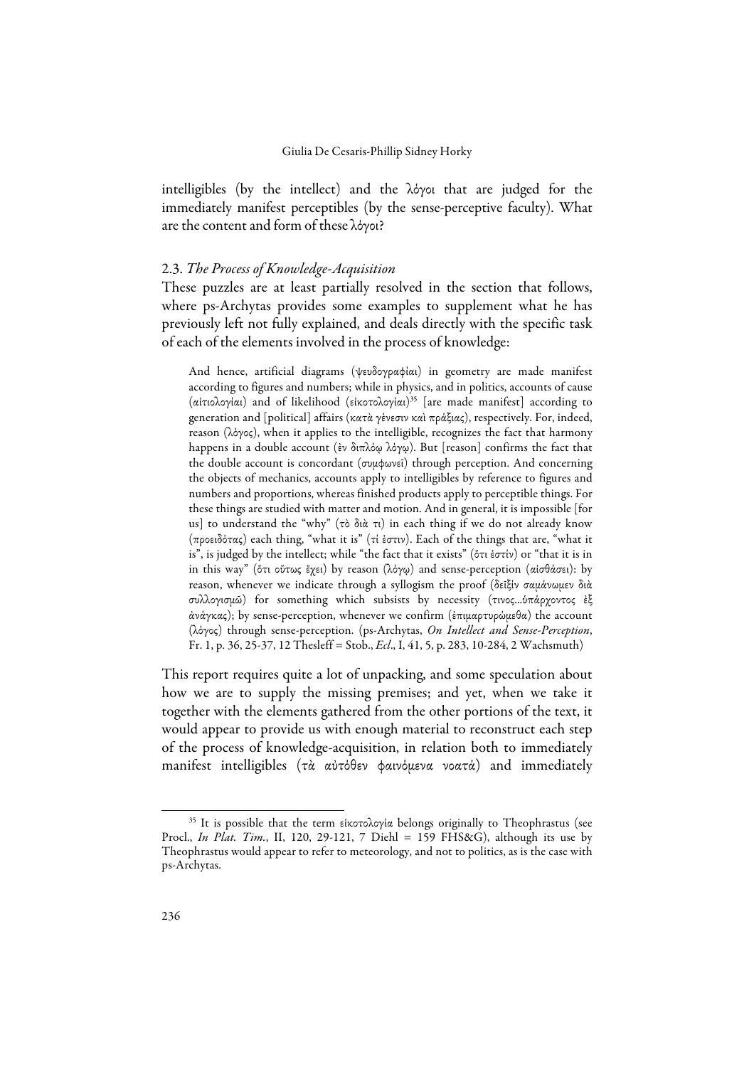intelligibles (by the intellect) and the λόγοι that are judged for the immediately manifest perceptibles (by the sense-perceptive faculty). What are the content and form of these λόγοι?

### 2.3. *The Process of Knowledge-Acquisition*

These puzzles are at least partially resolved in the section that follows, where ps-Archytas provides some examples to supplement what he has previously left not fully explained, and deals directly with the specific task of each of the elements involved in the process of knowledge:

> And hence, artificial diagrams (ψευδογραφίαι) in geometry are made manifest according to figures and numbers; while in physics, and in politics, accounts of cause (αἰτιολογίαι) and of likelihood (εἰκοτολογίαι)[35] [are made manifest] according to generation and [political] affairs (κατὰ γένεσιν καὶ πράξιας), respectively. For, indeed, reason (λόγος), when it applies to the intelligible, recognizes the fact that harmony happens in a double account (ἐν διπλόῳ λόγῳ). But [reason] confirms the fact that the double account is concordant (συμφωνεῖ) through perception. And concerning the objects of mechanics, accounts apply to intelligibles by reference to figures and numbers and proportions, whereas finished products apply to perceptible things. For these things are studied with matter and motion. And in general, it is impossible [for us] to understand the "why" (τὸ διὰ τι) in each thing if we do not already know (προειδότας) each thing, "what it is" (τί ἐστιν). Each of the things that are, "what it is", is judged by the intellect; while "the fact that it exists" (ὅτι ἐστίν) or "that it is in in this way" (ὅτι οὕτως ἔχει) by reason (λόγῳ) and sense-perception (αἰσθάσει): by reason, whenever we indicate through a syllogism the proof (δεῖξιν σαμάνωμεν διὰ συλλογισμῶ) for something which subsists by necessity (τινος...ὑπάρχοντος ἐξ ἀνάγκας); by sense-perception, whenever we confirm (ἐπιμαρτυρώμεθα) the account (λόγος) through sense-perception. (ps-Archytas, *On Intellect and Sense-Perception*, Fr. 1, p. 36, 25-37, 12 Thesleff = Stob., *Ecl*., I, 41, 5, p. 283, 10-284, 2 Wachsmuth)

This report requires quite a lot of unpacking, and some speculation about how we are to supply the missing premises; and yet, when we take it together with the elements gathered from the other portions of the text, it would appear to provide us with enough material to reconstruct each step of the process of knowledge-acquisition, in relation both to immediately manifest intelligibles (τὰ αὐτόθεν φαινόμενα νοατά) and immediately

[35] It is possible that the term εἰκοτολογία belongs originally to Theophrastus (see Procl., *In Plat. Tim.*, II, 120, 29-121, 7 Diehl = 159 FHS&G), although its use by Theophrastus would appear to refer to meteorology, and not to politics, as is the case with ps-Archytas.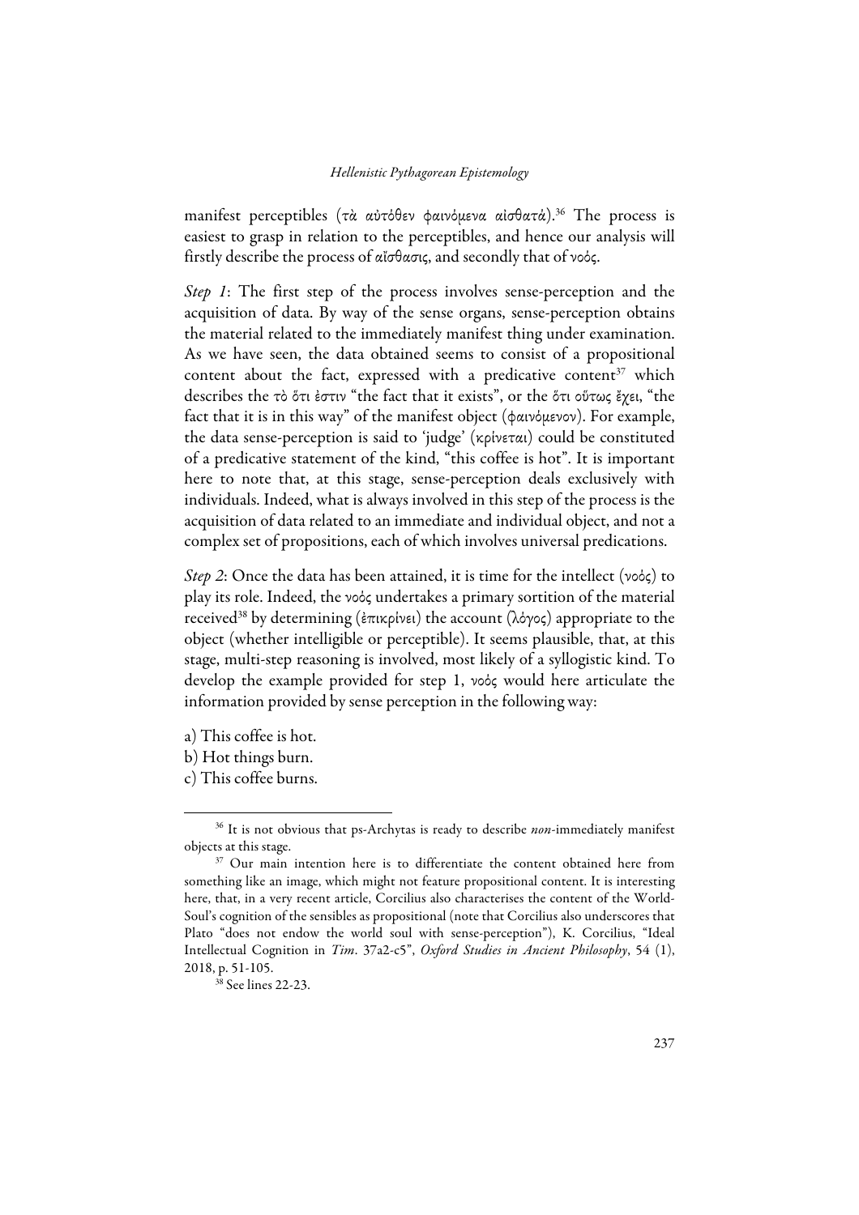manifest perceptibles (τὰ αὐτόθεν φαινόμενα αἰσθατά).[36] The process is easiest to grasp in relation to the perceptibles, and hence our analysis will firstly describe the process of αἴσθασις, and secondly that of νοός.

*Step 1*: The first step of the process involves sense-perception and the acquisition of data. By way of the sense organs, sense-perception obtains the material related to the immediately manifest thing under examination. As we have seen, the data obtained seems to consist of a propositional content about the fact, expressed with a predicative content[37] which describes the τὸ ὅτι ἐστιν "the fact that it exists", or the ὅτι οὕτως ἔχει, "the fact that it is in this way" of the manifest object (φαινόμενον). For example, the data sense-perception is said to 'judge' (κρίνεται) could be constituted of a predicative statement of the kind, "this coffee is hot". It is important here to note that, at this stage, sense-perception deals exclusively with individuals. Indeed, what is always involved in this step of the process is the acquisition of data related to an immediate and individual object, and not a complex set of propositions, each of which involves universal predications.

*Step 2*: Once the data has been attained, it is time for the intellect (νοός) to play its role. Indeed, the νοός undertakes a primary sortition of the material received[38] by determining (ἐπικρίνει) the account (λόγος) appropriate to the object (whether intelligible or perceptible). It seems plausible, that, at this stage, multi-step reasoning is involved, most likely of a syllogistic kind. To develop the example provided for step 1, νοός would here articulate the information provided by sense perception in the following way:

a) This coffee is hot.
b) Hot things burn.
c) This coffee burns.

[36] It is not obvious that ps-Archytas is ready to describe *non*-immediately manifest objects at this stage.

[37] Our main intention here is to differentiate the content obtained here from something like an image, which might not feature propositional content. It is interesting here, that, in a very recent article, Corcilius also characterises the content of the World-Soul's cognition of the sensibles as propositional (note that Corcilius also underscores that Plato "does not endow the world soul with sense-perception"), K. Corcilius, "Ideal Intellectual Cognition in *Tim*. 37a2-c5", *Oxford Studies in Ancient Philosophy*, 54 (1), 2018, p. 51-105.

[38] See lines 22-23.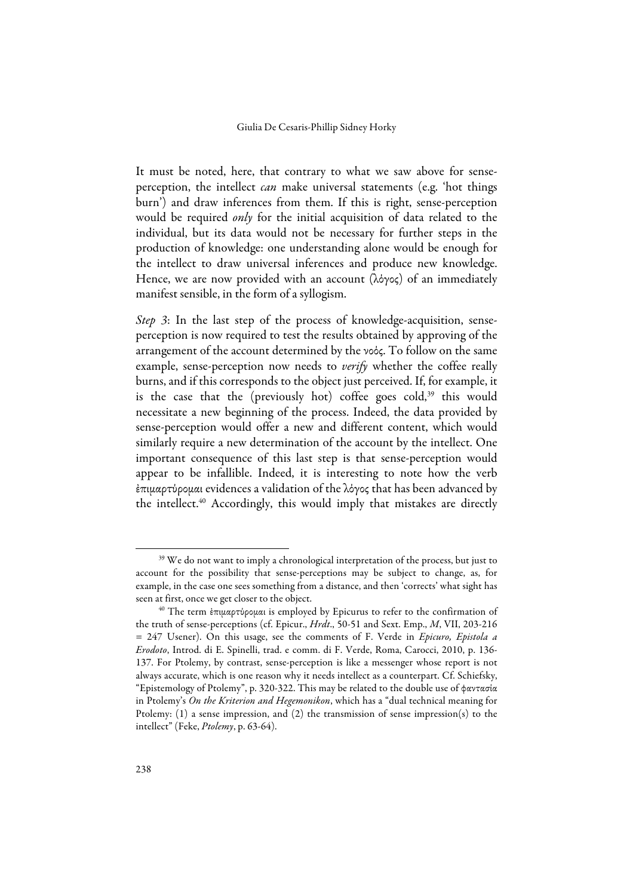It must be noted, here, that contrary to what we saw above for sense-perception, the intellect *can* make universal statements (e.g. 'hot things burn') and draw inferences from them. If this is right, sense-perception would be required *only* for the initial acquisition of data related to the individual, but its data would not be necessary for further steps in the production of knowledge: one understanding alone would be enough for the intellect to draw universal inferences and produce new knowledge. Hence, we are now provided with an account (λόγος) of an immediately manifest sensible, in the form of a syllogism.

*Step 3*: In the last step of the process of knowledge-acquisition, sense-perception is now required to test the results obtained by approving of the arrangement of the account determined by the νοός. To follow on the same example, sense-perception now needs to *verify* whether the coffee really burns, and if this corresponds to the object just perceived. If, for example, it is the case that the (previously hot) coffee goes cold,[39] this would necessitate a new beginning of the process. Indeed, the data provided by sense-perception would offer a new and different content, which would similarly require a new determination of the account by the intellect. One important consequence of this last step is that sense-perception would appear to be infallible. Indeed, it is interesting to note how the verb ἐπιμαρτύρομαι evidences a validation of the λόγος that has been advanced by the intellect.[40] Accordingly, this would imply that mistakes are directly

---

[39] We do not want to imply a chronological interpretation of the process, but just to account for the possibility that sense-perceptions may be subject to change, as, for example, in the case one sees something from a distance, and then 'corrects' what sight has seen at first, once we get closer to the object.

[40] The term ἐπιμαρτύρομαι is employed by Epicurus to refer to the confirmation of the truth of sense-perceptions (cf. Epicur., *Hrdt*., 50-51 and Sext. Emp., *M*, VII, 203-216 = 247 Usener). On this usage, see the comments of F. Verde in *Epicuro, Epistola a Erodoto*, Introd. di E. Spinelli, trad. e comm. di F. Verde, Roma, Carocci, 2010, p. 136-137. For Ptolemy, by contrast, sense-perception is like a messenger whose report is not always accurate, which is one reason why it needs intellect as a counterpart. Cf. Schiefsky, "Epistemology of Ptolemy", p. 320-322. This may be related to the double use of φαντασία in Ptolemy's *On the Kriterion and Hegemonikon*, which has a "dual technical meaning for Ptolemy: (1) a sense impression, and (2) the transmission of sense impression(s) to the intellect" (Feke, *Ptolemy*, p. 63-64).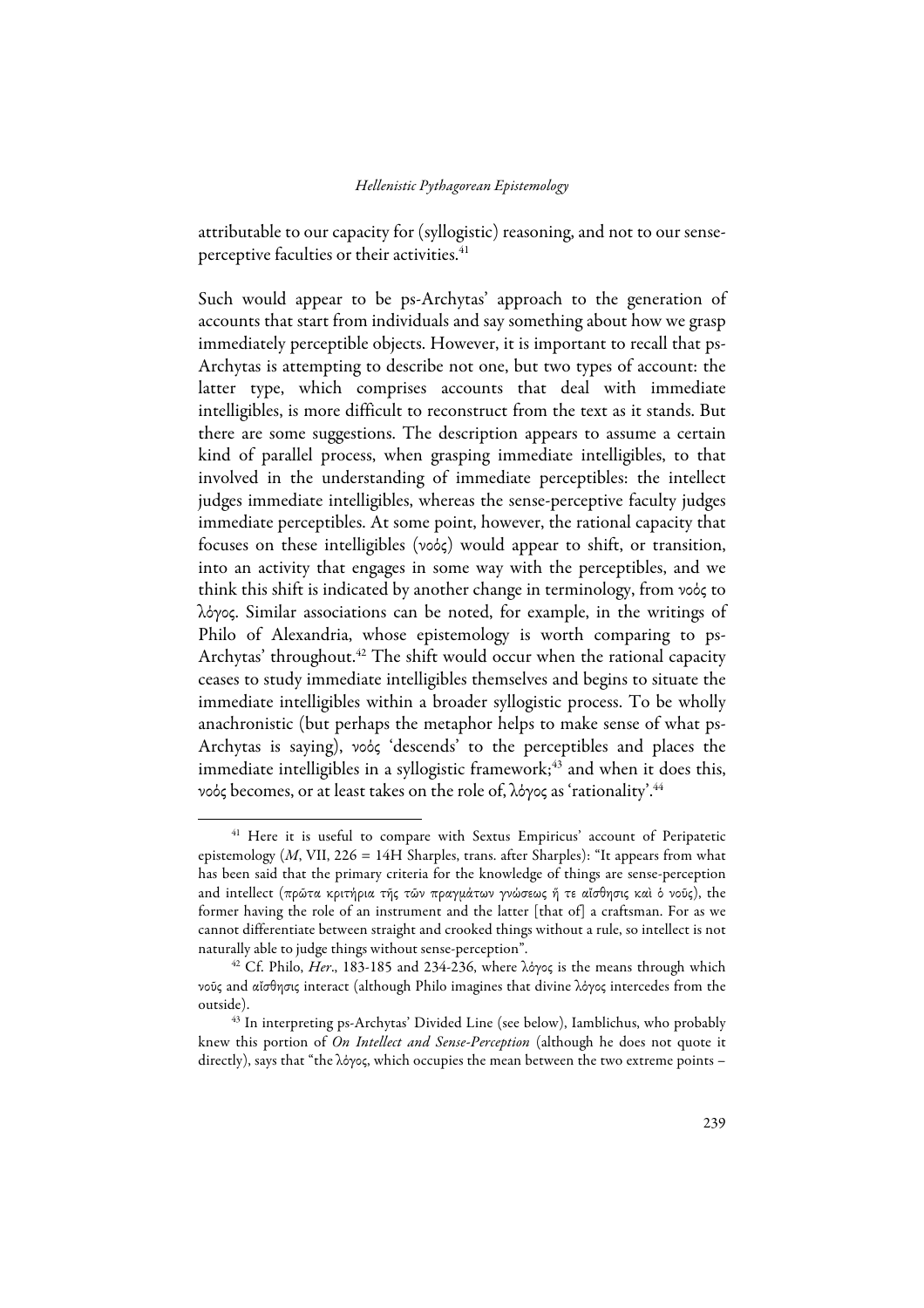attributable to our capacity for (syllogistic) reasoning, and not to our sense-perceptive faculties or their activities.[41]

Such would appear to be ps-Archytas' approach to the generation of accounts that start from individuals and say something about how we grasp immediately perceptible objects. However, it is important to recall that ps-Archytas is attempting to describe not one, but two types of account: the latter type, which comprises accounts that deal with immediate intelligibles, is more difficult to reconstruct from the text as it stands. But there are some suggestions. The description appears to assume a certain kind of parallel process, when grasping immediate intelligibles, to that involved in the understanding of immediate perceptibles: the intellect judges immediate intelligibles, whereas the sense-perceptive faculty judges immediate perceptibles. At some point, however, the rational capacity that focuses on these intelligibles (νοός) would appear to shift, or transition, into an activity that engages in some way with the perceptibles, and we think this shift is indicated by another change in terminology, from νοός to λόγος. Similar associations can be noted, for example, in the writings of Philo of Alexandria, whose epistemology is worth comparing to ps-Archytas' throughout.[42] The shift would occur when the rational capacity ceases to study immediate intelligibles themselves and begins to situate the immediate intelligibles within a broader syllogistic process. To be wholly anachronistic (but perhaps the metaphor helps to make sense of what ps-Archytas is saying), νοός 'descends' to the perceptibles and places the immediate intelligibles in a syllogistic framework;[43] and when it does this, νοός becomes, or at least takes on the role of, λόγος as 'rationality'.[44]

---

[41] Here it is useful to compare with Sextus Empiricus' account of Peripatetic epistemology (*M*, VII, 226 = 14H Sharples, trans. after Sharples): "It appears from what has been said that the primary criteria for the knowledge of things are sense-perception and intellect (πρῶτα κριτήρια τῆς τῶν πραγμάτων γνώσεως ἥ τε αἴσθησις καὶ ὁ νοῦς), the former having the role of an instrument and the latter [that of] a craftsman. For as we cannot differentiate between straight and crooked things without a rule, so intellect is not naturally able to judge things without sense-perception".

[42] Cf. Philo, *Her*., 183-185 and 234-236, where λόγος is the means through which νοῦς and αἴσθησις interact (although Philo imagines that divine λόγος intercedes from the outside).

[43] In interpreting ps-Archytas' Divided Line (see below), Iamblichus, who probably knew this portion of *On Intellect and Sense-Perception* (although he does not quote it directly), says that "the λόγος, which occupies the mean between the two extreme points –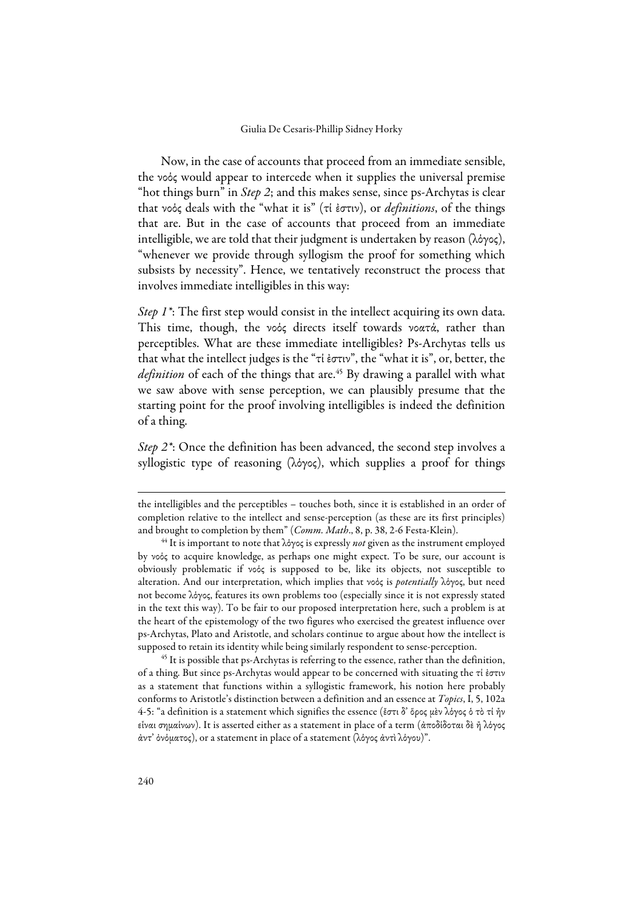Now, in the case of accounts that proceed from an immediate sensible, the νοός would appear to intercede when it supplies the universal premise "hot things burn" in *Step 2*; and this makes sense, since ps-Archytas is clear that νοός deals with the "what it is" (τὶ ἐστιν), or *definitions*, of the things that are. But in the case of accounts that proceed from an immediate intelligible, we are told that their judgment is undertaken by reason (λόγος), "whenever we provide through syllogism the proof for something which subsists by necessity". Hence, we tentatively reconstruct the process that involves immediate intelligibles in this way:

*Step 1\**: The first step would consist in the intellect acquiring its own data. This time, though, the νοός directs itself towards νοατά, rather than perceptibles. What are these immediate intelligibles? Ps-Archytas tells us that what the intellect judges is the "τὶ ἐστιν", the "what it is", or, better, the *definition* of each of the things that are.[45] By drawing a parallel with what we saw above with sense perception, we can plausibly presume that the starting point for the proof involving intelligibles is indeed the definition of a thing.

*Step 2\**: Once the definition has been advanced, the second step involves a syllogistic type of reasoning (λόγος), which supplies a proof for things

---

the intelligibles and the perceptibles – touches both, since it is established in an order of completion relative to the intellect and sense-perception (as these are its first principles) and brought to completion by them" (*Comm. Math*., 8, p. 38, 2-6 Festa-Klein).

[44] It is important to note that λόγος is expressly *not* given as the instrument employed by νοός to acquire knowledge, as perhaps one might expect. To be sure, our account is obviously problematic if νοός is supposed to be, like its objects, not susceptible to alteration. And our interpretation, which implies that νοός is *potentially* λόγος, but need not become λόγος, features its own problems too (especially since it is not expressly stated in the text this way). To be fair to our proposed interpretation here, such a problem is at the heart of the epistemology of the two figures who exercised the greatest influence over ps-Archytas, Plato and Aristotle, and scholars continue to argue about how the intellect is supposed to retain its identity while being similarly respondent to sense-perception.

[45] It is possible that ps-Archytas is referring to the essence, rather than the definition, of a thing. But since ps-Archytas would appear to be concerned with situating the τὶ ἐστιν as a statement that functions within a syllogistic framework, his notion here probably conforms to Aristotle's distinction between a definition and an essence at *Topics*, I, 5, 102a 4-5: "a definition is a statement which signifies the essence (ἔστι δ' ὅρος μὲν λόγος ὁ τὸ τί ἦν εἶναι σημαίνων). It is asserted either as a statement in place of a term (ἀποδίδοται δὲ ἢ λόγος ἀντ' ὀνόματος), or a statement in place of a statement (λόγος ἀντὶ λόγου)".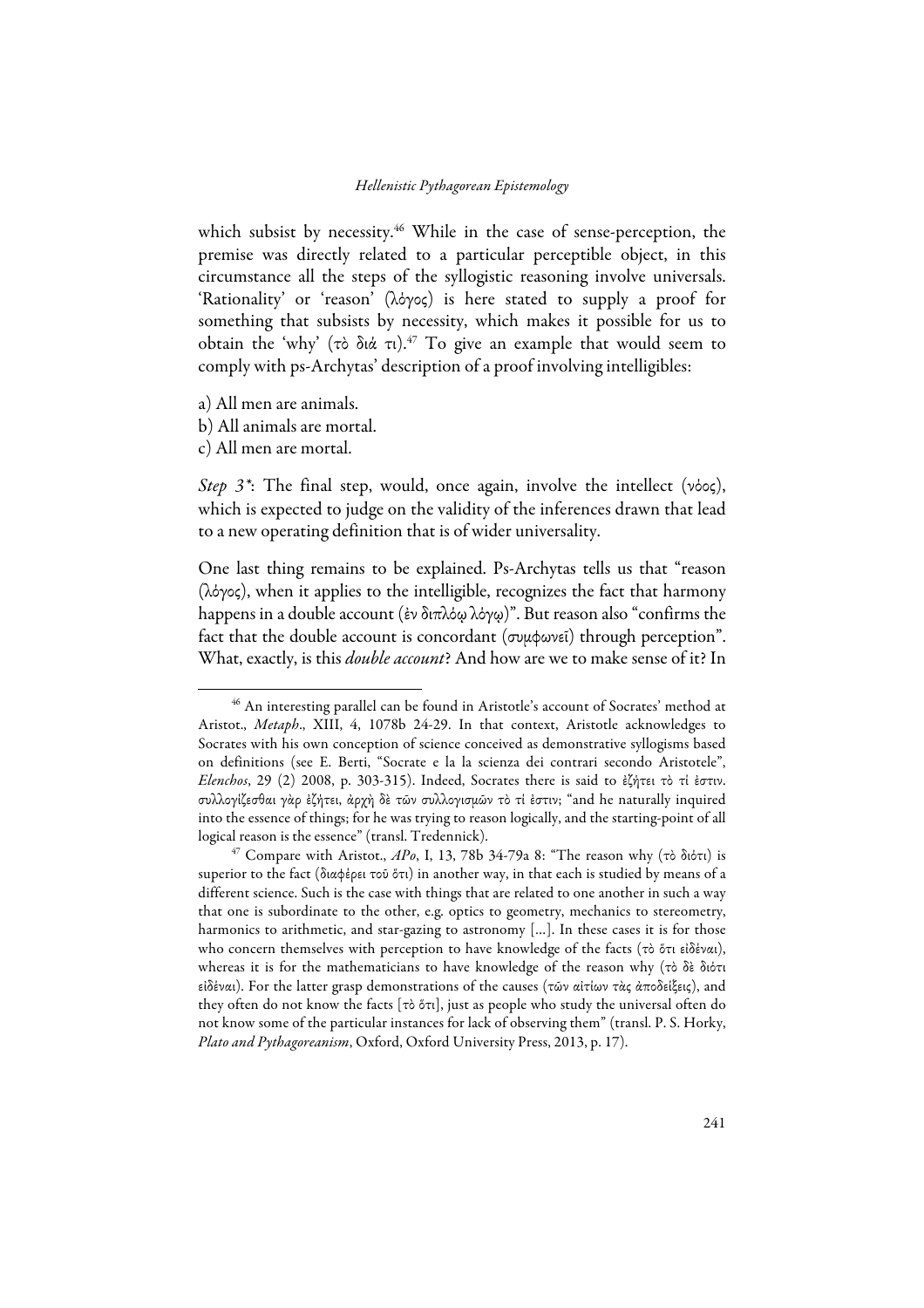which subsist by necessity.[46] While in the case of sense-perception, the premise was directly related to a particular perceptible object, in this circumstance all the steps of the syllogistic reasoning involve universals. 'Rationality' or 'reason' (λόγος) is here stated to supply a proof for something that subsists by necessity, which makes it possible for us to obtain the 'why' (τὸ διά τι).[47] To give an example that would seem to comply with ps-Archytas' description of a proof involving intelligibles:

a) All men are animals.
b) All animals are mortal.
c) All men are mortal.

*Step 3\**: The final step, would, once again, involve the intellect (νόος), which is expected to judge on the validity of the inferences drawn that lead to a new operating definition that is of wider universality.

One last thing remains to be explained. Ps-Archytas tells us that "reason (λόγος), when it applies to the intelligible, recognizes the fact that harmony happens in a double account (ἐν διπλόῳ λόγῳ)". But reason also "confirms the fact that the double account is concordant (συμφωνεῖ) through perception". What, exactly, is this *double account*? And how are we to make sense of it? In

---

[46] An interesting parallel can be found in Aristotle's account of Socrates' method at Aristot., *Metaph*., XIII, 4, 1078b 24-29. In that context, Aristotle acknowledges to Socrates with his own conception of science conceived as demonstrative syllogisms based on definitions (see E. Berti, "Socrate e la la scienza dei contrari secondo Aristotele", *Elenchos*, 29 (2) 2008, p. 303-315). Indeed, Socrates there is said to ἐζήτει τὸ τί ἐστιν. συλλογίζεσθαι γὰρ ἐζήτει, ἀρχὴ δὲ τῶν συλλογισμῶν τὸ τί ἐστιν; "and he naturally inquired into the essence of things; for he was trying to reason logically, and the starting-point of all logical reason is the essence" (transl. Tredennick).

[47] Compare with Aristot., *APo*, I, 13, 78b 34-79a 8: "The reason why (τὸ διότι) is superior to the fact (διαφέρει τοῦ ὅτι) in another way, in that each is studied by means of a different science. Such is the case with things that are related to one another in such a way that one is subordinate to the other, e.g. optics to geometry, mechanics to stereometry, harmonics to arithmetic, and star-gazing to astronomy [...]. In these cases it is for those who concern themselves with perception to have knowledge of the facts (τὸ ὅτι εἰδέναι), whereas it is for the mathematicians to have knowledge of the reason why (τὸ δὲ διότι εἰδέναι). For the latter grasp demonstrations of the causes (τῶν αἰτίων τὰς ἀποδείξεις), and they often do not know the facts [τὸ ὅτι], just as people who study the universal often do not know some of the particular instances for lack of observing them" (transl. P. S. Horky, *Plato and Pythagoreanism*, Oxford, Oxford University Press, 2013, p. 17).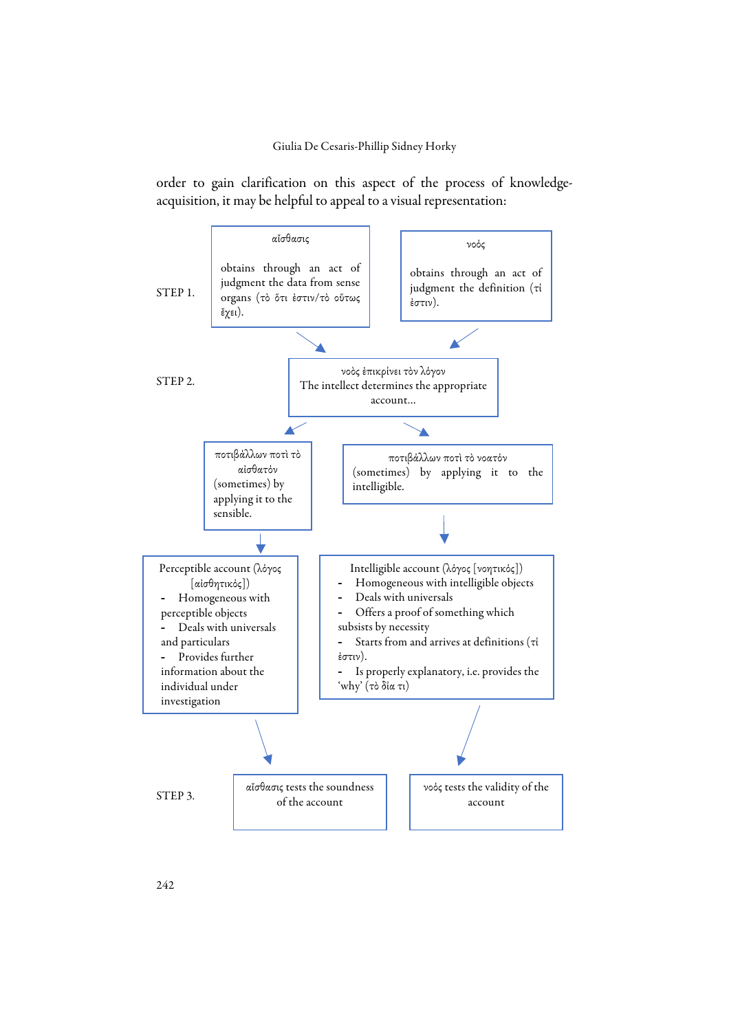order to gain clarification on this aspect of the process of knowledge-acquisition, it may be helpful to appeal to a visual representation:

STEP 1.

αἴσθασις

obtains through an act of judgment the data from sense organs (τὸ ὅτι ἐστιν/τὸ οὕτως ἔχει).

νοός

obtains through an act of judgment the definition (τί ἐστιν).

STEP 2.

νοὸς ἐπικρίνει τὸν λόγον
The intellect determines the appropriate account...

ποτιβάλλων ποτὶ τὸ αἰσθατόν
(sometimes) by applying it to the sensible.

ποτιβάλλων ποτὶ τὸ νοατόν
(sometimes) by applying it to the intelligible.

Perceptible account (λόγος [αἰσθητικός])
- Homogeneous with perceptible objects
- Deals with universals and particulars
- Provides further information about the individual under investigation

Intelligible account (λόγος [νοητικός])
- Homogeneous with intelligible objects
- Deals with universals
- Offers a proof of something which subsists by necessity
- Starts from and arrives at definitions (τί ἐστιν).
- Is properly explanatory, i.e. provides the 'why' (τὸ δία τι)

STEP 3.

αἴσθασις tests the soundness of the account

νοός tests the validity of the account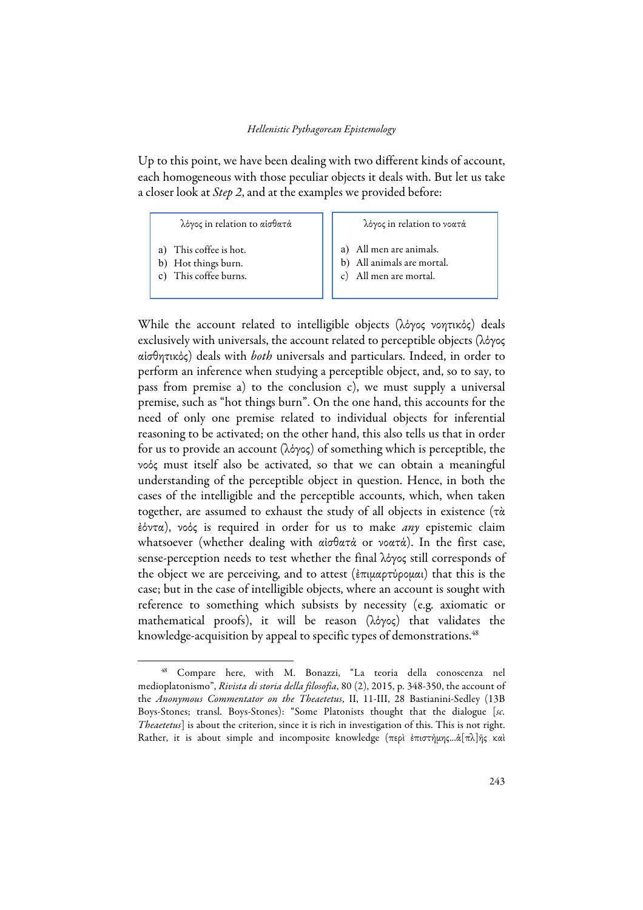Up to this point, we have been dealing with two different kinds of account, each homogeneous with those peculiar objects it deals with. But let us take a closer look at *Step 2*, and at the examples we provided before:

| λόγος in relation to αἰσθατά | λόγος in relation to νοατά |
|---|---|
| a) This coffee is hot.<br>b) Hot things burn.<br>c) This coffee burns. | a) All men are animals.<br>b) All animals are mortal.<br>c) All men are mortal. |

While the account related to intelligible objects (λόγος νοητικός) deals exclusively with universals, the account related to perceptible objects (λόγος αἰσθητικός) deals with *both* universals and particulars. Indeed, in order to perform an inference when studying a perceptible object, and, so to say, to pass from premise a) to the conclusion c), we must supply a universal premise, such as "hot things burn". On the one hand, this accounts for the need of only one premise related to individual objects for inferential reasoning to be activated; on the other hand, this also tells us that in order for us to provide an account (λόγος) of something which is perceptible, the νοός must itself also be activated, so that we can obtain a meaningful understanding of the perceptible object in question. Hence, in both the cases of the intelligible and the perceptible accounts, which, when taken together, are assumed to exhaust the study of all objects in existence (τὰ ἐόντα), νοός is required in order for us to make *any* epistemic claim whatsoever (whether dealing with αἰσθατά or νοατά). In the first case, sense-perception needs to test whether the final λόγος still corresponds of the object we are perceiving, and to attest (ἐπιμαρτύρομαι) that this is the case; but in the case of intelligible objects, where an account is sought with reference to something which subsists by necessity (e.g. axiomatic or mathematical proofs), it will be reason (λόγος) that validates the knowledge-acquisition by appeal to specific types of demonstrations.[48]

---

[48] Compare here, with M. Bonazzi, "La teoria della conoscenza nel medioplatonismo", *Rivista di storia della filosofia*, 80 (2), 2015, p. 348-350, the account of the *Anonymous Commentator on the Theaetetus*, II, 11-III, 28 Bastianini-Sedley (13B Boys-Stones; transl. Boys-Stones): "Some Platonists thought that the dialogue [*sc.* *Theaetetus*] is about the criterion, since it is rich in investigation of this. This is not right. Rather, it is about simple and incomposite knowledge (περὶ ἐπιστήμης...ἁ[πλ]ῆς καὶ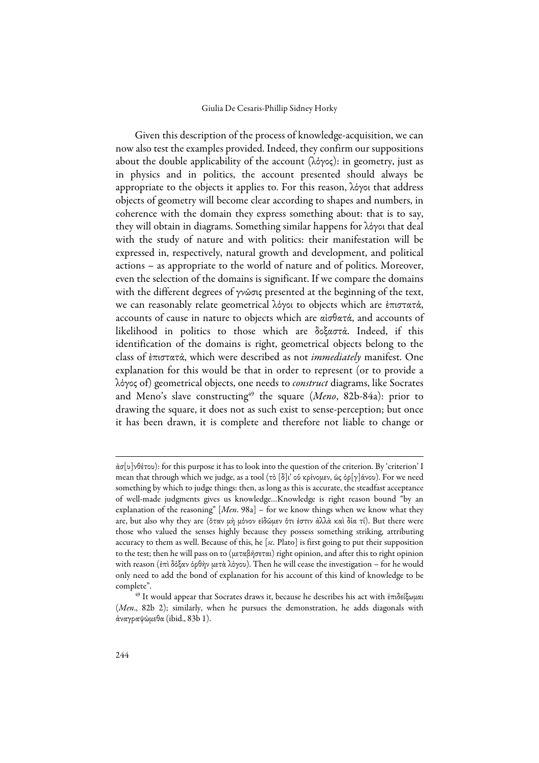Given this description of the process of knowledge-acquisition, we can now also test the examples provided. Indeed, they confirm our suppositions about the double applicability of the account (λόγος): in geometry, just as in physics and in politics, the account presented should always be appropriate to the objects it applies to. For this reason, λόγοι that address objects of geometry will become clear according to shapes and numbers, in coherence with the domain they express something about: that is to say, they will obtain in diagrams. Something similar happens for λόγοι that deal with the study of nature and with politics: their manifestation will be expressed in, respectively, natural growth and development, and political actions – as appropriate to the world of nature and of politics. Moreover, even the selection of the domains is significant. If we compare the domains with the different degrees of γνῶσις presented at the beginning of the text, we can reasonably relate geometrical λόγοι to objects which are ἐπιστατά, accounts of cause in nature to objects which are αἰσθατά, and accounts of likelihood in politics to those which are δοξαστά. Indeed, if this identification of the domains is right, geometrical objects belong to the class of ἐπιστατά, which were described as not *immediately* manifest. One explanation for this would be that in order to represent (or to provide a λόγος of) geometrical objects, one needs to *construct* diagrams, like Socrates and Meno's slave constructing[49] the square (*Meno*, 82b-84a): prior to drawing the square, it does not as such exist to sense-perception; but once it has been drawn, it is complete and therefore not liable to change or

---

ἀσ[υ]νθέτου): for this purpose it has to look into the question of the criterion. By 'criterion' I mean that through which we judge, as a tool (τὸ [δ]ι' οὗ κρίνομεν, ὡς ὀρ[γ]άνου). For we need something by which to judge things: then, as long as this is accurate, the steadfast acceptance of well-made judgments gives us knowledge…Knowledge is right reason bound "by an explanation of the reasoning" [*Men*. 98a] – for we know things when we know what they are, but also why they are (ὅταν μὴ μόνον εἰδῶμεν ὅτι ἔστιν ἀλλὰ καὶ δία τί). But there were those who valued the senses highly because they possess something striking, attributing accuracy to them as well. Because of this, he [*sc*. Plato] is first going to put their supposition to the test; then he will pass on to (μεταβήσεται) right opinion, and after this to right opinion with reason (ἐπὶ δόξαν ὀρθὴν μετὰ λόγου). Then he will cease the investigation – for he would only need to add the bond of explanation for his account of this kind of knowledge to be complete".

[49] It would appear that Socrates draws it, because he describes his act with ἐπιδείξωμαι (*Men*., 82b 2); similarly, when he pursues the demonstration, he adds diagonals with ἀναγραψώμεθα (ibid., 83b 1).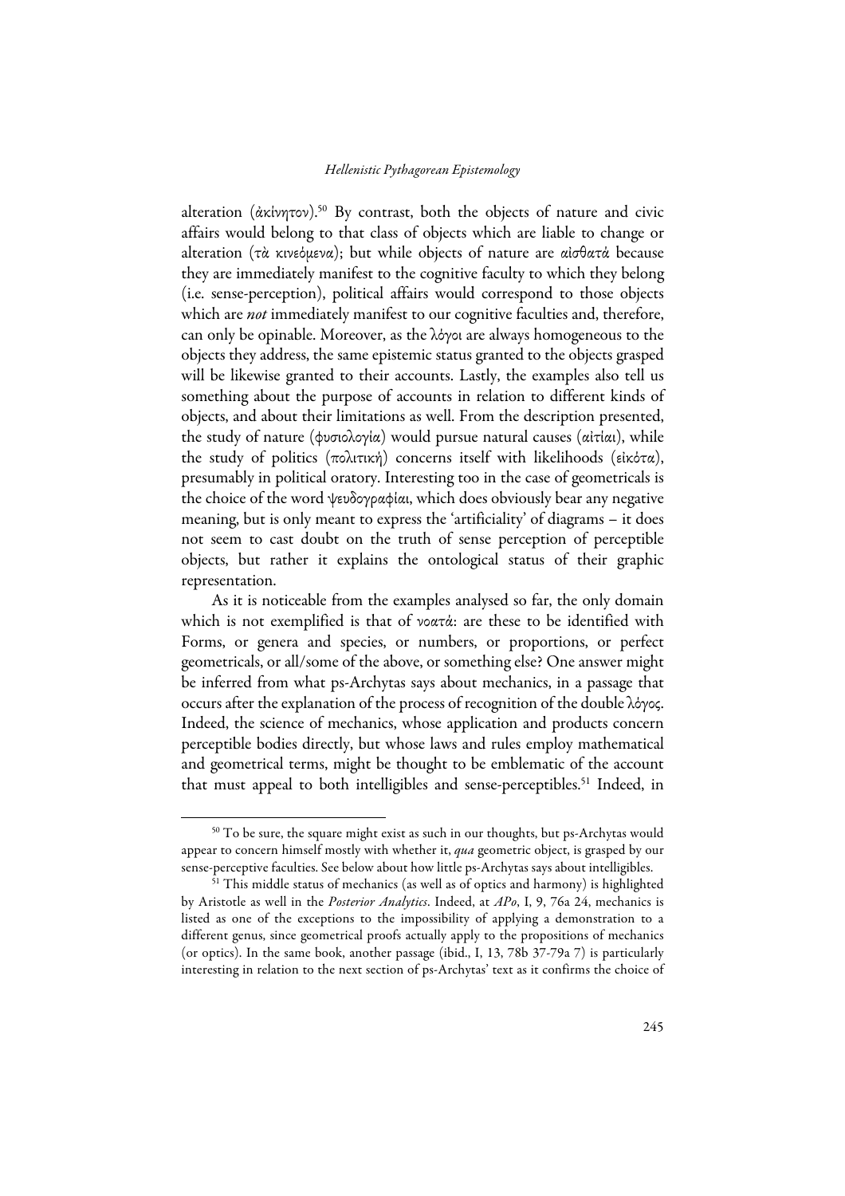alteration (ἀκίνητον).[50] By contrast, both the objects of nature and civic affairs would belong to that class of objects which are liable to change or alteration (τὰ κινεόμενα); but while objects of nature are αἰσθατά because they are immediately manifest to the cognitive faculty to which they belong (i.e. sense-perception), political affairs would correspond to those objects which are *not* immediately manifest to our cognitive faculties and, therefore, can only be opinable. Moreover, as the λόγοι are always homogeneous to the objects they address, the same epistemic status granted to the objects grasped will be likewise granted to their accounts. Lastly, the examples also tell us something about the purpose of accounts in relation to different kinds of objects, and about their limitations as well. From the description presented, the study of nature (φυσιολογία) would pursue natural causes (αἰτίαι), while the study of politics (πολιτική) concerns itself with likelihoods (εἰκότα), presumably in political oratory. Interesting too in the case of geometricals is the choice of the word ψευδογραφίαι, which does obviously bear any negative meaning, but is only meant to express the 'artificiality' of diagrams – it does not seem to cast doubt on the truth of sense perception of perceptible objects, but rather it explains the ontological status of their graphic representation.

As it is noticeable from the examples analysed so far, the only domain which is not exemplified is that of νοατά: are these to be identified with Forms, or genera and species, or numbers, or proportions, or perfect geometricals, or all/some of the above, or something else? One answer might be inferred from what ps-Archytas says about mechanics, in a passage that occurs after the explanation of the process of recognition of the double λόγος. Indeed, the science of mechanics, whose application and products concern perceptible bodies directly, but whose laws and rules employ mathematical and geometrical terms, might be thought to be emblematic of the account that must appeal to both intelligibles and sense-perceptibles.[51] Indeed, in

[50] To be sure, the square might exist as such in our thoughts, but ps-Archytas would appear to concern himself mostly with whether it, *qua* geometric object, is grasped by our sense-perceptive faculties. See below about how little ps-Archytas says about intelligibles.

[51] This middle status of mechanics (as well as of optics and harmony) is highlighted by Aristotle as well in the *Posterior Analytics*. Indeed, at *APo*, I, 9, 76a 24, mechanics is listed as one of the exceptions to the impossibility of applying a demonstration to a different genus, since geometrical proofs actually apply to the propositions of mechanics (or optics). In the same book, another passage (ibid., I, 13, 78b 37-79a 7) is particularly interesting in relation to the next section of ps-Archytas' text as it confirms the choice of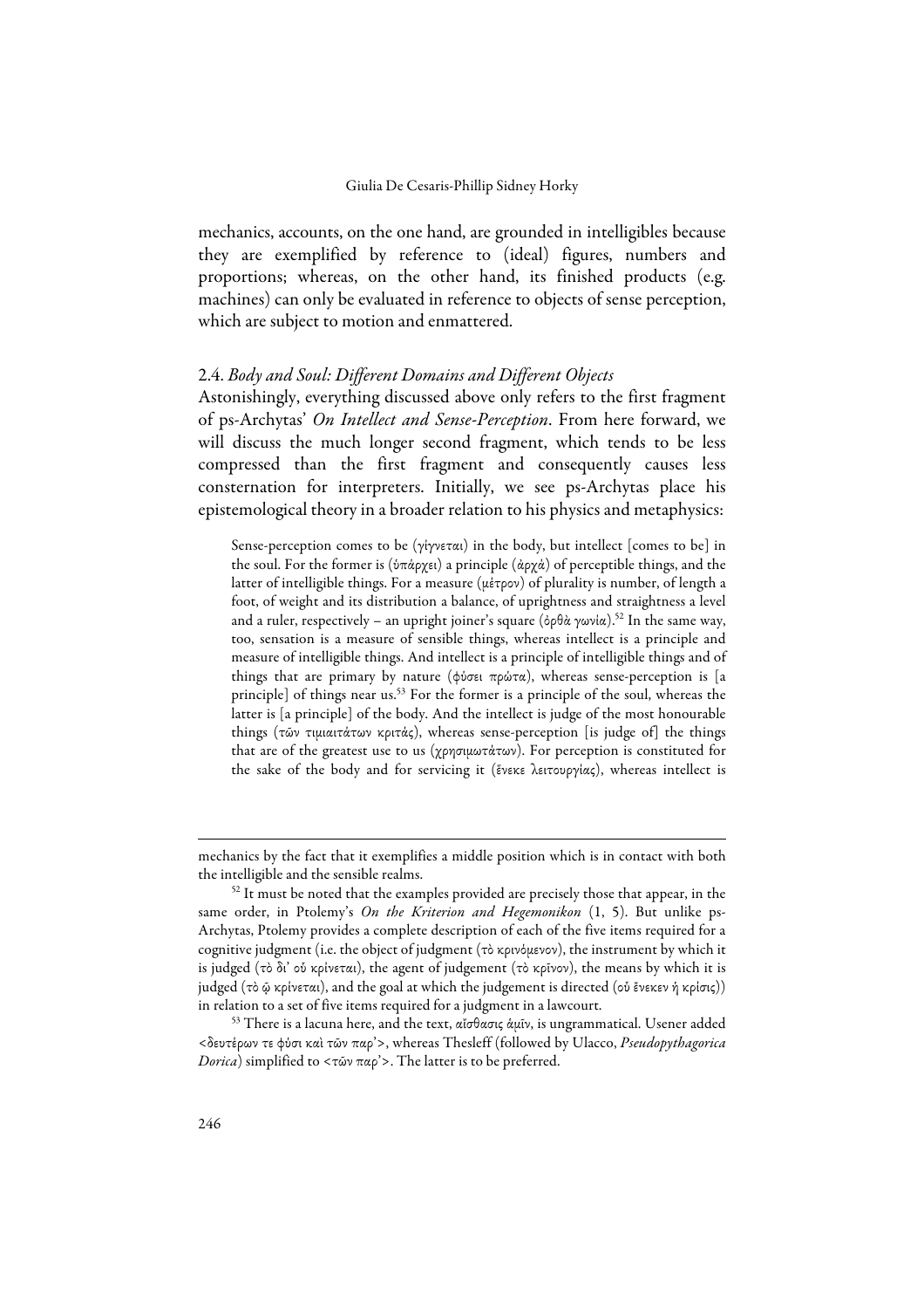mechanics, accounts, on the one hand, are grounded in intelligibles because they are exemplified by reference to (ideal) figures, numbers and proportions; whereas, on the other hand, its finished products (e.g. machines) can only be evaluated in reference to objects of sense perception, which are subject to motion and enmattered.

### 2.4. *Body and Soul: Different Domains and Different Objects*

Astonishingly, everything discussed above only refers to the first fragment of ps-Archytas' *On Intellect and Sense-Perception*. From here forward, we will discuss the much longer second fragment, which tends to be less compressed than the first fragment and consequently causes less consternation for interpreters. Initially, we see ps-Archytas place his epistemological theory in a broader relation to his physics and metaphysics:

> Sense-perception comes to be (γίγνεται) in the body, but intellect [comes to be] in the soul. For the former is (ὑπάρχει) a principle (ἀρχά) of perceptible things, and the latter of intelligible things. For a measure (μέτρον) of plurality is number, of length a foot, of weight and its distribution a balance, of uprightness and straightness a level and a ruler, respectively – an upright joiner's square (ὀρθὰ γωνία).[52] In the same way, too, sensation is a measure of sensible things, whereas intellect is a principle and measure of intelligible things. And intellect is a principle of intelligible things and of things that are primary by nature (φύσει πρῶτα), whereas sense-perception is [a principle] of things near us.[53] For the former is a principle of the soul, whereas the latter is [a principle] of the body. And the intellect is judge of the most honourable things (τῶν τιμιαιτάτων κριτάς), whereas sense-perception [is judge of] the things that are of the greatest use to us (χρησιμωτάτων). For perception is constituted for the sake of the body and for servicing it (ἕνεκε λειτουργίας), whereas intellect is

---

mechanics by the fact that it exemplifies a middle position which is in contact with both the intelligible and the sensible realms.

[52] It must be noted that the examples provided are precisely those that appear, in the same order, in Ptolemy's *On the Kriterion and Hegemonikon* (1, 5). But unlike ps-Archytas, Ptolemy provides a complete description of each of the five items required for a cognitive judgment (i.e. the object of judgment (τὸ κρινόμενον), the instrument by which it is judged (τὸ δι' οὗ κρίνεται), the agent of judgement (τὸ κρῖνον), the means by which it is judged (τὸ ᾧ κρίνεται), and the goal at which the judgement is directed (οὗ ἕνεκεν ἡ κρίσις)) in relation to a set of five items required for a judgment in a lawcourt.

[53] There is a lacuna here, and the text, αἴσθασις ἁμῖν, is ungrammatical. Usener added <δευτέρων τε φύσι καὶ τῶν παρ'>, whereas Thesleff (followed by Ulacco, *Pseudopythagorica Dorica*) simplified to <τῶν παρ'>. The latter is to be preferred.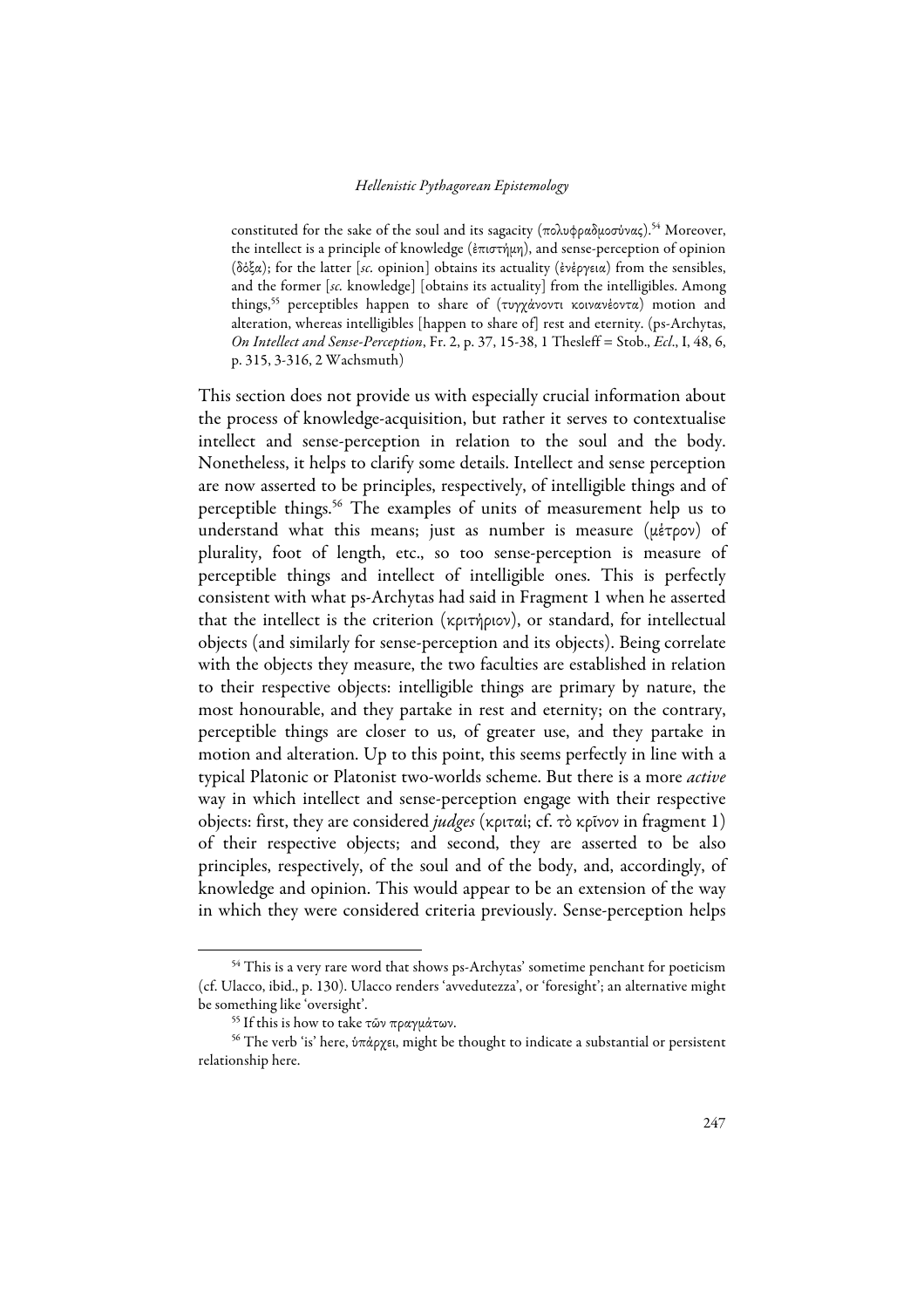constituted for the sake of the soul and its sagacity (πολυφραδμοσύνας).[54] Moreover, the intellect is a principle of knowledge (ἐπιστήμη), and sense-perception of opinion (δόξα); for the latter [*sc.* opinion] obtains its actuality (ἐνέργεια) from the sensibles, and the former [*sc.* knowledge] [obtains its actuality] from the intelligibles. Among things,[55] perceptibles happen to share of (τυγχάνοντι κοινανέοντα) motion and alteration, whereas intelligibles [happen to share of] rest and eternity. (ps-Archytas, *On Intellect and Sense-Perception*, Fr. 2, p. 37, 15-38, 1 Thesleff = Stob., *Ecl*., I, 48, 6, p. 315, 3-316, 2 Wachsmuth)

This section does not provide us with especially crucial information about the process of knowledge-acquisition, but rather it serves to contextualise intellect and sense-perception in relation to the soul and the body. Nonetheless, it helps to clarify some details. Intellect and sense perception are now asserted to be principles, respectively, of intelligible things and of perceptible things.[56] The examples of units of measurement help us to understand what this means; just as number is measure (μέτρον) of plurality, foot of length, etc., so too sense-perception is measure of perceptible things and intellect of intelligible ones. This is perfectly consistent with what ps-Archytas had said in Fragment 1 when he asserted that the intellect is the criterion (κριτήριον), or standard, for intellectual objects (and similarly for sense-perception and its objects). Being correlate with the objects they measure, the two faculties are established in relation to their respective objects: intelligible things are primary by nature, the most honourable, and they partake in rest and eternity; on the contrary, perceptible things are closer to us, of greater use, and they partake in motion and alteration. Up to this point, this seems perfectly in line with a typical Platonic or Platonist two-worlds scheme. But there is a more *active* way in which intellect and sense-perception engage with their respective objects: first, they are considered *judges* (κριταί; cf. τὸ κρῖνον in fragment 1) of their respective objects; and second, they are asserted to be also principles, respectively, of the soul and of the body, and, accordingly, of knowledge and opinion. This would appear to be an extension of the way in which they were considered criteria previously. Sense-perception helps

[54] This is a very rare word that shows ps-Archytas' sometime penchant for poeticism (cf. Ulacco, ibid., p. 130). Ulacco renders 'avvedutezza', or 'foresight'; an alternative might be something like 'oversight'.

[55] If this is how to take τῶν πραγμάτων.

[56] The verb 'is' here, ὑπάρχει, might be thought to indicate a substantial or persistent relationship here.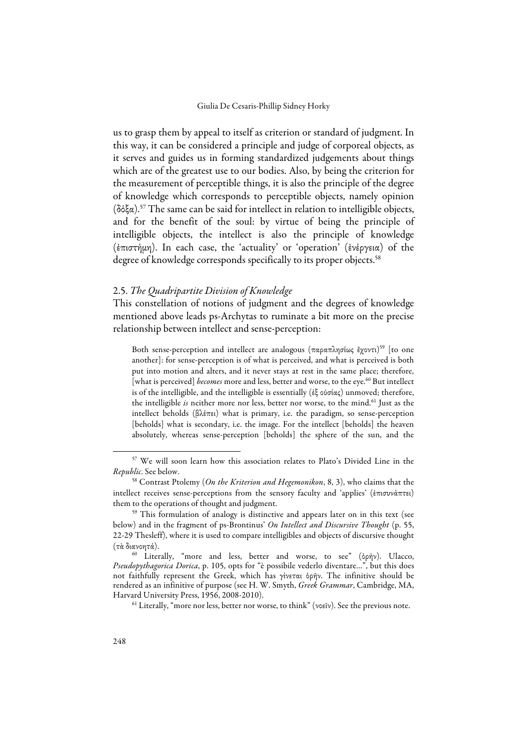us to grasp them by appeal to itself as criterion or standard of judgment. In this way, it can be considered a principle and judge of corporeal objects, as it serves and guides us in forming standardized judgements about things which are of the greatest use to our bodies. Also, by being the criterion for the measurement of perceptible things, it is also the principle of the degree of knowledge which corresponds to perceptible objects, namely opinion (δόξα).[57] The same can be said for intellect in relation to intelligible objects, and for the benefit of the soul: by virtue of being the principle of intelligible objects, the intellect is also the principle of knowledge (ἐπιστήμη). In each case, the 'actuality' or 'operation' (ἐνέργεια) of the degree of knowledge corresponds specifically to its proper objects.[58]

## 2.5. *The Quadripartite Division of Knowledge*

This constellation of notions of judgment and the degrees of knowledge mentioned above leads ps-Archytas to ruminate a bit more on the precise relationship between intellect and sense-perception:

> Both sense-perception and intellect are analogous (παραπλησίως ἔχοντι)[59] [to one another]: for sense-perception is of what is perceived, and what is perceived is both put into motion and alters, and it never stays at rest in the same place; therefore, [what is perceived] *becomes* more and less, better and worse, to the eye.[60] But intellect is of the intelligible, and the intelligible is essentially (ἐξ οὐσίας) unmoved; therefore, the intelligible *is* neither more nor less, better nor worse, to the mind.[61] Just as the intellect beholds (βλέπει) what is primary, i.e. the paradigm, so sense-perception [beholds] what is secondary, i.e. the image. For the intellect [beholds] the heaven absolutely, whereas sense-perception [beholds] the sphere of the sun, and the

---

[57] We will soon learn how this association relates to Plato's Divided Line in the *Republic*. See below.

[58] Contrast Ptolemy (*On the Kriterion and Hegemonikon*, 8, 3), who claims that the intellect receives sense-perceptions from the sensory faculty and 'applies' (ἐπισυνάπτει) them to the operations of thought and judgment.

[59] This formulation of analogy is distinctive and appears later on in this text (see below) and in the fragment of ps-Brontinus' *On Intellect and Discursive Thought* (p. 55, 22-29 Thesleff), where it is used to compare intelligibles and objects of discursive thought (τὰ διανοητά).

[60] Literally, "more and less, better and worse, to see" (ὁρῆν). Ulacco, *Pseudopythagorica Dorica*, p. 105, opts for "è possibile vederlo diventare…", but this does not faithfully represent the Greek, which has γίνεται ὁρῆν. The infinitive should be rendered as an infinitive of purpose (see H. W. Smyth, *Greek Grammar*, Cambridge, MA, Harvard University Press, 1956, 2008-2010).

[61] Literally, "more nor less, better nor worse, to think" (νοεῖν). See the previous note.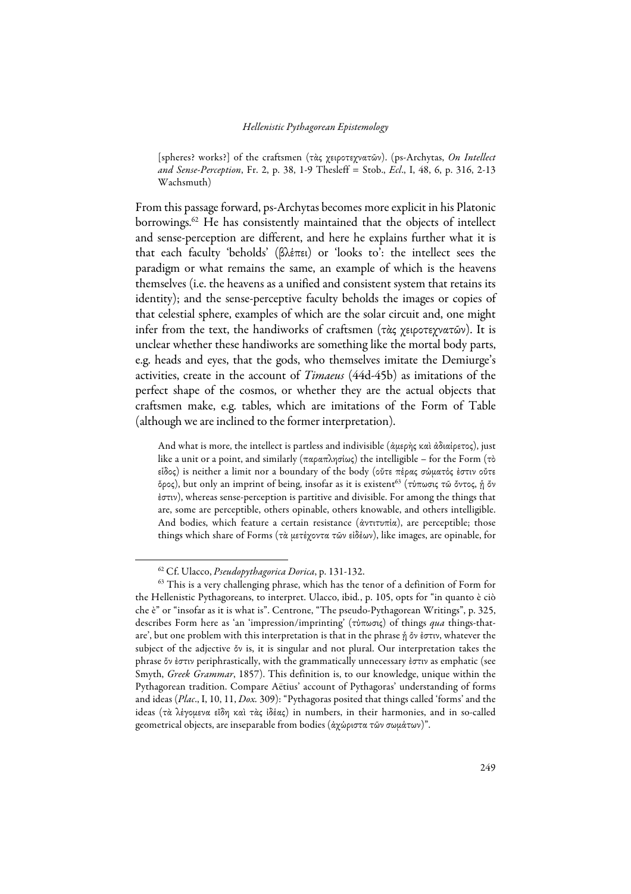[spheres? works?] of the craftsmen (τὰς χειροτεχνατῶν). (ps-Archytas, *On Intellect and Sense-Perception*, Fr. 2, p. 38, 1-9 Thesleff = Stob., *Ecl*., I, 48, 6, p. 316, 2-13 Wachsmuth)

From this passage forward, ps-Archytas becomes more explicit in his Platonic borrowings.[62] He has consistently maintained that the objects of intellect and sense-perception are different, and here he explains further what it is that each faculty 'beholds' (βλέπει) or 'looks to': the intellect sees the paradigm or what remains the same, an example of which is the heavens themselves (i.e. the heavens as a unified and consistent system that retains its identity); and the sense-perceptive faculty beholds the images or copies of that celestial sphere, examples of which are the solar circuit and, one might infer from the text, the handiworks of craftsmen (τὰς χειροτεχνατῶν). It is unclear whether these handiworks are something like the mortal body parts, e.g. heads and eyes, that the gods, who themselves imitate the Demiurge's activities, create in the account of *Timaeus* (44d-45b) as imitations of the perfect shape of the cosmos, or whether they are the actual objects that craftsmen make, e.g. tables, which are imitations of the Form of Table (although we are inclined to the former interpretation).

> And what is more, the intellect is partless and indivisible (ἀμερὴς καὶ ἀδιαίρετος), just like a unit or a point, and similarly (παραπλησίως) the intelligible – for the Form (τὸ εἶδος) is neither a limit nor a boundary of the body (οὔτε πέρας σώματός ἐστιν οὔτε ὅρος), but only an imprint of being, insofar as it is existent[63] (τύπωσις τῶ ὄντος, ᾗ ὄν ἐστιν), whereas sense-perception is partitive and divisible. For among the things that are, some are perceptible, others opinable, others knowable, and others intelligible. And bodies, which feature a certain resistance (ἀντιτυπία), are perceptible; those things which share of Forms (τὰ μετέχοντα τῶν εἰδέων), like images, are opinable, for

---

[62] Cf. Ulacco, *Pseudopythagorica Dorica*, p. 131-132.

[63] This is a very challenging phrase, which has the tenor of a definition of Form for the Hellenistic Pythagoreans, to interpret. Ulacco, ibid., p. 105, opts for "in quanto è ciò che è" or "insofar as it is what is". Centrone, "The pseudo-Pythagorean Writings", p. 325, describes Form here as 'an 'impression/imprinting' (τύπωσις) of things *qua* things-that-are', but one problem with this interpretation is that in the phrase ᾗ ὄν ἐστιν, whatever the subject of the adjective ὄν is, it is singular and not plural. Our interpretation takes the phrase ὄν ἐστιν periphrastically, with the grammatically unnecessary ἐστιν as emphatic (see Smyth, *Greek Grammar*, 1857). This definition is, to our knowledge, unique within the Pythagorean tradition. Compare Aëtius' account of Pythagoras' understanding of forms and ideas (*Plac*., I, 10, 11, *Dox.* 309): "Pythagoras posited that things called 'forms' and the ideas (τὰ λεγόμενα εἴδη καὶ τὰς ἰδέας) in numbers, in their harmonies, and in so-called geometrical objects, are inseparable from bodies (ἀχώριστα τῶν σωμάτων)".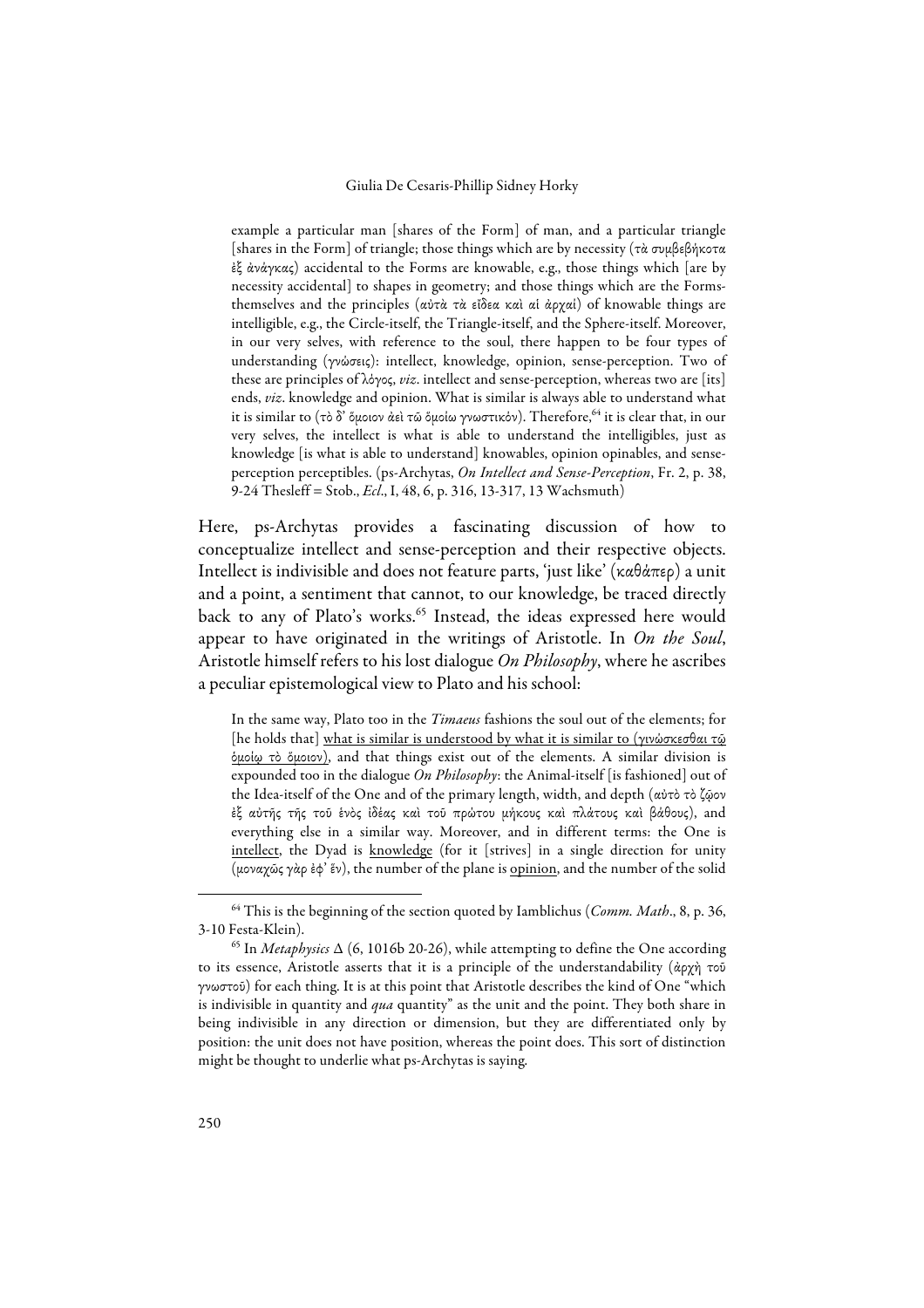example a particular man [shares of the Form] of man, and a particular triangle [shares in the Form] of triangle; those things which are by necessity (τὰ συμβεβήκοτα ἐξ ἀνάγκας) accidental to the Forms are knowable, e.g., those things which [are by necessity accidental] to shapes in geometry; and those things which are the Forms-themselves and the principles (αὐτὰ τὰ εἴδεα καὶ αἱ ἀρχαί) of knowable things are intelligible, e.g., the Circle-itself, the Triangle-itself, and the Sphere-itself. Moreover, in our very selves, with reference to the soul, there happen to be four types of understanding (γνώσεις): intellect, knowledge, opinion, sense-perception. Two of these are principles of λόγος, *viz*. intellect and sense-perception, whereas two are [its] ends, *viz*. knowledge and opinion. What is similar is always able to understand what it is similar to (τὸ δ' ὅμοιον ἀεὶ τῶ ὁμοίω γνωστικόν). Therefore,[64] it is clear that, in our very selves, the intellect is what is able to understand the intelligibles, just as knowledge [is what is able to understand] knowables, opinion opinables, and sense-perception perceptibles. (ps-Archytas, *On Intellect and Sense-Perception*, Fr. 2, p. 38, 9-24 Thesleff = Stob., *Ecl*., I, 48, 6, p. 316, 13-317, 13 Wachsmuth)

Here, ps-Archytas provides a fascinating discussion of how to conceptualize intellect and sense-perception and their respective objects. Intellect is indivisible and does not feature parts, 'just like' (καθάπερ) a unit and a point, a sentiment that cannot, to our knowledge, be traced directly back to any of Plato's works.[65] Instead, the ideas expressed here would appear to have originated in the writings of Aristotle. In *On the Soul*, Aristotle himself refers to his lost dialogue *On Philosophy*, where he ascribes a peculiar epistemological view to Plato and his school:

In the same way, Plato too in the *Timaeus* fashions the soul out of the elements; for [he holds that] <u>what is similar is understood by what it is similar to (γινώσκεσθαι τῷ ὁμοίῳ τὸ ὅμοιον)</u>, and that things exist out of the elements. A similar division is expounded too in the dialogue *On Philosophy*: the Animal-itself [is fashioned] out of the Idea-itself of the One and of the primary length, width, and depth (αὐτὸ τὸ ζῷον ἐξ αὐτῆς τῆς τοῦ ἑνὸς ἰδέας καὶ τοῦ πρώτου μήκους καὶ πλάτους καὶ βάθους), and everything else in a similar way. Moreover, and in different terms: the One is <u>intellect</u>, the Dyad is <u>knowledge</u> (for it [strives] in a single direction for unity (μοναχῶς γὰρ ἐφ' ἕν), the number of the plane is <u>opinion</u>, and the number of the solid

[64] This is the beginning of the section quoted by Iamblichus (*Comm. Math*., 8, p. 36, 3-10 Festa-Klein).

[65] In *Metaphysics* Δ (6, 1016b 20-26), while attempting to define the One according to its essence, Aristotle asserts that it is a principle of the understandability (ἀρχὴ τοῦ γνωστοῦ) for each thing. It is at this point that Aristotle describes the kind of One "which is indivisible in quantity and *qua* quantity" as the unit and the point. They both share in being indivisible in any direction or dimension, but they are differentiated only by position: the unit does not have position, whereas the point does. This sort of distinction might be thought to underlie what ps-Archytas is saying.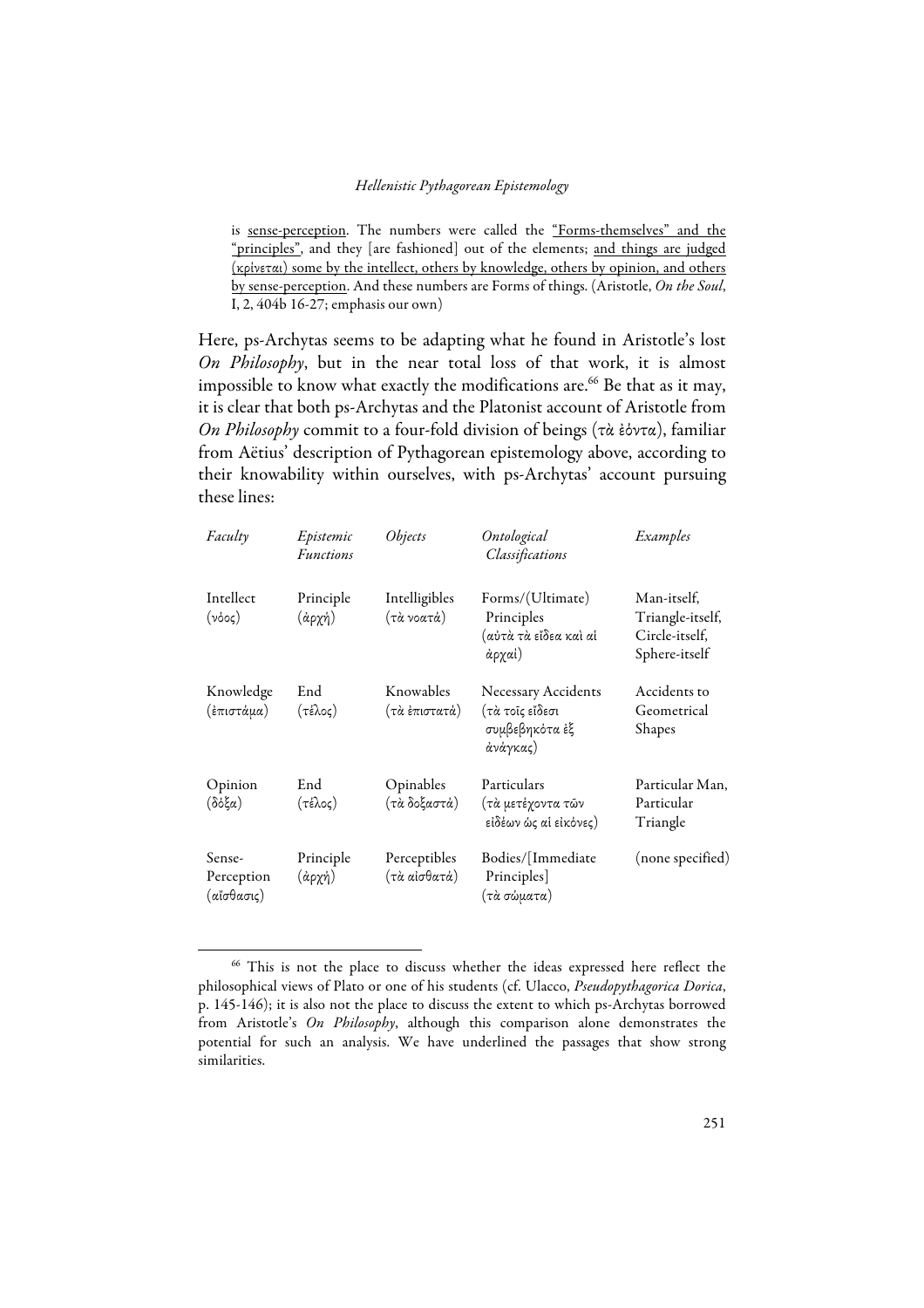is <u>sense-perception</u>. The numbers were called the <u>"Forms-themselves" and the "principles"</u>, and they [are fashioned] out of the elements; <u>and things are judged (κρίνεται) some by the intellect, others by knowledge, others by opinion, and others by sense-perception</u>. And these numbers are Forms of things. (Aristotle, *On the Soul*, I, 2, 404b 16-27; emphasis our own)

Here, ps-Archytas seems to be adapting what he found in Aristotle's lost *On Philosophy*, but in the near total loss of that work, it is almost impossible to know what exactly the modifications are.[66] Be that as it may, it is clear that both ps-Archytas and the Platonist account of Aristotle from *On Philosophy* commit to a four-fold division of beings (τὰ ἐόντα), familiar from Aëtius' description of Pythagorean epistemology above, according to their knowability within ourselves, with ps-Archytas' account pursuing these lines:

| *Faculty* | *Epistemic Functions* | *Objects* | *Ontological Classifications* | *Examples* |
|---|---|---|---|---|
| Intellect (νόος) | Principle (ἀρχή) | Intelligibles (τὰ νοατά) | Forms/(Ultimate) Principles (αὐτὰ τὰ εἴδεα καὶ αἱ ἀρχαί) | Man-itself, Triangle-itself, Circle-itself, Sphere-itself |
| Knowledge (ἐπιστάμα) | End (τέλος) | Knowables (τὰ ἐπιστατά) | Necessary Accidents (τὰ τοῖς εἴδεσι συμβεβηκότα ἐξ ἀνάγκας) | Accidents to Geometrical Shapes |
| Opinion (δόξα) | End (τέλος) | Opinables (τὰ δοξαστά) | Particulars (τὰ μετέχοντα τῶν εἰδέων ὡς αἱ εἰκόνες) | Particular Man, Particular Triangle |
| Sense-Perception (αἴσθασις) | Principle (ἀρχή) | Perceptibles (τὰ αἰσθατά) | Bodies/[Immediate Principles] (τὰ σώματα) | (none specified) |

[66] This is not the place to discuss whether the ideas expressed here reflect the philosophical views of Plato or one of his students (cf. Ulacco, *Pseudopythagorica Dorica*, p. 145-146); it is also not the place to discuss the extent to which ps-Archytas borrowed from Aristotle's *On Philosophy*, although this comparison alone demonstrates the potential for such an analysis. We have underlined the passages that show strong similarities.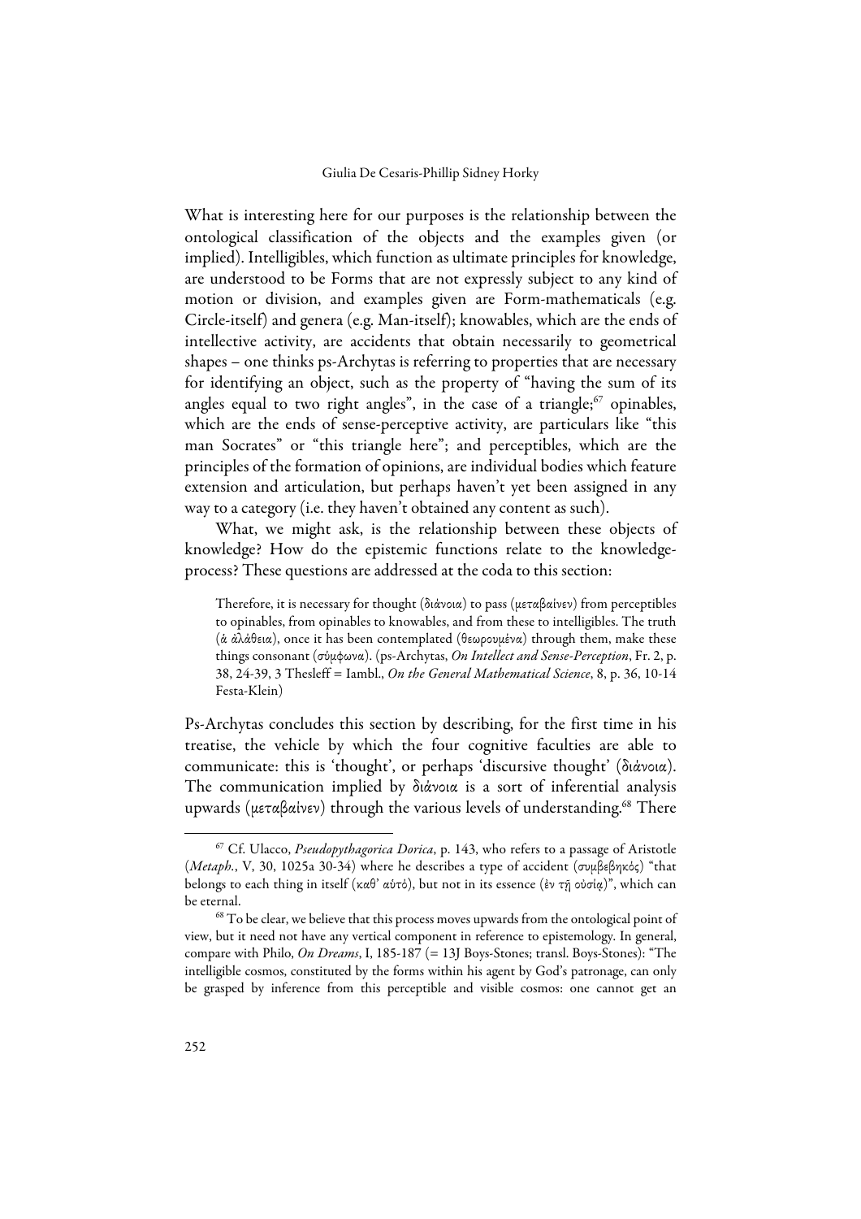What is interesting here for our purposes is the relationship between the ontological classification of the objects and the examples given (or implied). Intelligibles, which function as ultimate principles for knowledge, are understood to be Forms that are not expressly subject to any kind of motion or division, and examples given are Form-mathematicals (e.g. Circle-itself) and genera (e.g. Man-itself); knowables, which are the ends of intellective activity, are accidents that obtain necessarily to geometrical shapes – one thinks ps-Archytas is referring to properties that are necessary for identifying an object, such as the property of "having the sum of its angles equal to two right angles", in the case of a triangle;[67] opinables, which are the ends of sense-perceptive activity, are particulars like "this man Socrates" or "this triangle here"; and perceptibles, which are the principles of the formation of opinions, are individual bodies which feature extension and articulation, but perhaps haven't yet been assigned in any way to a category (i.e. they haven't obtained any content as such).

What, we might ask, is the relationship between these objects of knowledge? How do the epistemic functions relate to the knowledge-process? These questions are addressed at the coda to this section:

> Therefore, it is necessary for thought (διάνοια) to pass (μεταβαίνεν) from perceptibles to opinables, from opinables to knowables, and from these to intelligibles. The truth (ἁ ἀλάθεια), once it has been contemplated (θεωρουμένα) through them, make these things consonant (σύμφωνα). (ps-Archytas, *On Intellect and Sense-Perception*, Fr. 2, p. 38, 24-39, 3 Thesleff = Iambl., *On the General Mathematical Science*, 8, p. 36, 10-14 Festa-Klein)

Ps-Archytas concludes this section by describing, for the first time in his treatise, the vehicle by which the four cognitive faculties are able to communicate: this is 'thought', or perhaps 'discursive thought' (διάνοια). The communication implied by διάνοια is a sort of inferential analysis upwards (μεταβαίνεν) through the various levels of understanding.[68] There

---

[67] Cf. Ulacco, *Pseudopythagorica Dorica*, p. 143, who refers to a passage of Aristotle (*Metaph.*, V, 30, 1025a 30-34) where he describes a type of accident (συμβεβηκός) "that belongs to each thing in itself (καθ' αὑτό), but not in its essence (ἐν τῇ οὐσίᾳ)", which can be eternal.

[68] To be clear, we believe that this process moves upwards from the ontological point of view, but it need not have any vertical component in reference to epistemology. In general, compare with Philo, *On Dreams*, I, 185-187 (= 13J Boys-Stones; transl. Boys-Stones): "The intelligible cosmos, constituted by the forms within his agent by God's patronage, can only be grasped by inference from this perceptible and visible cosmos: one cannot get an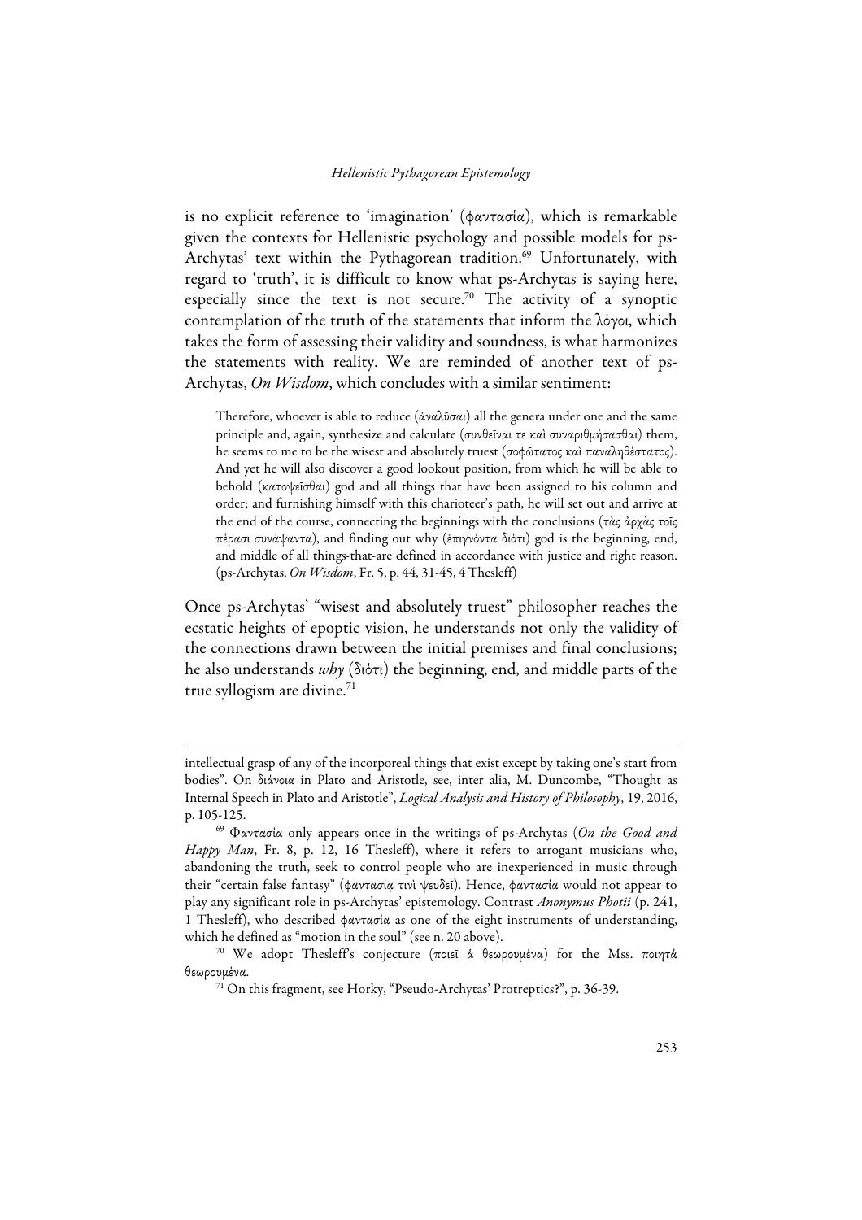is no explicit reference to 'imagination' (φαντασία), which is remarkable given the contexts for Hellenistic psychology and possible models for ps-Archytas' text within the Pythagorean tradition.[69] Unfortunately, with regard to 'truth', it is difficult to know what ps-Archytas is saying here, especially since the text is not secure.[70] The activity of a synoptic contemplation of the truth of the statements that inform the λόγοι, which takes the form of assessing their validity and soundness, is what harmonizes the statements with reality. We are reminded of another text of ps-Archytas, *On Wisdom*, which concludes with a similar sentiment:

> Therefore, whoever is able to reduce (ἀναλῦσαι) all the genera under one and the same principle and, again, synthesize and calculate (συνθεῖναι τε καὶ συναριθμήσασθαι) them, he seems to me to be the wisest and absolutely truest (σοφώτατος καὶ παναληθέστατος). And yet he will also discover a good lookout position, from which he will be able to behold (κατοψεῖσθαι) god and all things that have been assigned to his column and order; and furnishing himself with this charioteer's path, he will set out and arrive at the end of the course, connecting the beginnings with the conclusions (τὰς ἀρχὰς τοῖς πέρασι συνάψαντα), and finding out why (ἐπιγνόντα διότι) god is the beginning, end, and middle of all things-that-are defined in accordance with justice and right reason. (ps-Archytas, *On Wisdom*, Fr. 5, p. 44, 31-45, 4 Thesleff)

Once ps-Archytas' "wisest and absolutely truest" philosopher reaches the ecstatic heights of epoptic vision, he understands not only the validity of the connections drawn between the initial premises and final conclusions; he also understands *why* (διότι) the beginning, end, and middle parts of the true syllogism are divine.[71]

---

intellectual grasp of any of the incorporeal things that exist except by taking one's start from bodies". On διάνοια in Plato and Aristotle, see, inter alia, M. Duncombe, "Thought as Internal Speech in Plato and Aristotle", *Logical Analysis and History of Philosophy*, 19, 2016, p. 105-125.

[69] Φαντασία only appears once in the writings of ps-Archytas (*On the Good and Happy Man*, Fr. 8, p. 12, 16 Thesleff), where it refers to arrogant musicians who, abandoning the truth, seek to control people who are inexperienced in music through their "certain false fantasy" (φαντασίᾳ τινὶ ψευδεῖ). Hence, φαντασία would not appear to play any significant role in ps-Archytas' epistemology. Contrast *Anonymus Photii* (p. 241, 1 Thesleff), who described φαντασία as one of the eight instruments of understanding, which he defined as "motion in the soul" (see n. 20 above).

[70] We adopt Thesleff's conjecture (ποιεῖ ἁ θεωρουμένα) for the Mss. ποιητὰ θεωρουμένα.

[71] On this fragment, see Horky, "Pseudo-Archytas' Protreptics?", p. 36-39.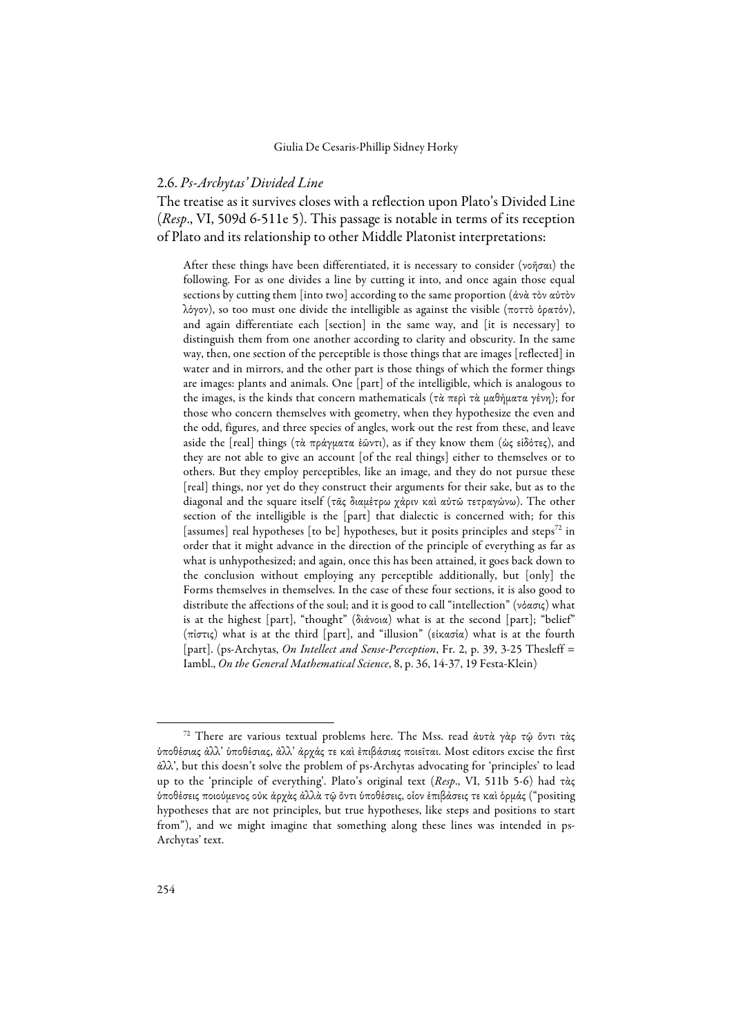## 2.6. *Ps-Archytas' Divided Line*

The treatise as it survives closes with a reflection upon Plato's Divided Line (*Resp*., VI, 509d 6-511e 5). This passage is notable in terms of its reception of Plato and its relationship to other Middle Platonist interpretations:

> After these things have been differentiated, it is necessary to consider (νοῆσαι) the following. For as one divides a line by cutting it into, and once again those equal sections by cutting them [into two] according to the same proportion (ἀνὰ τὸν αὐτὸν λόγον), so too must one divide the intelligible as against the visible (ποττὸ ὁρατόν), and again differentiate each [section] in the same way, and [it is necessary] to distinguish them from one another according to clarity and obscurity. In the same way, then, one section of the perceptible is those things that are images [reflected] in water and in mirrors, and the other part is those things of which the former things are images: plants and animals. One [part] of the intelligible, which is analogous to the images, is the kinds that concern mathematicals (τὰ περὶ τὰ μαθήματα γένη); for those who concern themselves with geometry, when they hypothesize the even and the odd, figures, and three species of angles, work out the rest from these, and leave aside the [real] things (τὰ πράγματα ἐῶντι), as if they know them (ὡς εἰδότες), and they are not able to give an account [of the real things] either to themselves or to others. But they employ perceptibles, like an image, and they do not pursue these [real] things, nor yet do they construct their arguments for their sake, but as to the diagonal and the square itself (τᾶς διαμέτρω χάριν καὶ αὐτῶ τετραγώνω). The other section of the intelligible is the [part] that dialectic is concerned with; for this [assumes] real hypotheses [to be] hypotheses, but it posits principles and steps[72] in order that it might advance in the direction of the principle of everything as far as what is unhypothesized; and again, once this has been attained, it goes back down to the conclusion without employing any perceptible additionally, but [only] the Forms themselves in themselves. In the case of these four sections, it is also good to distribute the affections of the soul; and it is good to call "intellection" (νόασις) what is at the highest [part], "thought" (διάνοια) what is at the second [part]; "belief" (πίστις) what is at the third [part], and "illusion" (εἰκασία) what is at the fourth [part]. (ps-Archytas, *On Intellect and Sense-Perception*, Fr. 2, p. 39, 3-25 Thesleff = Iambl., *On the General Mathematical Science*, 8, p. 36, 14-37, 19 Festa-Klein)

---

[72] There are various textual problems here. The Mss. read ἀυτὰ γὰρ τῷ ὄντι τὰς ὑποθέσιας ἀλλ' ὑποθέσιας, ἀλλ' ἀρχάς τε καὶ ἐπιβάσιας ποιεῖται. Most editors excise the first ἀλλ', but this doesn't solve the problem of ps-Archytas advocating for 'principles' to lead up to the 'principle of everything'. Plato's original text (*Resp*., VI, 511b 5-6) had τὰς ὑποθέσεις ποιούμενος οὐκ ἀρχὰς ἀλλὰ τῷ ὄντι ὑποθέσεις, οἷον ἐπιβάσεις τε καὶ ὁρμάς ("positing hypotheses that are not principles, but true hypotheses, like steps and positions to start from"), and we might imagine that something along these lines was intended in ps-Archytas' text.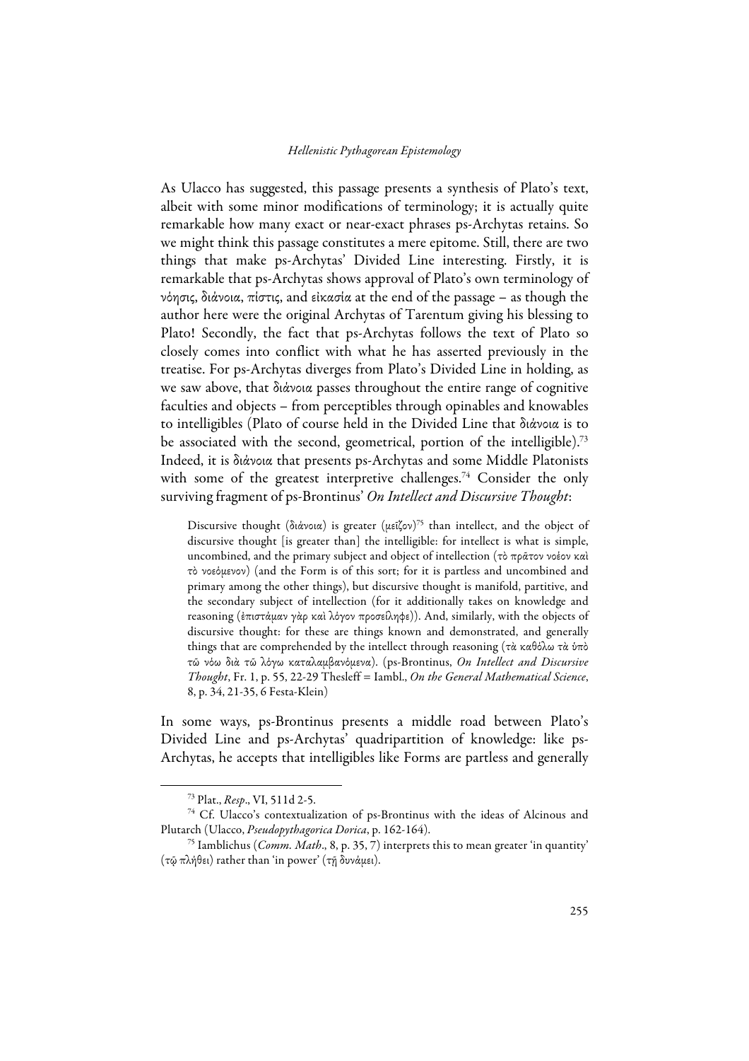As Ulacco has suggested, this passage presents a synthesis of Plato's text, albeit with some minor modifications of terminology; it is actually quite remarkable how many exact or near-exact phrases ps-Archytas retains. So we might think this passage constitutes a mere epitome. Still, there are two things that make ps-Archytas' Divided Line interesting. Firstly, it is remarkable that ps-Archytas shows approval of Plato's own terminology of νόησις, διάνοια, πίστις, and εἰκασία at the end of the passage – as though the author here were the original Archytas of Tarentum giving his blessing to Plato! Secondly, the fact that ps-Archytas follows the text of Plato so closely comes into conflict with what he has asserted previously in the treatise. For ps-Archytas diverges from Plato's Divided Line in holding, as we saw above, that διάνοια passes throughout the entire range of cognitive faculties and objects – from perceptibles through opinables and knowables to intelligibles (Plato of course held in the Divided Line that διάνοια is to be associated with the second, geometrical, portion of the intelligible).[73] Indeed, it is διάνοια that presents ps-Archytas and some Middle Platonists with some of the greatest interpretive challenges.[74] Consider the only surviving fragment of ps-Brontinus' *On Intellect and Discursive Thought*:

> Discursive thought (διάνοια) is greater (μεῖζον)[75] than intellect, and the object of discursive thought [is greater than] the intelligible: for intellect is what is simple, uncombined, and the primary subject and object of intellection (τὸ πρᾶτον νοέον καὶ τὸ νοεόμενον) (and the Form is of this sort; for it is partless and uncombined and primary among the other things), but discursive thought is manifold, partitive, and the secondary subject of intellection (for it additionally takes on knowledge and reasoning (ἐπιστάμαν γὰρ καὶ λόγον προσείληφε)). And, similarly, with the objects of discursive thought: for these are things known and demonstrated, and generally things that are comprehended by the intellect through reasoning (τὰ καθόλω τὰ ὑπὸ τῶ νόω διὰ τῶ λόγω καταλαμβανόμενα). (ps-Brontinus, *On Intellect and Discursive Thought*, Fr. 1, p. 55, 22-29 Thesleff = Iambl., *On the General Mathematical Science*, 8, p. 34, 21-35, 6 Festa-Klein)

In some ways, ps-Brontinus presents a middle road between Plato's Divided Line and ps-Archytas' quadripartition of knowledge: like ps-Archytas, he accepts that intelligibles like Forms are partless and generally

---

[73] Plat., *Resp*., VI, 511d 2-5.

[74] Cf. Ulacco's contextualization of ps-Brontinus with the ideas of Alcinous and Plutarch (Ulacco, *Pseudopythagorica Dorica*, p. 162-164).

[75] Iamblichus (*Comm. Math*., 8, p. 35, 7) interprets this to mean greater 'in quantity' (τῷ πλήθει) rather than 'in power' (τῇ δυνάμει).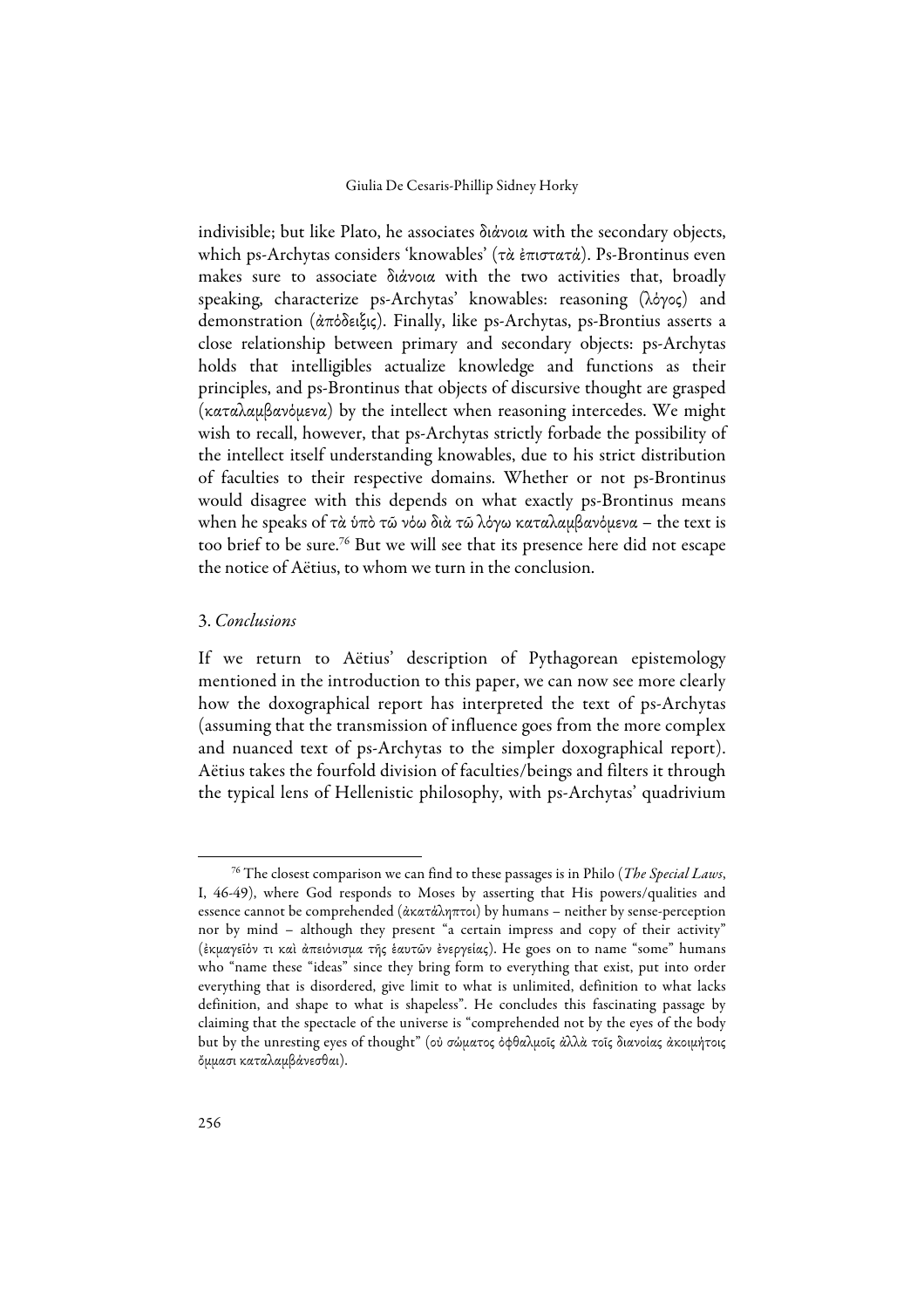indivisible; but like Plato, he associates διάνοια with the secondary objects, which ps-Archytas considers 'knowables' (τὰ ἐπιστατά). Ps-Brontinus even makes sure to associate διάνοια with the two activities that, broadly speaking, characterize ps-Archytas' knowables: reasoning (λόγος) and demonstration (ἀπόδειξις). Finally, like ps-Archytas, ps-Brontius asserts a close relationship between primary and secondary objects: ps-Archytas holds that intelligibles actualize knowledge and functions as their principles, and ps-Brontinus that objects of discursive thought are grasped (καταλαμβανόμενα) by the intellect when reasoning intercedes. We might wish to recall, however, that ps-Archytas strictly forbade the possibility of the intellect itself understanding knowables, due to his strict distribution of faculties to their respective domains. Whether or not ps-Brontinus would disagree with this depends on what exactly ps-Brontinus means when he speaks of τὰ ὑπὸ τῶ νόω διὰ τῶ λόγω καταλαμβανόμενα – the text is too brief to be sure.[76] But we will see that its presence here did not escape the notice of Aëtius, to whom we turn in the conclusion.

## 3. *Conclusions*

If we return to Aëtius' description of Pythagorean epistemology mentioned in the introduction to this paper, we can now see more clearly how the doxographical report has interpreted the text of ps-Archytas (assuming that the transmission of influence goes from the more complex and nuanced text of ps-Archytas to the simpler doxographical report). Aëtius takes the fourfold division of faculties/beings and filters it through the typical lens of Hellenistic philosophy, with ps-Archytas' quadrivium

---

[76] The closest comparison we can find to these passages is in Philo (*The Special Laws*, I, 46-49), where God responds to Moses by asserting that His powers/qualities and essence cannot be comprehended (ἀκατάληπτοι) by humans – neither by sense-perception nor by mind – although they present "a certain impress and copy of their activity" (ἐκμαγεῖόν τι καὶ ἀπειόνισμα τῆς ἑαυτῶν ἐνεργείας). He goes on to name "some" humans who "name these "ideas" since they bring form to everything that exist, put into order everything that is disordered, give limit to what is unlimited, definition to what lacks definition, and shape to what is shapeless". He concludes this fascinating passage by claiming that the spectacle of the universe is "comprehended not by the eyes of the body but by the unresting eyes of thought" (οὐ σώματος ὀφθαλμοῖς ἀλλὰ τοῖς διανοίας ἀκοιμήτοις ὄμμασι καταλαμβάνεσθαι).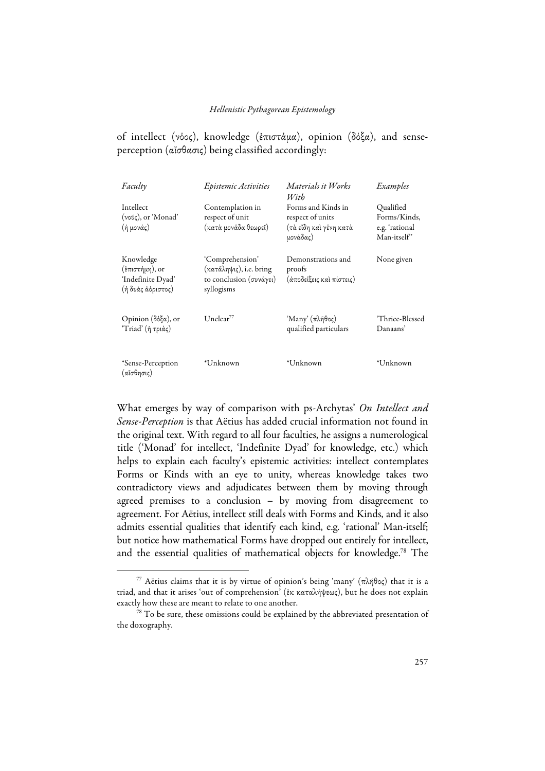of intellect (νόος), knowledge (ἐπιστάμα), opinion (δόξα), and sense-perception (αἴσθασις) being classified accordingly:

| *Faculty* | *Epistemic Activities* | *Materials it Works With* | *Examples* |
|---|---|---|---|
| Intellect (νοῦς), or 'Monad' (ἡ μονάς) | Contemplation in respect of unit (κατὰ μονάδα θεωρεῖ) | Forms and Kinds in respect of units (τὰ εἴδη καὶ γένη κατὰ μονάδας) | Qualified Forms/Kinds, e.g. 'rational Man-itself' |
| Knowledge (ἐπιστήμη), or 'Indefinite Dyad' (ἡ δυὰς ἀόριστος) | 'Comprehension' (κατάληψις), i.e. bring to conclusion (συνάγει) syllogisms | Demonstrations and proofs (ἀποδείξεις καὶ πίστεις) | None given |
| Opinion (δόξα), or 'Triad' (ἡ τριάς) | Unclear[77] | 'Many' (πλῆθος) qualified particulars | 'Thrice-Blessed Danaans' |
| *Sense-Perception (αἴσθησις) | *Unknown | *Unknown | *Unknown |

What emerges by way of comparison with ps-Archytas' *On Intellect and Sense-Perception* is that Aëtius has added crucial information not found in the original text. With regard to all four faculties, he assigns a numerological title ('Monad' for intellect, 'Indefinite Dyad' for knowledge, etc.) which helps to explain each faculty's epistemic activities: intellect contemplates Forms or Kinds with an eye to unity, whereas knowledge takes two contradictory views and adjudicates between them by moving through agreed premises to a conclusion – by moving from disagreement to agreement. For Aëtius, intellect still deals with Forms and Kinds, and it also admits essential qualities that identify each kind, e.g. 'rational' Man-itself; but notice how mathematical Forms have dropped out entirely for intellect, and the essential qualities of mathematical objects for knowledge.[78] The

[77] Aëtius claims that it is by virtue of opinion's being 'many' (πλῆθος) that it is a triad, and that it arises 'out of comprehension' (ἐκ καταλήψεως), but he does not explain exactly how these are meant to relate to one another.

[78] To be sure, these omissions could be explained by the abbreviated presentation of the doxography.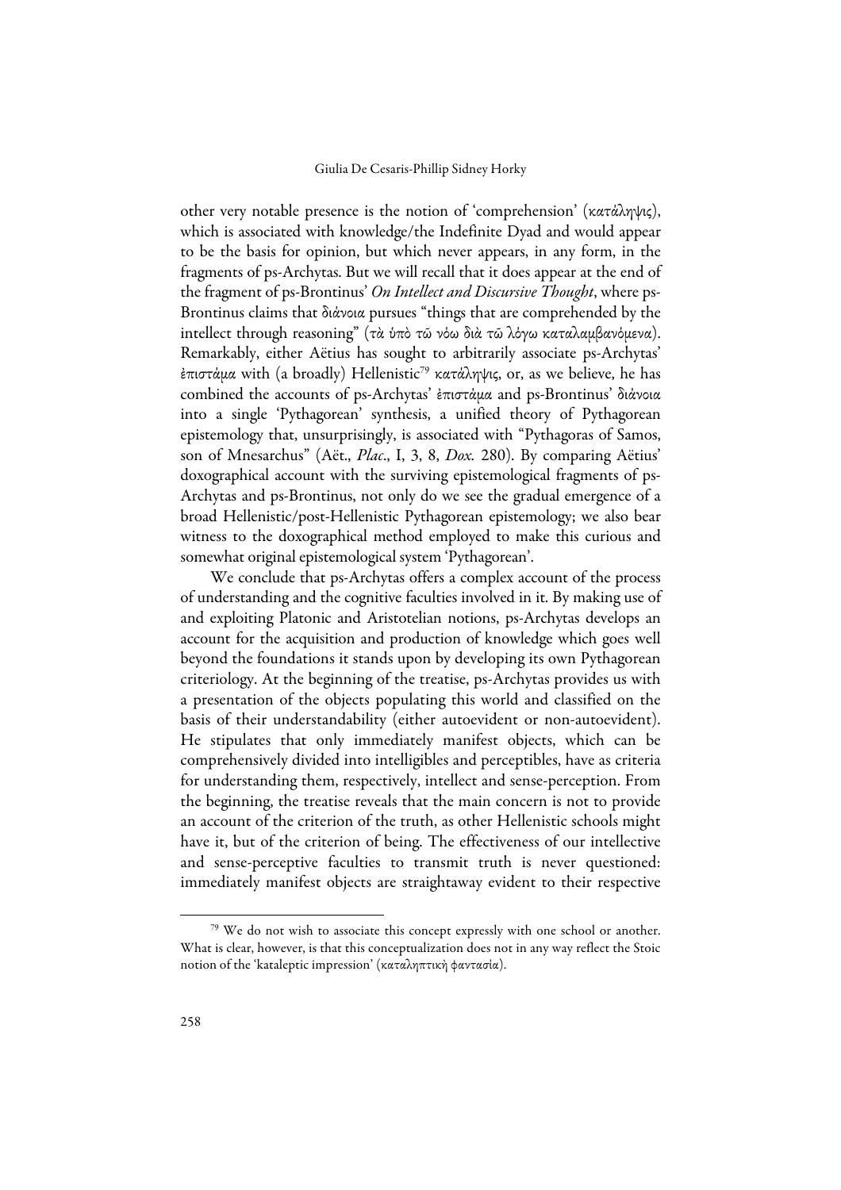other very notable presence is the notion of 'comprehension' (κατάληψις), which is associated with knowledge/the Indefinite Dyad and would appear to be the basis for opinion, but which never appears, in any form, in the fragments of ps-Archytas. But we will recall that it does appear at the end of the fragment of ps-Brontinus' *On Intellect and Discursive Thought*, where ps-Brontinus claims that διάνοια pursues "things that are comprehended by the intellect through reasoning" (τὰ ὑπὸ τῶ νόω διὰ τῶ λόγω καταλαμβανόμενα). Remarkably, either Aëtius has sought to arbitrarily associate ps-Archytas' ἐπιστάμα with (a broadly) Hellenistic[79] κατάληψις, or, as we believe, he has combined the accounts of ps-Archytas' ἐπιστάμα and ps-Brontinus' διάνοια into a single 'Pythagorean' synthesis, a unified theory of Pythagorean epistemology that, unsurprisingly, is associated with "Pythagoras of Samos, son of Mnesarchus" (Aët., *Plac*., I, 3, 8, *Dox.* 280). By comparing Aëtius' doxographical account with the surviving epistemological fragments of ps-Archytas and ps-Brontinus, not only do we see the gradual emergence of a broad Hellenistic/post-Hellenistic Pythagorean epistemology; we also bear witness to the doxographical method employed to make this curious and somewhat original epistemological system 'Pythagorean'.

We conclude that ps-Archytas offers a complex account of the process of understanding and the cognitive faculties involved in it. By making use of and exploiting Platonic and Aristotelian notions, ps-Archytas develops an account for the acquisition and production of knowledge which goes well beyond the foundations it stands upon by developing its own Pythagorean criteriology. At the beginning of the treatise, ps-Archytas provides us with a presentation of the objects populating this world and classified on the basis of their understandability (either autoevident or non-autoevident). He stipulates that only immediately manifest objects, which can be comprehensively divided into intelligibles and perceptibles, have as criteria for understanding them, respectively, intellect and sense-perception. From the beginning, the treatise reveals that the main concern is not to provide an account of the criterion of the truth, as other Hellenistic schools might have it, but of the criterion of being. The effectiveness of our intellective and sense-perceptive faculties to transmit truth is never questioned: immediately manifest objects are straightaway evident to their respective

[79] We do not wish to associate this concept expressly with one school or another. What is clear, however, is that this conceptualization does not in any way reflect the Stoic notion of the 'kataleptic impression' (καταληπτικὴ φαντασία).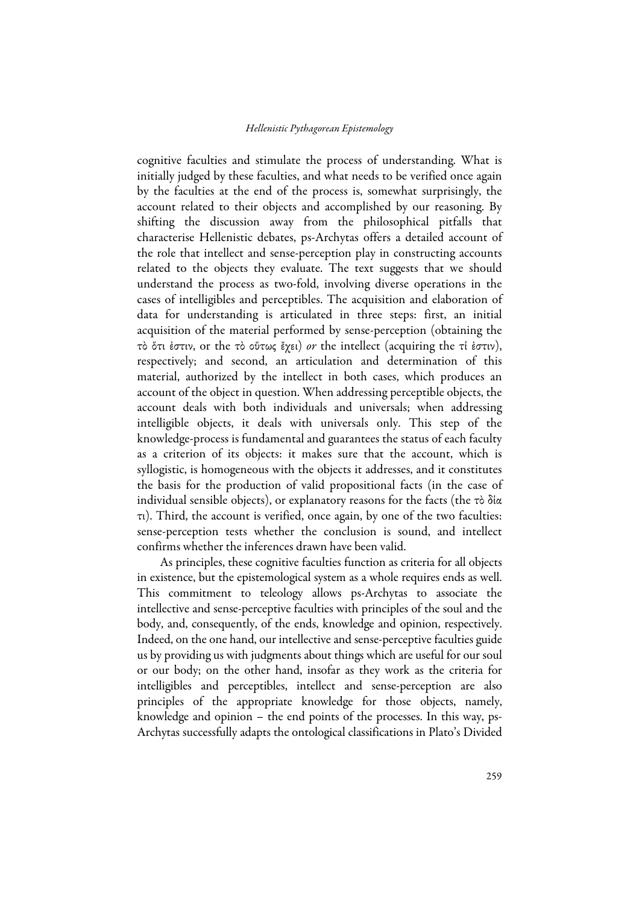cognitive faculties and stimulate the process of understanding. What is initially judged by these faculties, and what needs to be verified once again by the faculties at the end of the process is, somewhat surprisingly, the account related to their objects and accomplished by our reasoning. By shifting the discussion away from the philosophical pitfalls that characterise Hellenistic debates, ps-Archytas offers a detailed account of the role that intellect and sense-perception play in constructing accounts related to the objects they evaluate. The text suggests that we should understand the process as two-fold, involving diverse operations in the cases of intelligibles and perceptibles. The acquisition and elaboration of data for understanding is articulated in three steps: first, an initial acquisition of the material performed by sense-perception (obtaining the τὸ ὅτι ἐστιν, or the τὸ οὕτως ἔχει) *or* the intellect (acquiring the τί ἐστιν), respectively; and second, an articulation and determination of this material, authorized by the intellect in both cases, which produces an account of the object in question. When addressing perceptible objects, the account deals with both individuals and universals; when addressing intelligible objects, it deals with universals only. This step of the knowledge-process is fundamental and guarantees the status of each faculty as a criterion of its objects: it makes sure that the account, which is syllogistic, is homogeneous with the objects it addresses, and it constitutes the basis for the production of valid propositional facts (in the case of individual sensible objects), or explanatory reasons for the facts (the τὸ δία τι). Third, the account is verified, once again, by one of the two faculties: sense-perception tests whether the conclusion is sound, and intellect confirms whether the inferences drawn have been valid.

As principles, these cognitive faculties function as criteria for all objects in existence, but the epistemological system as a whole requires ends as well. This commitment to teleology allows ps-Archytas to associate the intellective and sense-perceptive faculties with principles of the soul and the body, and, consequently, of the ends, knowledge and opinion, respectively. Indeed, on the one hand, our intellective and sense-perceptive faculties guide us by providing us with judgments about things which are useful for our soul or our body; on the other hand, insofar as they work as the criteria for intelligibles and perceptibles, intellect and sense-perception are also principles of the appropriate knowledge for those objects, namely, knowledge and opinion – the end points of the processes. In this way, ps-Archytas successfully adapts the ontological classifications in Plato's Divided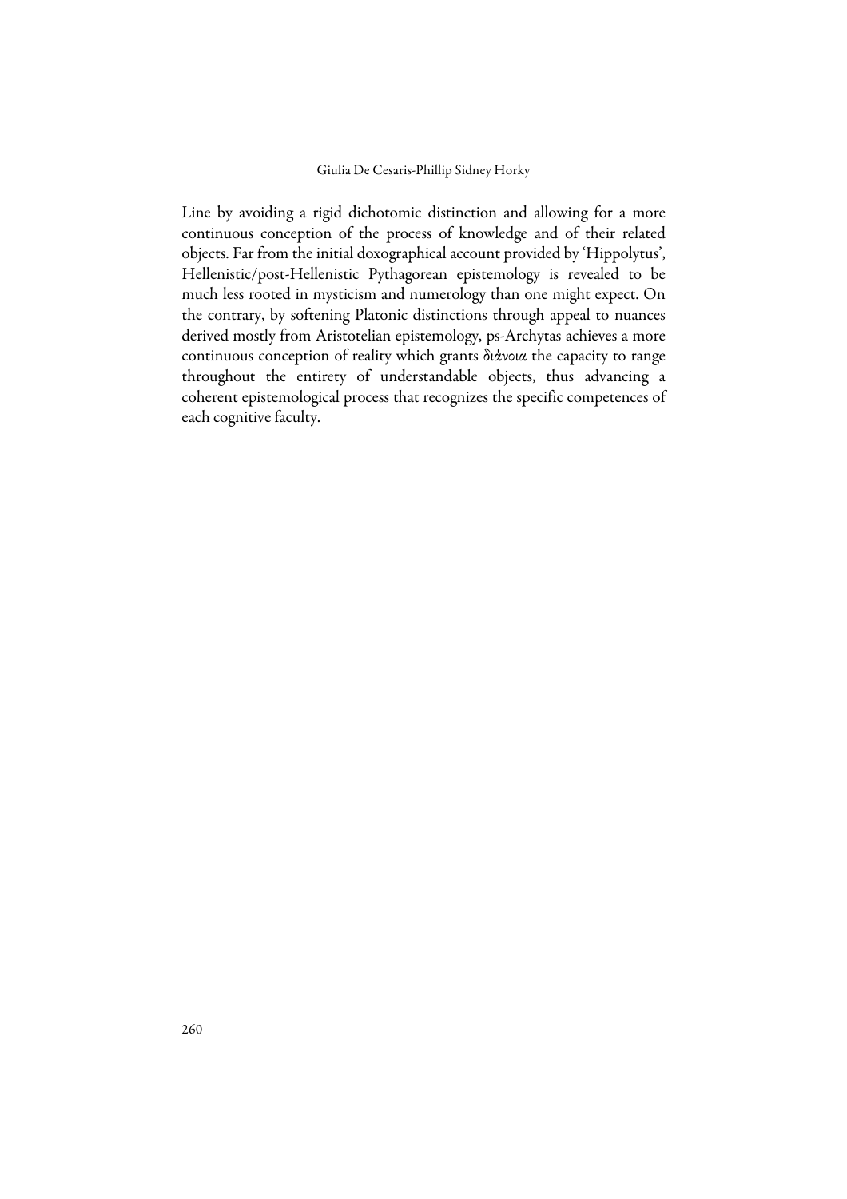Line by avoiding a rigid dichotomic distinction and allowing for a more continuous conception of the process of knowledge and of their related objects. Far from the initial doxographical account provided by 'Hippolytus', Hellenistic/post-Hellenistic Pythagorean epistemology is revealed to be much less rooted in mysticism and numerology than one might expect. On the contrary, by softening Platonic distinctions through appeal to nuances derived mostly from Aristotelian epistemology, ps-Archytas achieves a more continuous conception of reality which grants διάνοια the capacity to range throughout the entirety of understandable objects, thus advancing a coherent epistemological process that recognizes the specific competences of each cognitive faculty.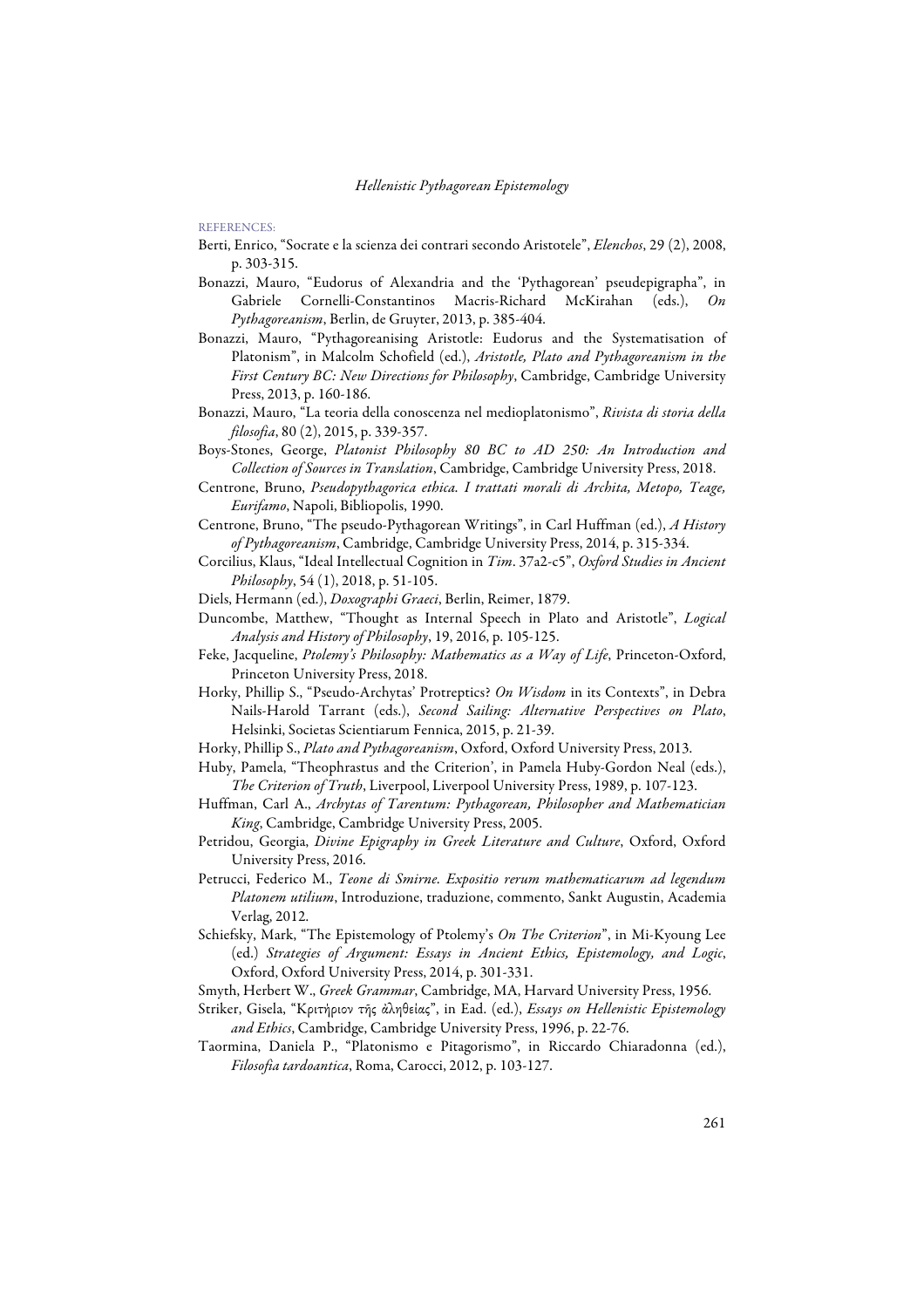REFERENCES:

Berti, Enrico, "Socrate e la scienza dei contrari secondo Aristotele", *Elenchos*, 29 (2), 2008, p. 303-315.

Bonazzi, Mauro, "Eudorus of Alexandria and the 'Pythagorean' pseudepigrapha", in Gabriele Cornelli-Constantinos Macris-Richard McKirahan (eds.), *On Pythagoreanism*, Berlin, de Gruyter, 2013, p. 385-404.

Bonazzi, Mauro, "Pythagoreanising Aristotle: Eudorus and the Systematisation of Platonism", in Malcolm Schofield (ed.), *Aristotle, Plato and Pythagoreanism in the First Century BC: New Directions for Philosophy*, Cambridge, Cambridge University Press, 2013, p. 160-186.

Bonazzi, Mauro, "La teoria della conoscenza nel medioplatonismo", *Rivista di storia della filosofia*, 80 (2), 2015, p. 339-357.

Boys-Stones, George, *Platonist Philosophy 80 BC to AD 250: An Introduction and Collection of Sources in Translation*, Cambridge, Cambridge University Press, 2018.

Centrone, Bruno, *Pseudopythagorica ethica. I trattati morali di Archita, Metopo, Teage, Eurifamo*, Napoli, Bibliopolis, 1990.

Centrone, Bruno, "The pseudo-Pythagorean Writings", in Carl Huffman (ed.), *A History of Pythagoreanism*, Cambridge, Cambridge University Press, 2014, p. 315-334.

Corcilius, Klaus, "Ideal Intellectual Cognition in *Tim*. 37a2-c5", *Oxford Studies in Ancient Philosophy*, 54 (1), 2018, p. 51-105.

Diels, Hermann (ed.), *Doxographi Graeci*, Berlin, Reimer, 1879.

Duncombe, Matthew, "Thought as Internal Speech in Plato and Aristotle", *Logical Analysis and History of Philosophy*, 19, 2016, p. 105-125.

Feke, Jacqueline, *Ptolemy's Philosophy: Mathematics as a Way of Life*, Princeton-Oxford, Princeton University Press, 2018.

Horky, Phillip S., "Pseudo-Archytas' Protreptics? *On Wisdom* in its Contexts", in Debra Nails-Harold Tarrant (eds.), *Second Sailing: Alternative Perspectives on Plato*, Helsinki, Societas Scientiarum Fennica, 2015, p. 21-39.

Horky, Phillip S., *Plato and Pythagoreanism*, Oxford, Oxford University Press, 2013.

Huby, Pamela, "Theophrastus and the Criterion', in Pamela Huby-Gordon Neal (eds.), *The Criterion of Truth*, Liverpool, Liverpool University Press, 1989, p. 107-123.

Huffman, Carl A., *Archytas of Tarentum: Pythagorean, Philosopher and Mathematician King*, Cambridge, Cambridge University Press, 2005.

Petridou, Georgia, *Divine Epigraphy in Greek Literature and Culture*, Oxford, Oxford University Press, 2016.

Petrucci, Federico M., *Teone di Smirne. Expositio rerum mathematicarum ad legendum Platonem utilium*, Introduzione, traduzione, commento, Sankt Augustin, Academia Verlag, 2012.

Schiefsky, Mark, "The Epistemology of Ptolemy's *On The Criterion*", in Mi-Kyoung Lee (ed.) *Strategies of Argument: Essays in Ancient Ethics, Epistemology, and Logic*, Oxford, Oxford University Press, 2014, p. 301-331.

Smyth, Herbert W., *Greek Grammar*, Cambridge, MA, Harvard University Press, 1956.

Striker, Gisela, "Κριτήριον τῆς ἀληθείας", in Ead. (ed.), *Essays on Hellenistic Epistemology and Ethics*, Cambridge, Cambridge University Press, 1996, p. 22-76.

Taormina, Daniela P., "Platonismo e Pitagorismo", in Riccardo Chiaradonna (ed.), *Filosofia tardoantica*, Roma, Carocci, 2012, p. 103-127.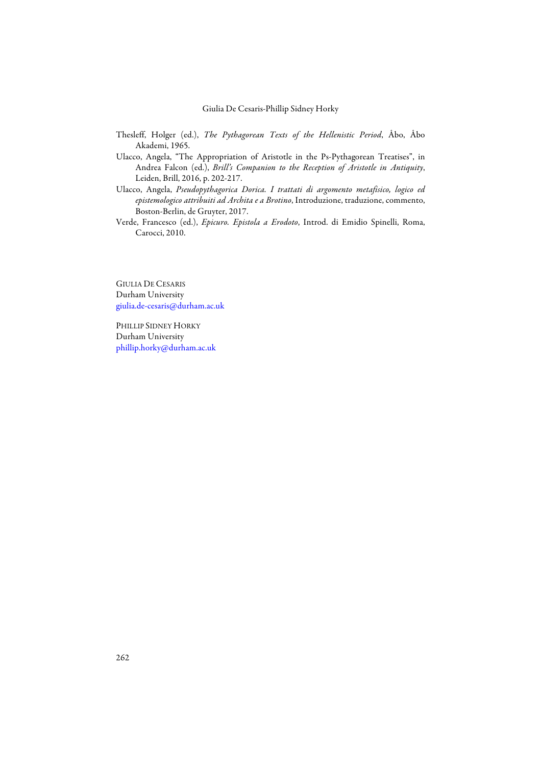Thesleff, Holger (ed.), *The Pythagorean Texts of the Hellenistic Period*, Åbo, Åbo Akademi, 1965.

Ulacco, Angela, "The Appropriation of Aristotle in the Ps-Pythagorean Treatises", in Andrea Falcon (ed.), *Brill's Companion to the Reception of Aristotle in Antiquity*, Leiden, Brill, 2016, p. 202-217.

Ulacco, Angela, *Pseudopythagorica Dorica. I trattati di argomento metafisico, logico ed epistemologico attribuiti ad Archita e a Brotino*, Introduzione, traduzione, commento, Boston-Berlin, de Gruyter, 2017.

Verde, Francesco (ed.), *Epicuro. Epistola a Erodoto*, Introd. di Emidio Spinelli, Roma, Carocci, 2010.

GIULIA DE CESARIS
Durham University
giulia.de-cesaris@durham.ac.uk

PHILLIP SIDNEY HORKY
Durham University
phillip.horky@durham.ac.uk